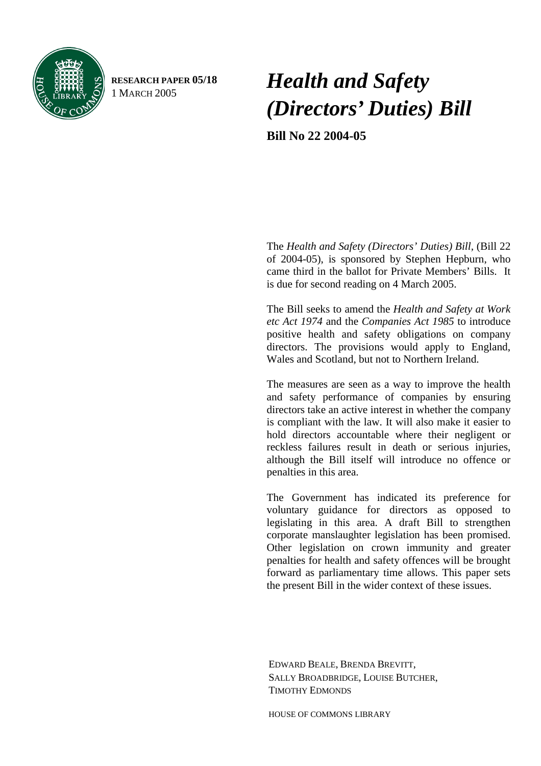**RESEARCH PAPER 05/18**
1 MARCH 2005

# *Health and Safety (Directors' Duties) Bill*

**Bill No 22 2004-05**

The *Health and Safety (Directors' Duties) Bill*, (Bill 22 of 2004-05), is sponsored by Stephen Hepburn, who came third in the ballot for Private Members' Bills. It is due for second reading on 4 March 2005.

The Bill seeks to amend the *Health and Safety at Work etc Act 1974* and the *Companies Act 1985* to introduce positive health and safety obligations on company directors. The provisions would apply to England, Wales and Scotland, but not to Northern Ireland.

The measures are seen as a way to improve the health and safety performance of companies by ensuring directors take an active interest in whether the company is compliant with the law. It will also make it easier to hold directors accountable where their negligent or reckless failures result in death or serious injuries, although the Bill itself will introduce no offence or penalties in this area.

The Government has indicated its preference for voluntary guidance for directors as opposed to legislating in this area. A draft Bill to strengthen corporate manslaughter legislation has been promised. Other legislation on crown immunity and greater penalties for health and safety offences will be brought forward as parliamentary time allows. This paper sets the present Bill in the wider context of these issues.

EDWARD BEALE, BRENDA BREVITT,
SALLY BROADBRIDGE, LOUISE BUTCHER,
TIMOTHY EDMONDS

HOUSE OF COMMONS LIBRARY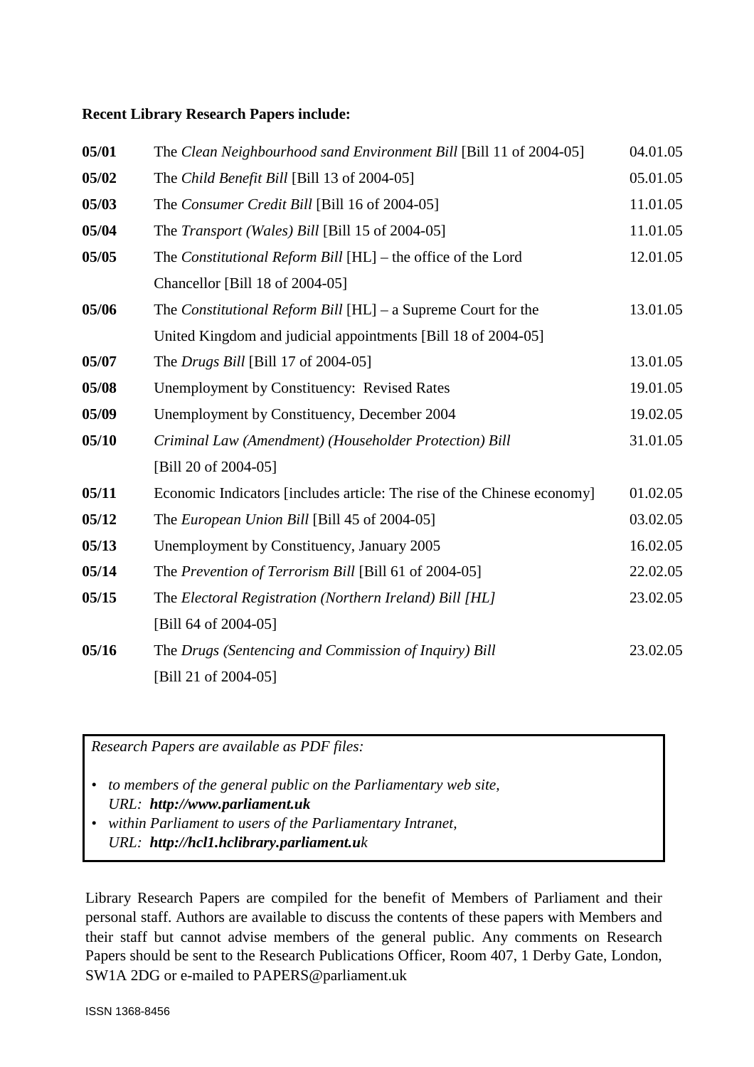**Recent Library Research Papers include:**

| | | |
|---|---|---|
| **05/01** | The *Clean Neighbourhood sand Environment Bill* [Bill 11 of 2004-05] | 04.01.05 |
| **05/02** | The *Child Benefit Bill* [Bill 13 of 2004-05] | 05.01.05 |
| **05/03** | The *Consumer Credit Bill* [Bill 16 of 2004-05] | 11.01.05 |
| **05/04** | The *Transport (Wales) Bill* [Bill 15 of 2004-05] | 11.01.05 |
| **05/05** | The *Constitutional Reform Bill* [HL] – the office of the Lord Chancellor [Bill 18 of 2004-05] | 12.01.05 |
| **05/06** | The *Constitutional Reform Bill* [HL] – a Supreme Court for the United Kingdom and judicial appointments [Bill 18 of 2004-05] | 13.01.05 |
| **05/07** | The *Drugs Bill* [Bill 17 of 2004-05] | 13.01.05 |
| **05/08** | Unemployment by Constituency: Revised Rates | 19.01.05 |
| **05/09** | Unemployment by Constituency, December 2004 | 19.02.05 |
| **05/10** | *Criminal Law (Amendment) (Householder Protection) Bill* [Bill 20 of 2004-05] | 31.01.05 |
| **05/11** | Economic Indicators [includes article: The rise of the Chinese economy] | 01.02.05 |
| **05/12** | The *European Union Bill* [Bill 45 of 2004-05] | 03.02.05 |
| **05/13** | Unemployment by Constituency, January 2005 | 16.02.05 |
| **05/14** | The *Prevention of Terrorism Bill* [Bill 61 of 2004-05] | 22.02.05 |
| **05/15** | The *Electoral Registration (Northern Ireland) Bill [HL]* [Bill 64 of 2004-05] | 23.02.05 |
| **05/16** | The *Drugs (Sentencing and Commission of Inquiry) Bill* [Bill 21 of 2004-05] | 23.02.05 |

*Research Papers are available as PDF files:*

- *to members of the general public on the Parliamentary web site, URL:* ***http://www.parliament.uk***
- *within Parliament to users of the Parliamentary Intranet, URL:* ***http://hcl1.hclibrary.parliament.uk***

Library Research Papers are compiled for the benefit of Members of Parliament and their personal staff. Authors are available to discuss the contents of these papers with Members and their staff but cannot advise members of the general public. Any comments on Research Papers should be sent to the Research Publications Officer, Room 407, 1 Derby Gate, London, SW1A 2DG or e-mailed to PAPERS@parliament.uk

ISSN 1368-8456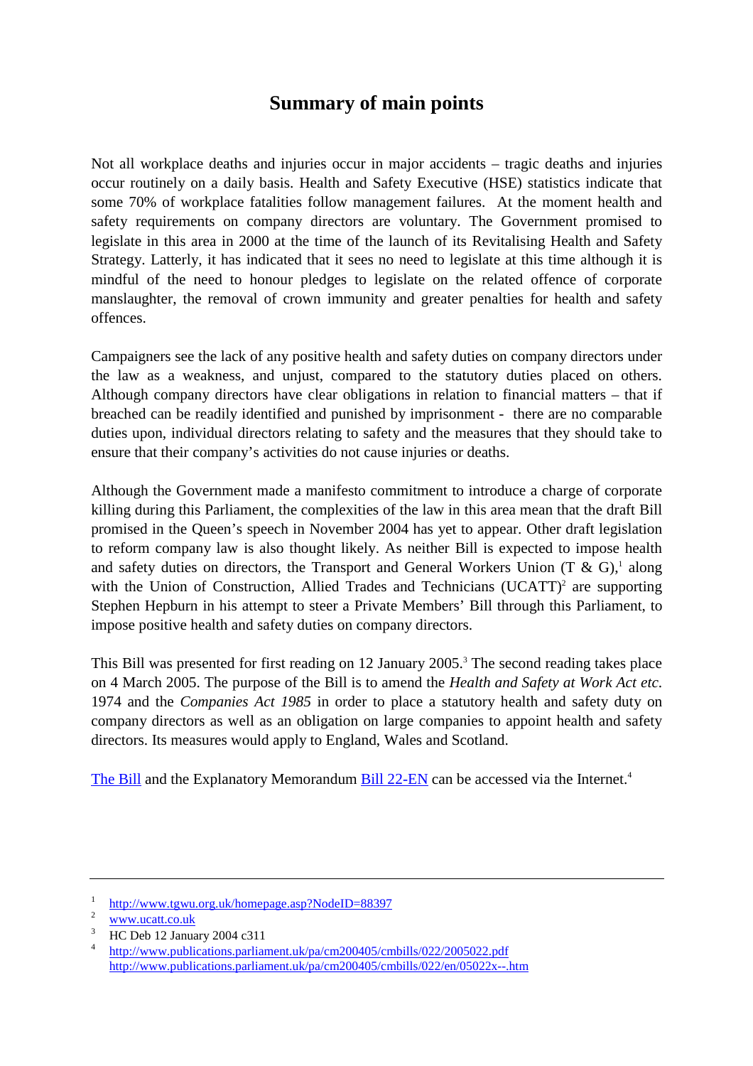# Summary of main points

Not all workplace deaths and injuries occur in major accidents – tragic deaths and injuries occur routinely on a daily basis. Health and Safety Executive (HSE) statistics indicate that some 70% of workplace fatalities follow management failures. At the moment health and safety requirements on company directors are voluntary. The Government promised to legislate in this area in 2000 at the time of the launch of its Revitalising Health and Safety Strategy. Latterly, it has indicated that it sees no need to legislate at this time although it is mindful of the need to honour pledges to legislate on the related offence of corporate manslaughter, the removal of crown immunity and greater penalties for health and safety offences.

Campaigners see the lack of any positive health and safety duties on company directors under the law as a weakness, and unjust, compared to the statutory duties placed on others. Although company directors have clear obligations in relation to financial matters – that if breached can be readily identified and punished by imprisonment - there are no comparable duties upon, individual directors relating to safety and the measures that they should take to ensure that their company's activities do not cause injuries or deaths.

Although the Government made a manifesto commitment to introduce a charge of corporate killing during this Parliament, the complexities of the law in this area mean that the draft Bill promised in the Queen's speech in November 2004 has yet to appear. Other draft legislation to reform company law is also thought likely. As neither Bill is expected to impose health and safety duties on directors, the Transport and General Workers Union (T & G),[1] along with the Union of Construction, Allied Trades and Technicians (UCATT)[2] are supporting Stephen Hepburn in his attempt to steer a Private Members' Bill through this Parliament, to impose positive health and safety duties on company directors.

This Bill was presented for first reading on 12 January 2005.[3] The second reading takes place on 4 March 2005. The purpose of the Bill is to amend the *Health and Safety at Work Act etc.* 1974 and the *Companies Act 1985* in order to place a statutory health and safety duty on company directors as well as an obligation on large companies to appoint health and safety directors. Its measures would apply to England, Wales and Scotland.

The Bill and the Explanatory Memorandum Bill 22-EN can be accessed via the Internet.[4]

---

1. http://www.tgwu.org.uk/homepage.asp?NodeID=88397
2. www.ucatt.co.uk
3. HC Deb 12 January 2004 c311
4. http://www.publications.parliament.uk/pa/cm200405/cmbills/022/2005022.pdf
   http://www.publications.parliament.uk/pa/cm200405/cmbills/022/en/05022x--.htm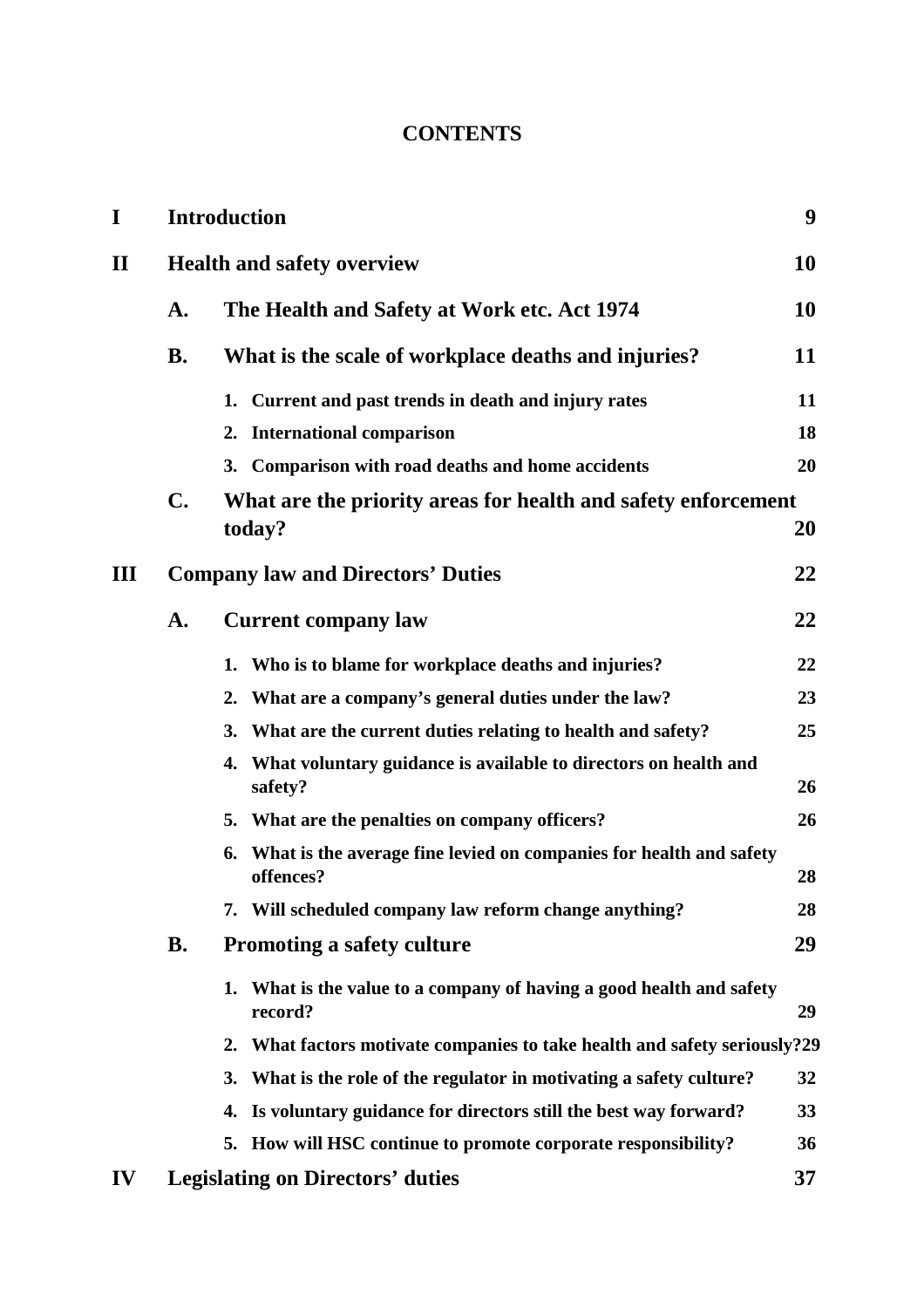# CONTENTS

| | | | |
|---|---|---|---|
| **I** | **Introduction** | | **9** |
| **II** | **Health and safety overview** | | **10** |
| | **A.** | **The Health and Safety at Work etc. Act 1974** | **10** |
| | **B.** | **What is the scale of workplace deaths and injuries?** | **11** |
| | | **1. Current and past trends in death and injury rates** | **11** |
| | | **2. International comparison** | **18** |
| | | **3. Comparison with road deaths and home accidents** | **20** |
| | **C.** | **What are the priority areas for health and safety enforcement today?** | **20** |
| **III** | **Company law and Directors' Duties** | | **22** |
| | **A.** | **Current company law** | **22** |
| | | **1. Who is to blame for workplace deaths and injuries?** | **22** |
| | | **2. What are a company's general duties under the law?** | **23** |
| | | **3. What are the current duties relating to health and safety?** | **25** |
| | | **4. What voluntary guidance is available to directors on health and safety?** | **26** |
| | | **5. What are the penalties on company officers?** | **26** |
| | | **6. What is the average fine levied on companies for health and safety offences?** | **28** |
| | | **7. Will scheduled company law reform change anything?** | **28** |
| | **B.** | **Promoting a safety culture** | **29** |
| | | **1. What is the value to a company of having a good health and safety record?** | **29** |
| | | **2. What factors motivate companies to take health and safety seriously?** | **29** |
| | | **3. What is the role of the regulator in motivating a safety culture?** | **32** |
| | | **4. Is voluntary guidance for directors still the best way forward?** | **33** |
| | | **5. How will HSC continue to promote corporate responsibility?** | **36** |
| **IV** | **Legislating on Directors' duties** | | **37** |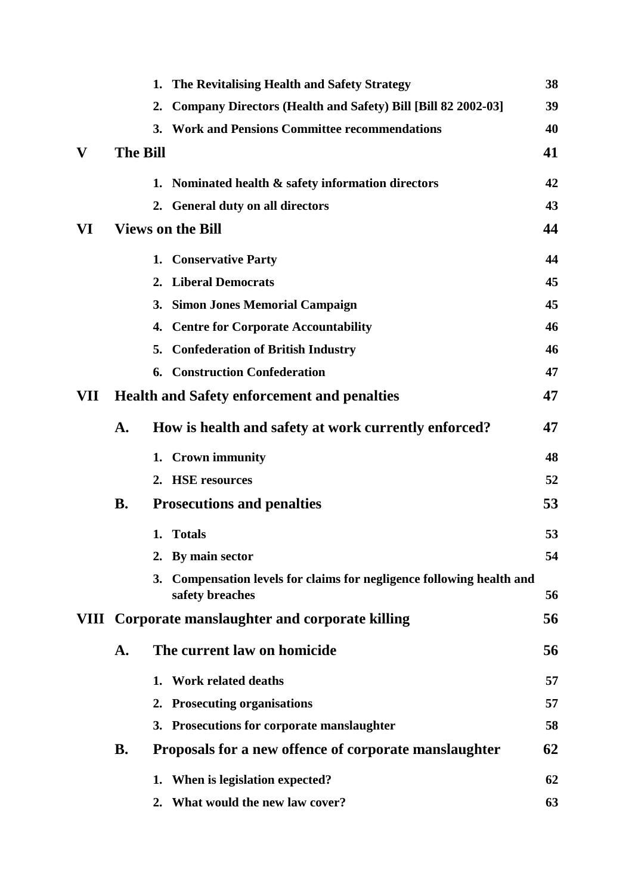| | | | |
|---|---|---|---|
| | | 1. The Revitalising Health and Safety Strategy | 38 |
| | | 2. Company Directors (Health and Safety) Bill [Bill 82 2002-03] | 39 |
| | | 3. Work and Pensions Committee recommendations | 40 |
| **V** | **The Bill** | | **41** |
| | | 1. Nominated health & safety information directors | 42 |
| | | 2. General duty on all directors | 43 |
| **VI** | **Views on the Bill** | | **44** |
| | | 1. Conservative Party | 44 |
| | | 2. Liberal Democrats | 45 |
| | | 3. Simon Jones Memorial Campaign | 45 |
| | | 4. Centre for Corporate Accountability | 46 |
| | | 5. Confederation of British Industry | 46 |
| | | 6. Construction Confederation | 47 |
| **VII** | **Health and Safety enforcement and penalties** | | **47** |
| | **A.** | **How is health and safety at work currently enforced?** | **47** |
| | | 1. Crown immunity | 48 |
| | | 2. HSE resources | 52 |
| | **B.** | **Prosecutions and penalties** | **53** |
| | | 1. Totals | 53 |
| | | 2. By main sector | 54 |
| | | 3. Compensation levels for claims for negligence following health and safety breaches | 56 |
| **VIII** | **Corporate manslaughter and corporate killing** | | **56** |
| | **A.** | **The current law on homicide** | **56** |
| | | 1. Work related deaths | 57 |
| | | 2. Prosecuting organisations | 57 |
| | | 3. Prosecutions for corporate manslaughter | 58 |
| | **B.** | **Proposals for a new offence of corporate manslaughter** | **62** |
| | | 1. When is legislation expected? | 62 |
| | | 2. What would the new law cover? | 63 |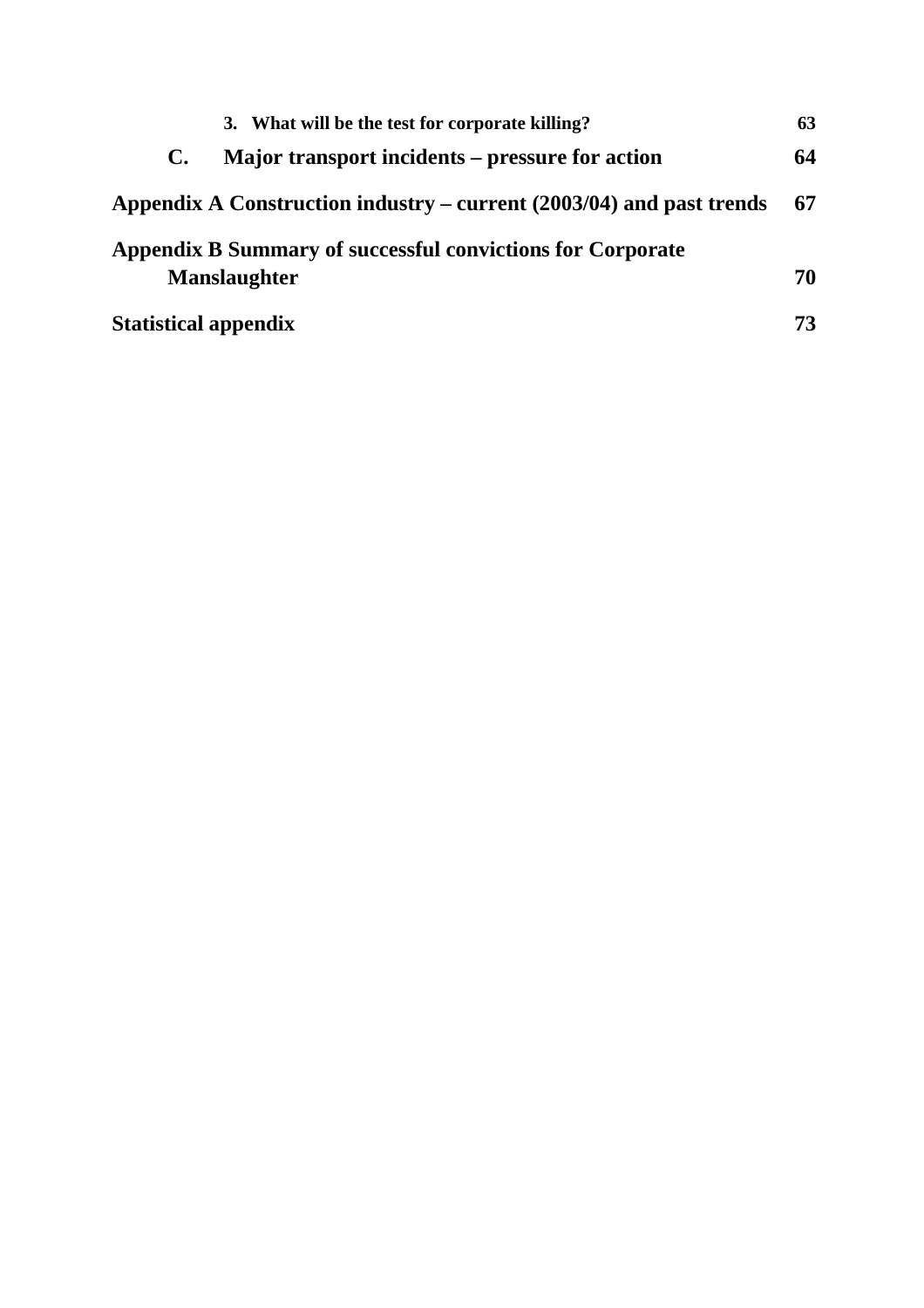3. **What will be the test for corporate killing?** **63**

**C. Major transport incidents – pressure for action** **64**

**Appendix A Construction industry – current (2003/04) and past trends** **67**

**Appendix B Summary of successful convictions for Corporate Manslaughter** **70**

**Statistical appendix** **73**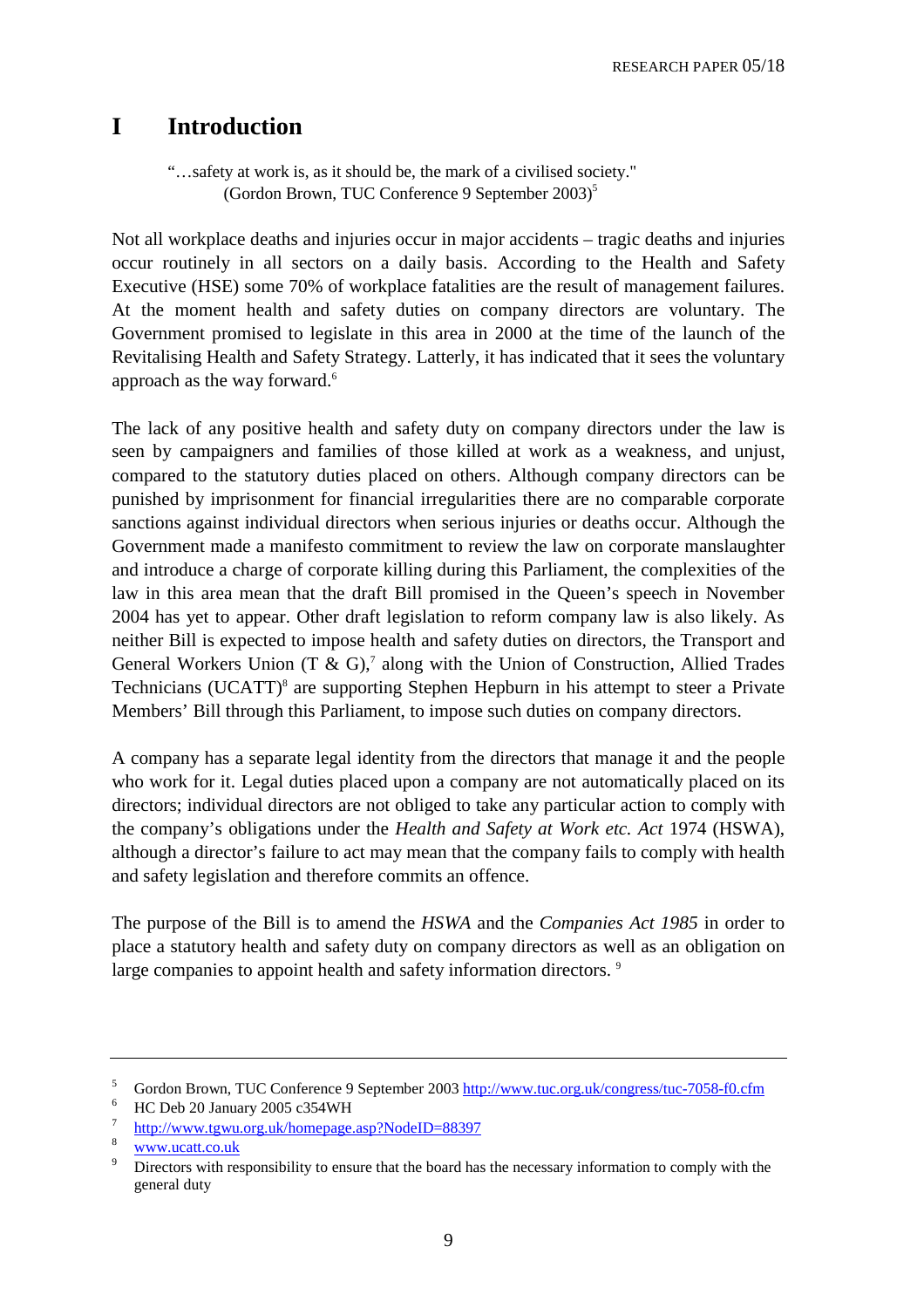# I Introduction

> "…safety at work is, as it should be, the mark of a civilised society."
> (Gordon Brown, TUC Conference 9 September 2003)[5]

Not all workplace deaths and injuries occur in major accidents – tragic deaths and injuries occur routinely in all sectors on a daily basis. According to the Health and Safety Executive (HSE) some 70% of workplace fatalities are the result of management failures. At the moment health and safety duties on company directors are voluntary. The Government promised to legislate in this area in 2000 at the time of the launch of the Revitalising Health and Safety Strategy. Latterly, it has indicated that it sees the voluntary approach as the way forward.[6]

The lack of any positive health and safety duty on company directors under the law is seen by campaigners and families of those killed at work as a weakness, and unjust, compared to the statutory duties placed on others. Although company directors can be punished by imprisonment for financial irregularities there are no comparable corporate sanctions against individual directors when serious injuries or deaths occur. Although the Government made a manifesto commitment to review the law on corporate manslaughter and introduce a charge of corporate killing during this Parliament, the complexities of the law in this area mean that the draft Bill promised in the Queen's speech in November 2004 has yet to appear. Other draft legislation to reform company law is also likely. As neither Bill is expected to impose health and safety duties on directors, the Transport and General Workers Union (T & G),[7] along with the Union of Construction, Allied Trades Technicians (UCATT)[8] are supporting Stephen Hepburn in his attempt to steer a Private Members' Bill through this Parliament, to impose such duties on company directors.

A company has a separate legal identity from the directors that manage it and the people who work for it. Legal duties placed upon a company are not automatically placed on its directors; individual directors are not obliged to take any particular action to comply with the company's obligations under the *Health and Safety at Work etc. Act* 1974 (HSWA), although a director's failure to act may mean that the company fails to comply with health and safety legislation and therefore commits an offence.

The purpose of the Bill is to amend the *HSWA* and the *Companies Act 1985* in order to place a statutory health and safety duty on company directors as well as an obligation on large companies to appoint health and safety information directors. [9]

---

[5] Gordon Brown, TUC Conference 9 September 2003 http://www.tuc.org.uk/congress/tuc-7058-f0.cfm

[6] HC Deb 20 January 2005 c354WH

[7] http://www.tgwu.org.uk/homepage.asp?NodeID=88397

[8] www.ucatt.co.uk

[9] Directors with responsibility to ensure that the board has the necessary information to comply with the general duty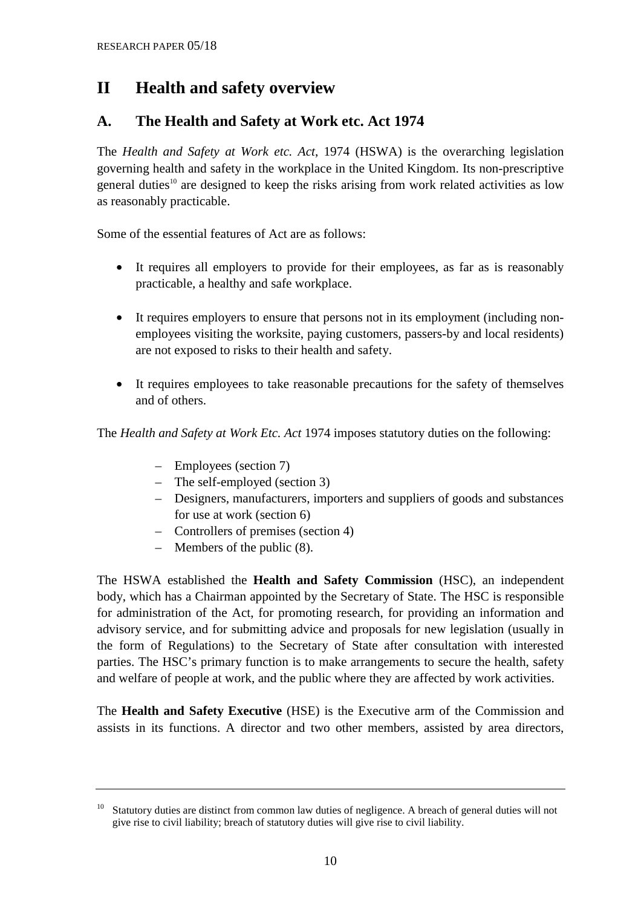## II Health and safety overview

### A. The Health and Safety at Work etc. Act 1974

The *Health and Safety at Work etc. Act*, 1974 (HSWA) is the overarching legislation governing health and safety in the workplace in the United Kingdom. Its non-prescriptive general duties[10] are designed to keep the risks arising from work related activities as low as reasonably practicable.

Some of the essential features of Act are as follows:

- It requires all employers to provide for their employees, as far as is reasonably practicable, a healthy and safe workplace.
- It requires employers to ensure that persons not in its employment (including non-employees visiting the worksite, paying customers, passers-by and local residents) are not exposed to risks to their health and safety.
- It requires employees to take reasonable precautions for the safety of themselves and of others.

The *Health and Safety at Work Etc. Act* 1974 imposes statutory duties on the following:

- Employees (section 7)
- The self-employed (section 3)
- Designers, manufacturers, importers and suppliers of goods and substances for use at work (section 6)
- Controllers of premises (section 4)
- Members of the public (8).

The HSWA established the **Health and Safety Commission** (HSC), an independent body, which has a Chairman appointed by the Secretary of State. The HSC is responsible for administration of the Act, for promoting research, for providing an information and advisory service, and for submitting advice and proposals for new legislation (usually in the form of Regulations) to the Secretary of State after consultation with interested parties. The HSC's primary function is to make arrangements to secure the health, safety and welfare of people at work, and the public where they are affected by work activities.

The **Health and Safety Executive** (HSE) is the Executive arm of the Commission and assists in its functions. A director and two other members, assisted by area directors,

---

[10] Statutory duties are distinct from common law duties of negligence. A breach of general duties will not give rise to civil liability; breach of statutory duties will give rise to civil liability.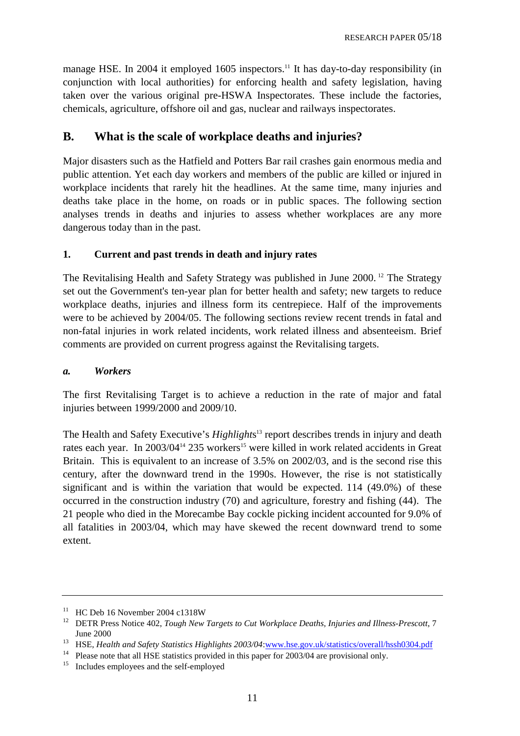manage HSE. In 2004 it employed 1605 inspectors.[11] It has day-to-day responsibility (in conjunction with local authorities) for enforcing health and safety legislation, having taken over the various original pre-HSWA Inspectorates. These include the factories, chemicals, agriculture, offshore oil and gas, nuclear and railways inspectorates.

## B. What is the scale of workplace deaths and injuries?

Major disasters such as the Hatfield and Potters Bar rail crashes gain enormous media and public attention. Yet each day workers and members of the public are killed or injured in workplace incidents that rarely hit the headlines. At the same time, many injuries and deaths take place in the home, on roads or in public spaces. The following section analyses trends in deaths and injuries to assess whether workplaces are any more dangerous today than in the past.

### 1. Current and past trends in death and injury rates

The Revitalising Health and Safety Strategy was published in June 2000.[12] The Strategy set out the Government's ten-year plan for better health and safety; new targets to reduce workplace deaths, injuries and illness form its centrepiece. Half of the improvements were to be achieved by 2004/05. The following sections review recent trends in fatal and non-fatal injuries in work related incidents, work related illness and absenteeism. Brief comments are provided on current progress against the Revitalising targets.

#### *a. Workers*

The first Revitalising Target is to achieve a reduction in the rate of major and fatal injuries between 1999/2000 and 2009/10.

The Health and Safety Executive's *Highlights*[13] report describes trends in injury and death rates each year. In 2003/04[14] 235 workers[15] were killed in work related accidents in Great Britain. This is equivalent to an increase of 3.5% on 2002/03, and is the second rise this century, after the downward trend in the 1990s. However, the rise is not statistically significant and is within the variation that would be expected. 114 (49.0%) of these occurred in the construction industry (70) and agriculture, forestry and fishing (44). The 21 people who died in the Morecambe Bay cockle picking incident accounted for 9.0% of all fatalities in 2003/04, which may have skewed the recent downward trend to some extent.

---

[11] HC Deb 16 November 2004 c1318W

[12] DETR Press Notice 402, *Tough New Targets to Cut Workplace Deaths, Injuries and Illness-Prescott*, 7 June 2000

[13] HSE, *Health and Safety Statistics Highlights 2003/04*:www.hse.gov.uk/statistics/overall/hssh0304.pdf

[14] Please note that all HSE statistics provided in this paper for 2003/04 are provisional only.

[15] Includes employees and the self-employed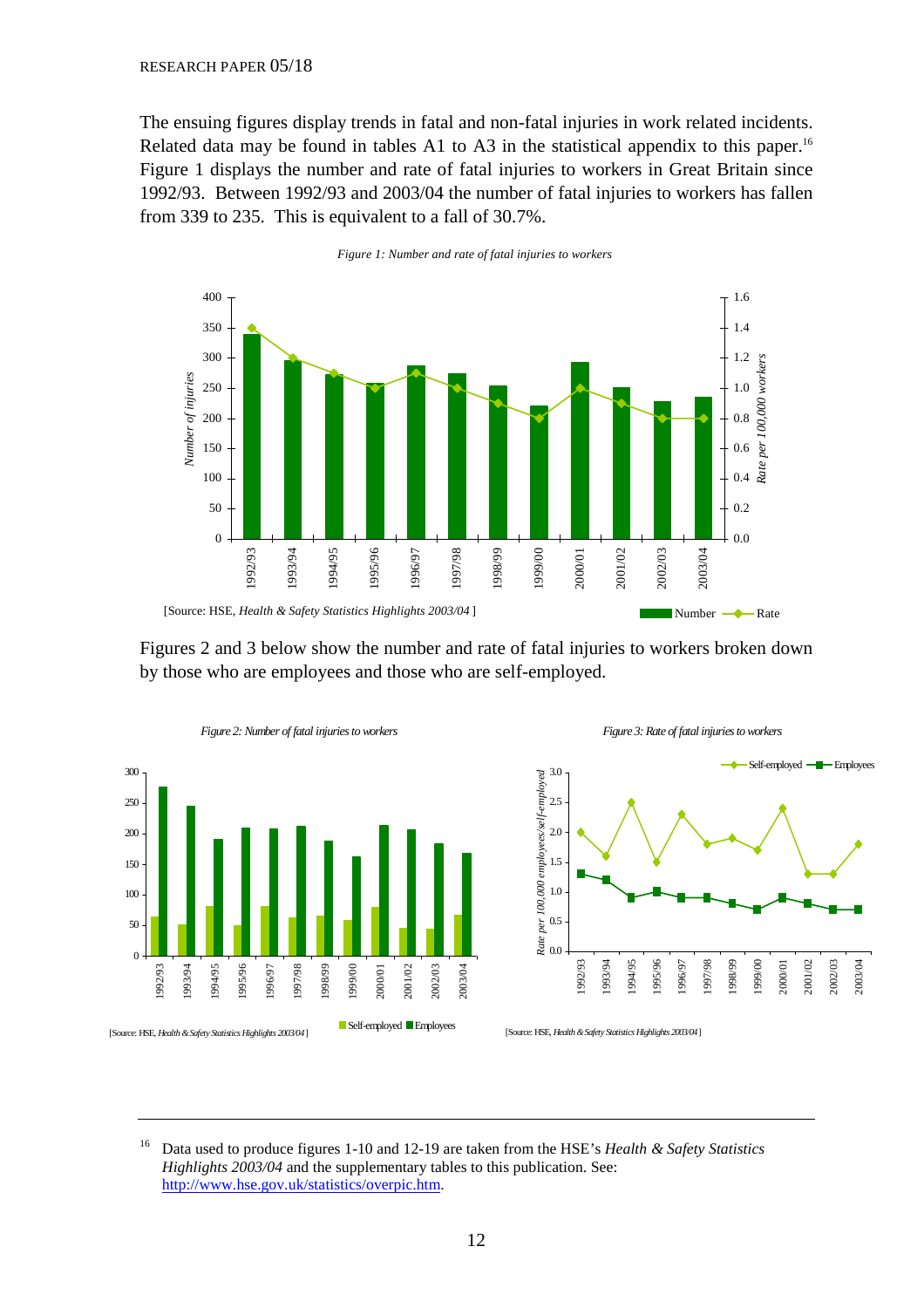The ensuing figures display trends in fatal and non-fatal injuries in work related incidents. Related data may be found in tables A1 to A3 in the statistical appendix to this paper.[16] Figure 1 displays the number and rate of fatal injuries to workers in Great Britain since 1992/93. Between 1992/93 and 2003/04 the number of fatal injuries to workers has fallen from 339 to 235. This is equivalent to a fall of 30.7%.

*Figure 1: Number and rate of fatal injuries to workers*

[Source: HSE, *Health & Safety Statistics Highlights 2003/04*]

Figures 2 and 3 below show the number and rate of fatal injuries to workers broken down by those who are employees and those who are self-employed.

*Figure 2: Number of fatal injuries to workers*

[Source: HSE, *Health & Safety Statistics Highlights 2003/04*]

*Figure 3: Rate of fatal injuries to workers*

[Source: HSE, *Health & Safety Statistics Highlights 2003/04*]

---

[16] Data used to produce figures 1-10 and 12-19 are taken from the HSE's *Health & Safety Statistics Highlights 2003/04* and the supplementary tables to this publication. See: http://www.hse.gov.uk/statistics/overpic.htm.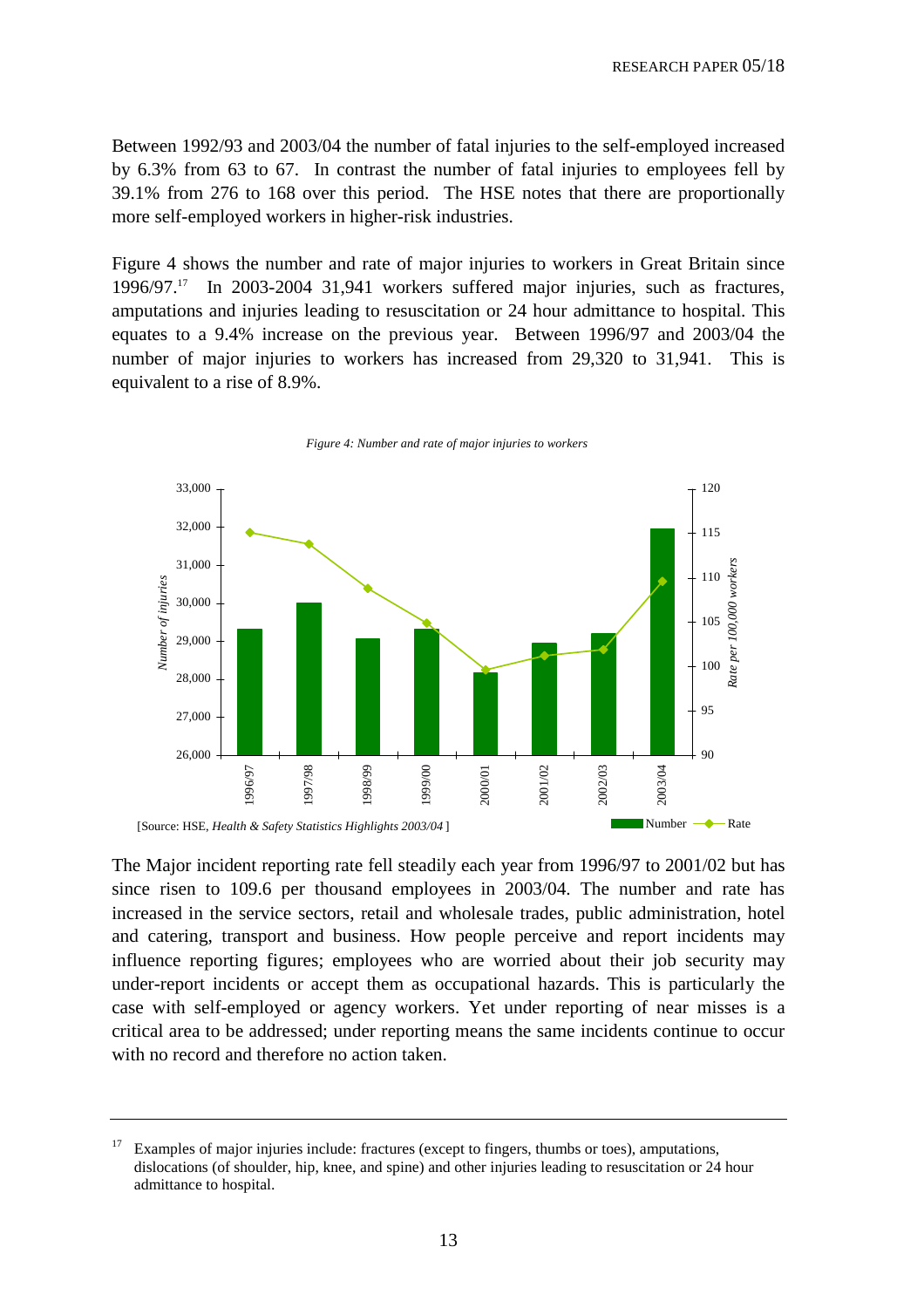Between 1992/93 and 2003/04 the number of fatal injuries to the self-employed increased by 6.3% from 63 to 67. In contrast the number of fatal injuries to employees fell by 39.1% from 276 to 168 over this period. The HSE notes that there are proportionally more self-employed workers in higher-risk industries.

Figure 4 shows the number and rate of major injuries to workers in Great Britain since 1996/97.[17] In 2003-2004 31,941 workers suffered major injuries, such as fractures, amputations and injuries leading to resuscitation or 24 hour admittance to hospital. This equates to a 9.4% increase on the previous year. Between 1996/97 and 2003/04 the number of major injuries to workers has increased from 29,320 to 31,941. This is equivalent to a rise of 8.9%.

*Figure 4: Number and rate of major injuries to workers*

[Source: HSE, *Health & Safety Statistics Highlights 2003/04* ]

The Major incident reporting rate fell steadily each year from 1996/97 to 2001/02 but has since risen to 109.6 per thousand employees in 2003/04. The number and rate has increased in the service sectors, retail and wholesale trades, public administration, hotel and catering, transport and business. How people perceive and report incidents may influence reporting figures; employees who are worried about their job security may under-report incidents or accept them as occupational hazards. This is particularly the case with self-employed or agency workers. Yet under reporting of near misses is a critical area to be addressed; under reporting means the same incidents continue to occur with no record and therefore no action taken.

---

[17] Examples of major injuries include: fractures (except to fingers, thumbs or toes), amputations, dislocations (of shoulder, hip, knee, and spine) and other injuries leading to resuscitation or 24 hour admittance to hospital.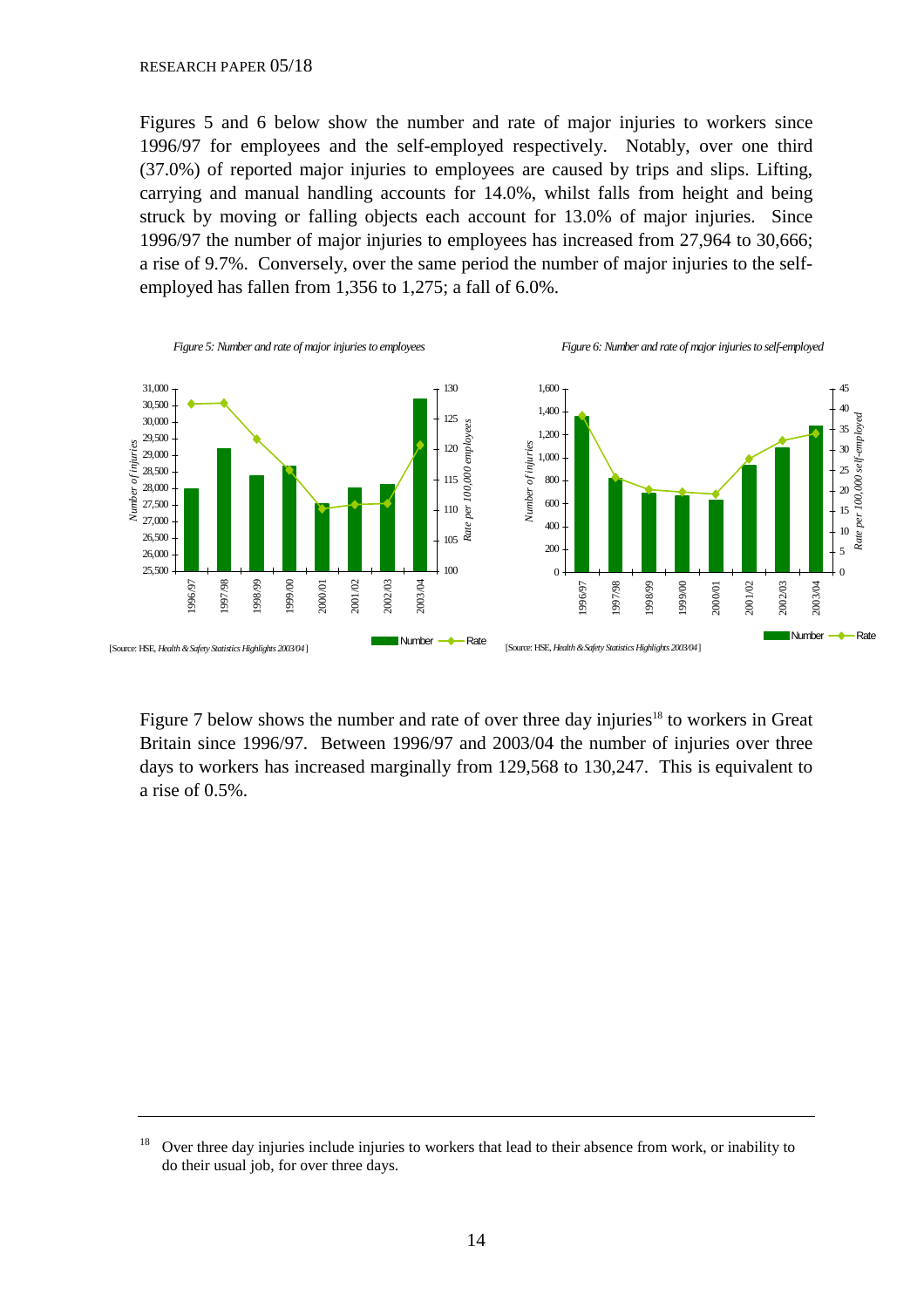Figures 5 and 6 below show the number and rate of major injuries to workers since 1996/97 for employees and the self-employed respectively. Notably, over one third (37.0%) of reported major injuries to employees are caused by trips and slips. Lifting, carrying and manual handling accounts for 14.0%, whilst falls from height and being struck by moving or falling objects each account for 13.0% of major injuries. Since 1996/97 the number of major injuries to employees has increased from 27,964 to 30,666; a rise of 9.7%. Conversely, over the same period the number of major injuries to the self-employed has fallen from 1,356 to 1,275; a fall of 6.0%.

*Figure 5: Number and rate of major injuries to employees*

[Source: HSE, *Health & Safety Statistics Highlights 2003/04*]

*Figure 6: Number and rate of major injuries to self-employed*

[Source: HSE, *Health & Safety Statistics Highlights 2003/04*]

Figure 7 below shows the number and rate of over three day injuries[18] to workers in Great Britain since 1996/97. Between 1996/97 and 2003/04 the number of injuries over three days to workers has increased marginally from 129,568 to 130,247. This is equivalent to a rise of 0.5%.

---

[18] Over three day injuries include injuries to workers that lead to their absence from work, or inability to do their usual job, for over three days.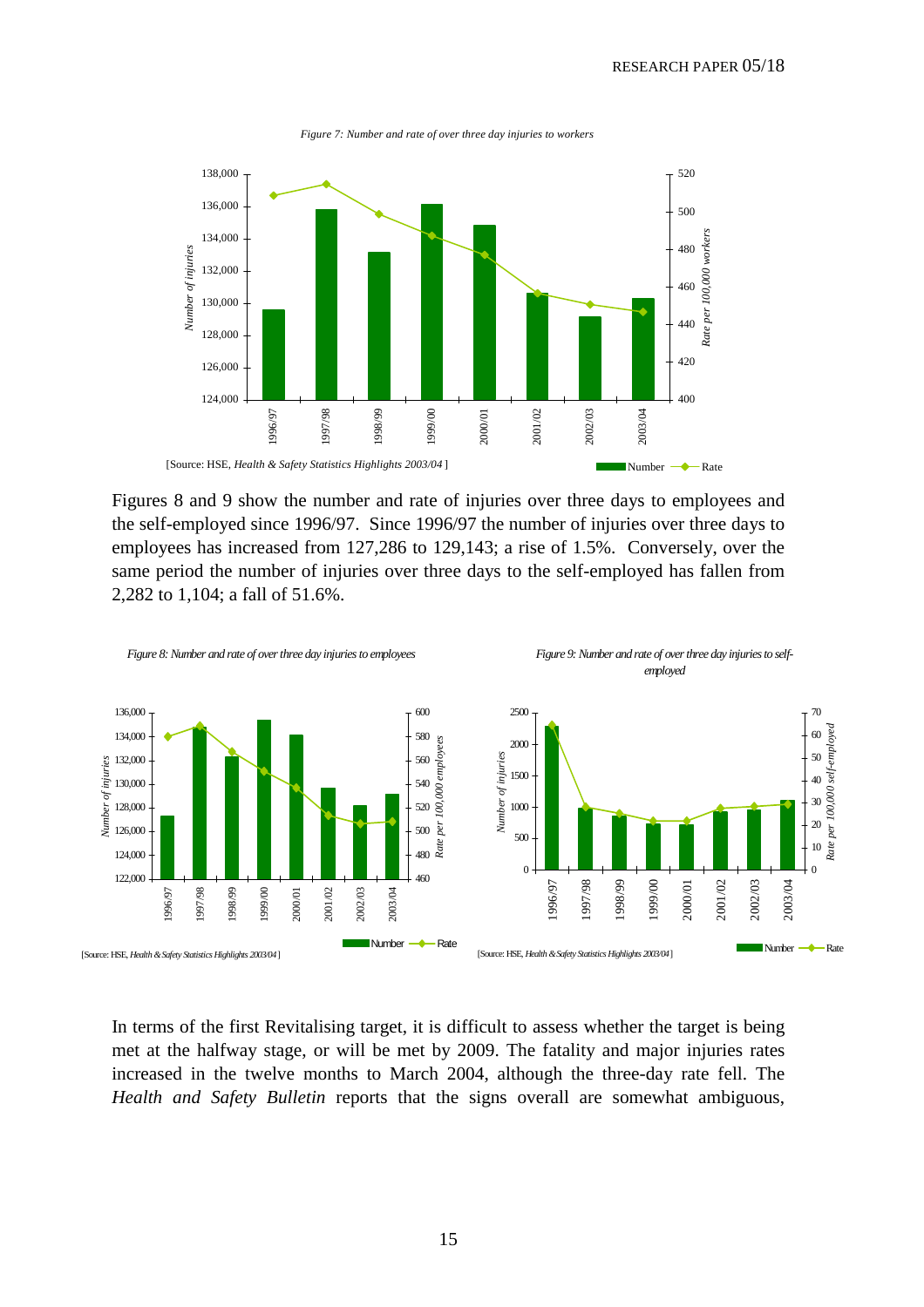*Figure 7: Number and rate of over three day injuries to workers*

[Source: HSE, *Health & Safety Statistics Highlights 2003/04*]

Figures 8 and 9 show the number and rate of injuries over three days to employees and the self-employed since 1996/97. Since 1996/97 the number of injuries over three days to employees has increased from 127,286 to 129,143; a rise of 1.5%. Conversely, over the same period the number of injuries over three days to the self-employed has fallen from 2,282 to 1,104; a fall of 51.6%.

*Figure 8: Number and rate of over three day injuries to employees*

[Source: HSE, *Health & Safety Statistics Highlights 2003/04*]

*Figure 9: Number and rate of over three day injuries to self-employed*

[Source: HSE, *Health & Safety Statistics Highlights 2003/04*]

In terms of the first Revitalising target, it is difficult to assess whether the target is being met at the halfway stage, or will be met by 2009. The fatality and major injuries rates increased in the twelve months to March 2004, although the three-day rate fell. The *Health and Safety Bulletin* reports that the signs overall are somewhat ambiguous,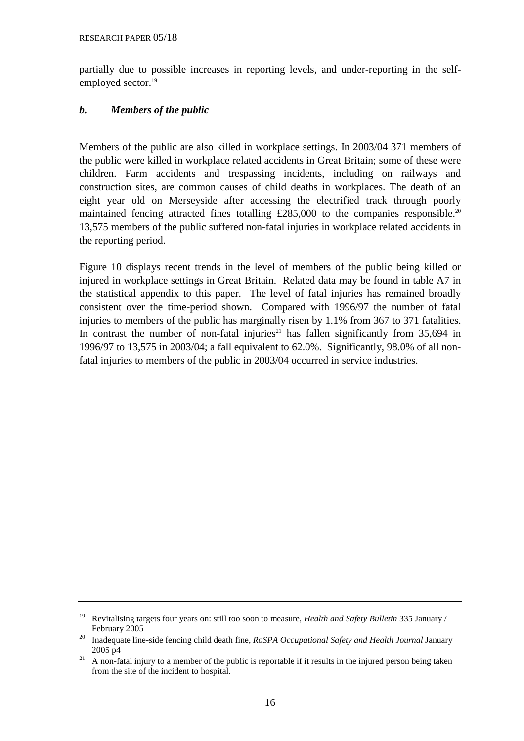partially due to possible increases in reporting levels, and under-reporting in the self-employed sector.[19]

### *b. Members of the public*

Members of the public are also killed in workplace settings. In 2003/04 371 members of the public were killed in workplace related accidents in Great Britain; some of these were children. Farm accidents and trespassing incidents, including on railways and construction sites, are common causes of child deaths in workplaces. The death of an eight year old on Merseyside after accessing the electrified track through poorly maintained fencing attracted fines totalling £285,000 to the companies responsible.[20] 13,575 members of the public suffered non-fatal injuries in workplace related accidents in the reporting period.

Figure 10 displays recent trends in the level of members of the public being killed or injured in workplace settings in Great Britain. Related data may be found in table A7 in the statistical appendix to this paper. The level of fatal injuries has remained broadly consistent over the time-period shown. Compared with 1996/97 the number of fatal injuries to members of the public has marginally risen by 1.1% from 367 to 371 fatalities. In contrast the number of non-fatal injuries[21] has fallen significantly from 35,694 in 1996/97 to 13,575 in 2003/04; a fall equivalent to 62.0%. Significantly, 98.0% of all non-fatal injuries to members of the public in 2003/04 occurred in service industries.

---

[19] Revitalising targets four years on: still too soon to measure, *Health and Safety Bulletin* 335 January / February 2005

[20] Inadequate line-side fencing child death fine, *RoSPA Occupational Safety and Health Journal* January 2005 p4

[21] A non-fatal injury to a member of the public is reportable if it results in the injured person being taken from the site of the incident to hospital.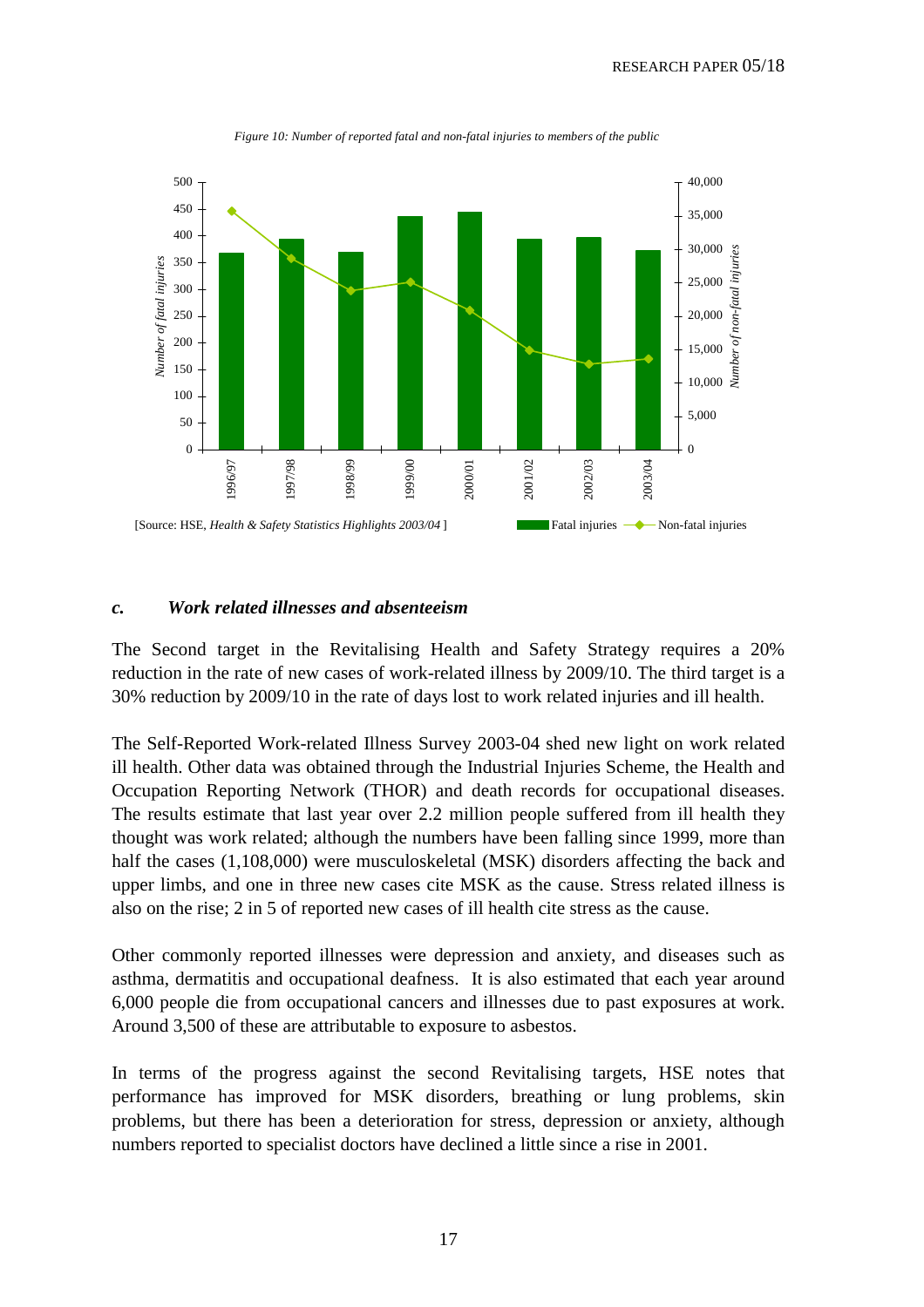*Figure 10: Number of reported fatal and non-fatal injuries to members of the public*

[Source: HSE, *Health & Safety Statistics Highlights 2003/04* ]

### *c. Work related illnesses and absenteeism*

The Second target in the Revitalising Health and Safety Strategy requires a 20% reduction in the rate of new cases of work-related illness by 2009/10. The third target is a 30% reduction by 2009/10 in the rate of days lost to work related injuries and ill health.

The Self-Reported Work-related Illness Survey 2003-04 shed new light on work related ill health. Other data was obtained through the Industrial Injuries Scheme, the Health and Occupation Reporting Network (THOR) and death records for occupational diseases. The results estimate that last year over 2.2 million people suffered from ill health they thought was work related; although the numbers have been falling since 1999, more than half the cases (1,108,000) were musculoskeletal (MSK) disorders affecting the back and upper limbs, and one in three new cases cite MSK as the cause. Stress related illness is also on the rise; 2 in 5 of reported new cases of ill health cite stress as the cause.

Other commonly reported illnesses were depression and anxiety, and diseases such as asthma, dermatitis and occupational deafness. It is also estimated that each year around 6,000 people die from occupational cancers and illnesses due to past exposures at work. Around 3,500 of these are attributable to exposure to asbestos.

In terms of the progress against the second Revitalising targets, HSE notes that performance has improved for MSK disorders, breathing or lung problems, skin problems, but there has been a deterioration for stress, depression or anxiety, although numbers reported to specialist doctors have declined a little since a rise in 2001.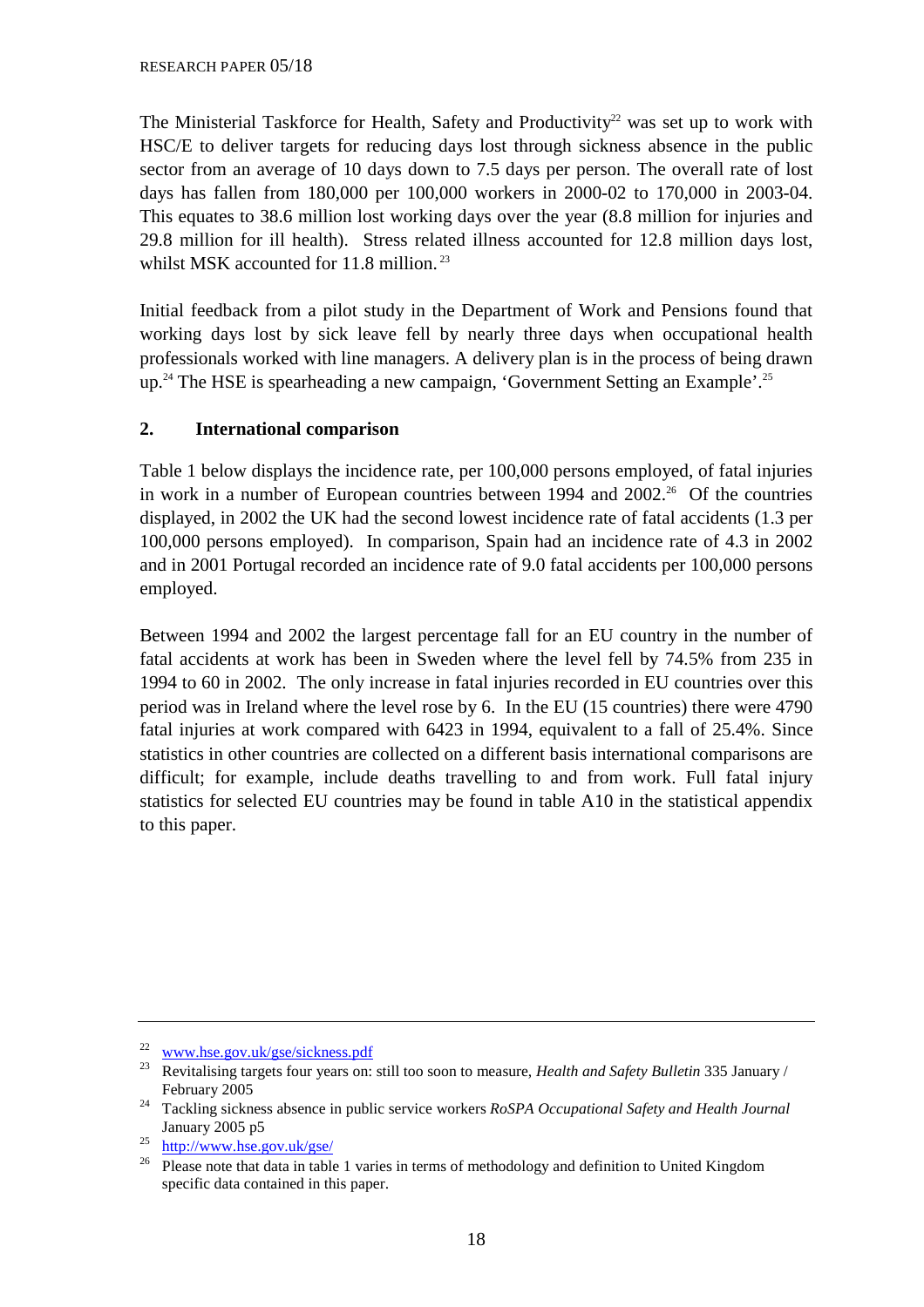The Ministerial Taskforce for Health, Safety and Productivity[22] was set up to work with HSC/E to deliver targets for reducing days lost through sickness absence in the public sector from an average of 10 days down to 7.5 days per person. The overall rate of lost days has fallen from 180,000 per 100,000 workers in 2000-02 to 170,000 in 2003-04. This equates to 38.6 million lost working days over the year (8.8 million for injuries and 29.8 million for ill health). Stress related illness accounted for 12.8 million days lost, whilst MSK accounted for 11.8 million.[23]

Initial feedback from a pilot study in the Department of Work and Pensions found that working days lost by sick leave fell by nearly three days when occupational health professionals worked with line managers. A delivery plan is in the process of being drawn up.[24] The HSE is spearheading a new campaign, 'Government Setting an Example'.[25]

## 2. International comparison

Table 1 below displays the incidence rate, per 100,000 persons employed, of fatal injuries in work in a number of European countries between 1994 and 2002.[26] Of the countries displayed, in 2002 the UK had the second lowest incidence rate of fatal accidents (1.3 per 100,000 persons employed). In comparison, Spain had an incidence of 4.3 in 2002 and in 2001 Portugal recorded an incidence rate of 9.0 fatal accidents per 100,000 persons employed.

Between 1994 and 2002 the largest percentage fall for an EU country in the number of fatal accidents at work has been in Sweden where the level fell by 74.5% from 235 in 1994 to 60 in 2002. The only increase in fatal injuries recorded in EU countries over this period was in Ireland where the level rose by 6. In the EU (15 countries) there were 4790 fatal injuries at work compared with 6423 in 1994, equivalent to a fall of 25.4%. Since statistics in other countries are collected on a different basis international comparisons are difficult; for example, include deaths travelling to and from work. Full fatal injury statistics for selected EU countries may be found in table A10 in the statistical appendix to this paper.

---

[22] www.hse.gov.uk/gse/sickness.pdf

[23] Revitalising targets four years on: still too soon to measure, *Health and Safety Bulletin* 335 January / February 2005

[24] Tackling sickness absence in public service workers *RoSPA Occupational Safety and Health Journal* January 2005 p5

[25] http://www.hse.gov.uk/gse/

[26] Please note that data in table 1 varies in terms of methodology and definition to United Kingdom specific data contained in this paper.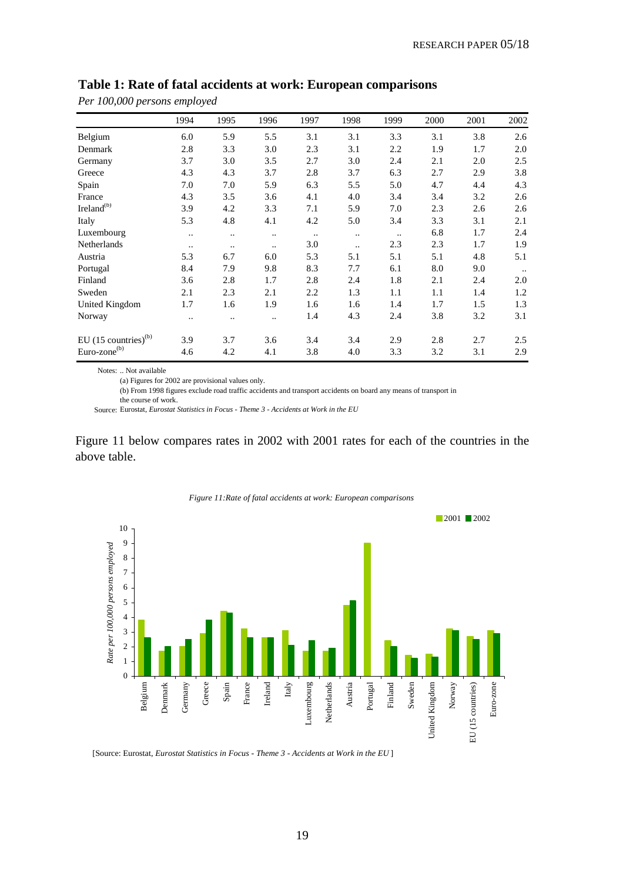## Table 1: Rate of fatal accidents at work: European comparisons

*Per 100,000 persons employed*

| | 1994 | 1995 | 1996 | 1997 | 1998 | 1999 | 2000 | 2001 | 2002 |
|---|---|---|---|---|---|---|---|---|---|
| Belgium | 6.0 | 5.9 | 5.5 | 3.1 | 3.1 | 3.3 | 3.1 | 3.8 | 2.6 |
| Denmark | 2.8 | 3.3 | 3.0 | 2.3 | 3.1 | 2.2 | 1.9 | 1.7 | 2.0 |
| Germany | 3.7 | 3.0 | 3.5 | 2.7 | 3.0 | 2.4 | 2.1 | 2.0 | 2.5 |
| Greece | 4.3 | 4.3 | 3.7 | 2.8 | 3.7 | 6.3 | 2.7 | 2.9 | 3.8 |
| Spain | 7.0 | 7.0 | 5.9 | 6.3 | 5.5 | 5.0 | 4.7 | 4.4 | 4.3 |
| France | 4.3 | 3.5 | 3.6 | 4.1 | 4.0 | 3.4 | 3.4 | 3.2 | 2.6 |
| Ireland(b) | 3.9 | 4.2 | 3.3 | 7.1 | 5.9 | 7.0 | 2.3 | 2.6 | 2.6 |
| Italy | 5.3 | 4.8 | 4.1 | 4.2 | 5.0 | 3.4 | 3.3 | 3.1 | 2.1 |
| Luxembourg | .. | .. | .. | .. | .. | .. | 6.8 | 1.7 | 2.4 |
| Netherlands | .. | .. | .. | 3.0 | .. | 2.3 | 2.3 | 1.7 | 1.9 |
| Austria | 5.3 | 6.7 | 6.0 | 5.3 | 5.1 | 5.1 | 5.1 | 4.8 | 5.1 |
| Portugal | 8.4 | 7.9 | 9.8 | 8.3 | 7.7 | 6.1 | 8.0 | 9.0 | .. |
| Finland | 3.6 | 2.8 | 1.7 | 2.8 | 2.4 | 1.8 | 2.1 | 2.4 | 2.0 |
| Sweden | 2.1 | 2.3 | 2.1 | 2.2 | 1.3 | 1.1 | 1.1 | 1.4 | 1.2 |
| United Kingdom | 1.7 | 1.6 | 1.9 | 1.6 | 1.6 | 1.4 | 1.7 | 1.5 | 1.3 |
| Norway | .. | .. | .. | 1.4 | 4.3 | 2.4 | 3.8 | 3.2 | 3.1 |
| EU (15 countries)(b) | 3.9 | 3.7 | 3.6 | 3.4 | 3.4 | 2.9 | 2.8 | 2.7 | 2.5 |
| Euro-zone(b) | 4.6 | 4.2 | 4.1 | 3.8 | 4.0 | 3.3 | 3.2 | 3.1 | 2.9 |

Notes: .. Not available

(a) Figures for 2002 are provisional values only.

(b) From 1998 figures exclude road traffic accidents and transport accidents on board any means of transport in the course of work.

Source: Eurostat, *Eurostat Statistics in Focus - Theme 3 - Accidents at Work in the EU*

Figure 11 below compares rates in 2002 with 2001 rates for each of the countries in the above table.

*Figure 11:Rate of fatal accidents at work: European comparisons*

[Source: Eurostat, *Eurostat Statistics in Focus - Theme 3 - Accidents at Work in the EU* ]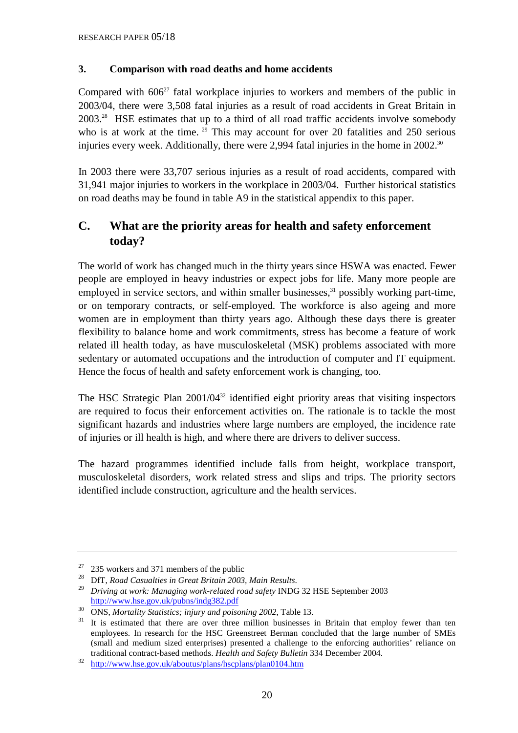### 3. Comparison with road deaths and home accidents

Compared with 606[27] fatal workplace injuries to workers and members of the public in 2003/04, there were 3,508 fatal injuries as a result of road accidents in Great Britain in 2003.[28] HSE estimates that up to a third of all road traffic accidents involve somebody who is at work at the time. [29] This may account for over 20 fatalities and 250 serious injuries every week. Additionally, there were 2,994 fatal injuries in the home in 2002.[30]

In 2003 there were 33,707 serious injuries as a result of road accidents, compared with 31,941 major injuries to workers in the workplace in 2003/04. Further historical statistics on road deaths may be found in table A9 in the statistical appendix to this paper.

## C. What are the priority areas for health and safety enforcement today?

The world of work has changed much in the thirty years since HSWA was enacted. Fewer people are employed in heavy industries or expect jobs for life. Many more people are employed in service sectors, and within smaller businesses,[31] possibly working part-time, or on temporary contracts, or self-employed. The workforce is also ageing and more women are in employment than thirty years ago. Although these days there is greater flexibility to balance home and work commitments, stress has become a feature of work related ill health today, as have musculoskeletal (MSK) problems associated with more sedentary or automated occupations and the introduction of computer and IT equipment. Hence the focus of health and safety enforcement work is changing, too.

The HSC Strategic Plan 2001/04[32] identified eight priority areas that visiting inspectors are required to focus their enforcement activities on. The rationale is to tackle the most significant hazards and industries where large numbers are employed, the incidence rate of injuries or ill health is high, and where there are drivers to deliver success.

The hazard programmes identified include falls from height, workplace transport, musculoskeletal disorders, work related stress and slips and trips. The priority sectors identified include construction, agriculture and the health services.

---

[27] 235 workers and 371 members of the public

[28] DfT, *Road Casualties in Great Britain 2003, Main Results.*

[29] *Driving at work: Managing work-related road safety* INDG 32 HSE September 2003 http://www.hse.gov.uk/pubns/indg382.pdf

[30] ONS, *Mortality Statistics; injury and poisoning 2002,* Table 13.

[31] It is estimated that there are over three million businesses in Britain that employ fewer than ten employees. In research for the HSC Greenstreet Berman concluded that the large number of SMEs (small and medium sized enterprises) presented a challenge to the enforcing authorities' reliance on traditional contract-based methods. *Health and Safety Bulletin* 334 December 2004.

[32] http://www.hse.gov.uk/aboutus/plans/hscplans/plan0104.htm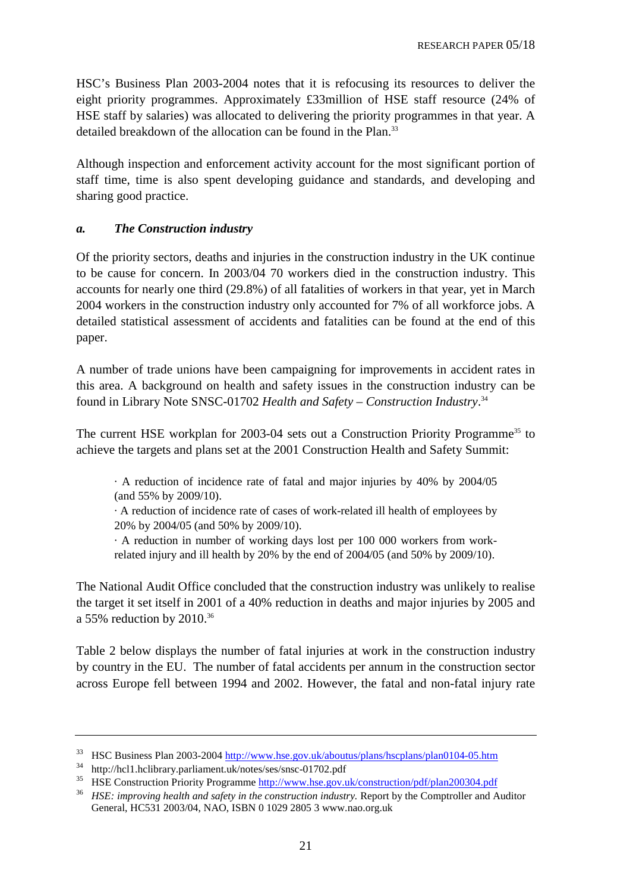HSC's Business Plan 2003-2004 notes that it is refocusing its resources to deliver the eight priority programmes. Approximately £33million of HSE staff resource (24% of HSE staff by salaries) was allocated to delivering the priority programmes in that year. A detailed breakdown of the allocation can be found in the Plan.[33]

Although inspection and enforcement activity account for the most significant portion of staff time, time is also spent developing guidance and standards, and developing and sharing good practice.

### *a. The Construction industry*

Of the priority sectors, deaths and injuries in the construction industry in the UK continue to be cause for concern. In 2003/04 70 workers died in the construction industry. This accounts for nearly one third (29.8%) of all fatalities of workers in that year, yet in March 2004 workers in the construction industry only accounted for 7% of all workforce jobs. A detailed statistical assessment of accidents and fatalities can be found at the end of this paper.

A number of trade unions have been campaigning for improvements in accident rates in this area. A background on health and safety issues in the construction industry can be found in Library Note SNSC-01702 *Health and Safety – Construction Industry*.[34]

The current HSE workplan for 2003-04 sets out a Construction Priority Programme[35] to achieve the targets and plans set at the 2001 Construction Health and Safety Summit:

> · A reduction of incidence rate of fatal and major injuries by 40% by 2004/05 (and 55% by 2009/10).
> · A reduction of incidence rate of cases of work-related ill health of employees by 20% by 2004/05 (and 50% by 2009/10).
> · A reduction in number of working days lost per 100 000 workers from work-related injury and ill health by 20% by the end of 2004/05 (and 50% by 2009/10).

The National Audit Office concluded that the construction industry was unlikely to realise the target it set itself in 2001 of a 40% reduction in deaths and major injuries by 2005 and a 55% reduction by 2010.[36]

Table 2 below displays the number of fatal injuries at work in the construction industry by country in the EU. The number of fatal accidents per annum in the construction sector across Europe fell between 1994 and 2002. However, the fatal and non-fatal injury rate

---

[33] HSC Business Plan 2003-2004 http://www.hse.gov.uk/aboutus/plans/hscplans/plan0104-05.htm

[34] http://hcl1.hclibrary.parliament.uk/notes/ses/snsc-01702.pdf

[35] HSE Construction Priority Programme http://www.hse.gov.uk/construction/pdf/plan200304.pdf

[36] *HSE: improving health and safety in the construction industry.* Report by the Comptroller and Auditor General, HC531 2003/04, NAO, ISBN 0 1029 2805 3 www.nao.org.uk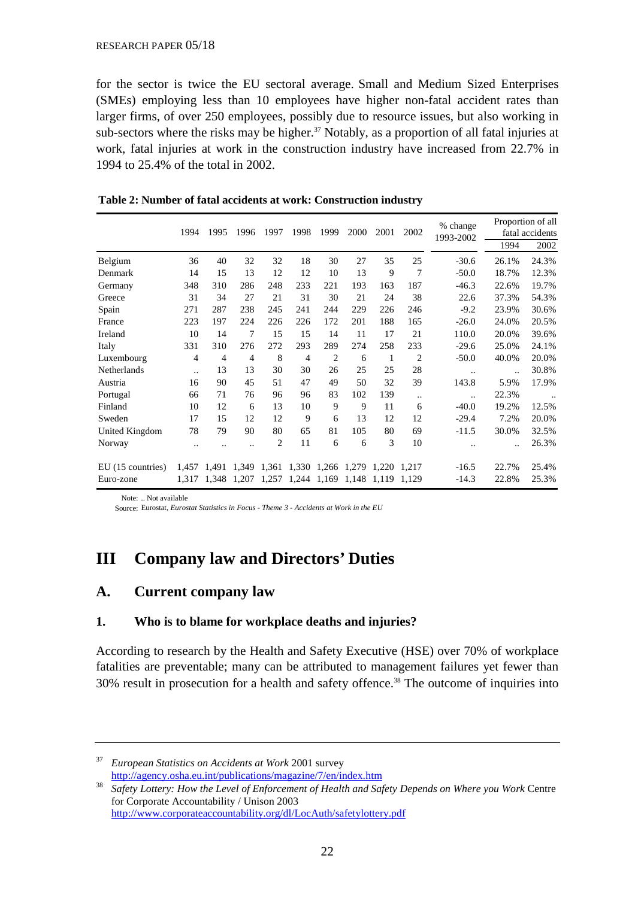for the sector is twice the EU sectoral average. Small and Medium Sized Enterprises (SMEs) employing less than 10 employees have higher non-fatal accident rates than larger firms, of over 250 employees, possibly due to resource issues, but also working in sub-sectors where the risks may be higher.[37] Notably, as a proportion of all fatal injuries at work, fatal injuries at work in the construction industry have increased from 22.7% in 1994 to 25.4% of the total in 2002.

**Table 2: Number of fatal accidents at work: Construction industry**

| | 1994 | 1995 | 1996 | 1997 | 1998 | 1999 | 2000 | 2001 | 2002 | % change 1993-2002 | Proportion of all fatal accidents | |
|---|---|---|---|---|---|---|---|---|---|---|---|---|
| | | | | | | | | | | | 1994 | 2002 |
| Belgium | 36 | 40 | 32 | 32 | 18 | 30 | 27 | 35 | 25 | -30.6 | 26.1% | 24.3% |
| Denmark | 14 | 15 | 13 | 12 | 12 | 10 | 13 | 9 | 7 | -50.0 | 18.7% | 12.3% |
| Germany | 348 | 310 | 286 | 248 | 233 | 221 | 193 | 163 | 187 | -46.3 | 22.6% | 19.7% |
| Greece | 31 | 34 | 27 | 21 | 31 | 30 | 21 | 24 | 38 | 22.6 | 37.3% | 54.3% |
| Spain | 271 | 287 | 238 | 245 | 241 | 244 | 229 | 226 | 246 | -9.2 | 23.9% | 30.6% |
| France | 223 | 197 | 224 | 226 | 226 | 172 | 201 | 188 | 165 | -26.0 | 24.0% | 20.5% |
| Ireland | 10 | 14 | 7 | 15 | 15 | 14 | 11 | 17 | 21 | 110.0 | 20.0% | 39.6% |
| Italy | 331 | 310 | 276 | 272 | 293 | 289 | 274 | 258 | 233 | -29.6 | 25.0% | 24.1% |
| Luxembourg | 4 | 4 | 4 | 8 | 4 | 2 | 6 | 1 | 2 | -50.0 | 40.0% | 20.0% |
| Netherlands | .. | 13 | 13 | 30 | 30 | 26 | 25 | 25 | 28 | .. | .. | 30.8% |
| Austria | 16 | 90 | 45 | 51 | 47 | 49 | 50 | 32 | 39 | 143.8 | 5.9% | 17.9% |
| Portugal | 66 | 71 | 76 | 96 | 96 | 83 | 102 | 139 | .. | .. | 22.3% | .. |
| Finland | 10 | 12 | 6 | 13 | 10 | 9 | 9 | 11 | 6 | -40.0 | 19.2% | 12.5% |
| Sweden | 17 | 15 | 12 | 12 | 9 | 6 | 13 | 12 | 12 | -29.4 | 7.2% | 20.0% |
| United Kingdom | 78 | 79 | 90 | 80 | 65 | 81 | 105 | 80 | 69 | -11.5 | 30.0% | 32.5% |
| Norway | .. | .. | .. | 2 | 11 | 6 | 6 | 3 | 10 | .. | .. | 26.3% |
| EU (15 countries) | 1,457 | 1,491 | 1,349 | 1,361 | 1,330 | 1,266 | 1,279 | 1,220 | 1,217 | -16.5 | 22.7% | 25.4% |
| Euro-zone | 1,317 | 1,348 | 1,207 | 1,257 | 1,244 | 1,169 | 1,148 | 1,119 | 1,129 | -14.3 | 22.8% | 25.3% |

Note: .. Not available

Source: Eurostat, *Eurostat Statistics in Focus - Theme 3 - Accidents at Work in the EU*

# III Company law and Directors' Duties

## A. Current company law

### 1. Who is to blame for workplace deaths and injuries?

According to research by the Health and Safety Executive (HSE) over 70% of workplace fatalities are preventable; many can be attributed to management failures yet fewer than 30% result in prosecution for a health and safety offence.[38] The outcome of inquiries into

---

[37] *European Statistics on Accidents at Work* 2001 survey http://agency.osha.eu.int/publications/magazine/7/en/index.htm

[38] *Safety Lottery: How the Level of Enforcement of Health and Safety Depends on Where you Work* Centre for Corporate Accountability / Unison 2003 http://www.corporateaccountability.org/dl/LocAuth/safetylottery.pdf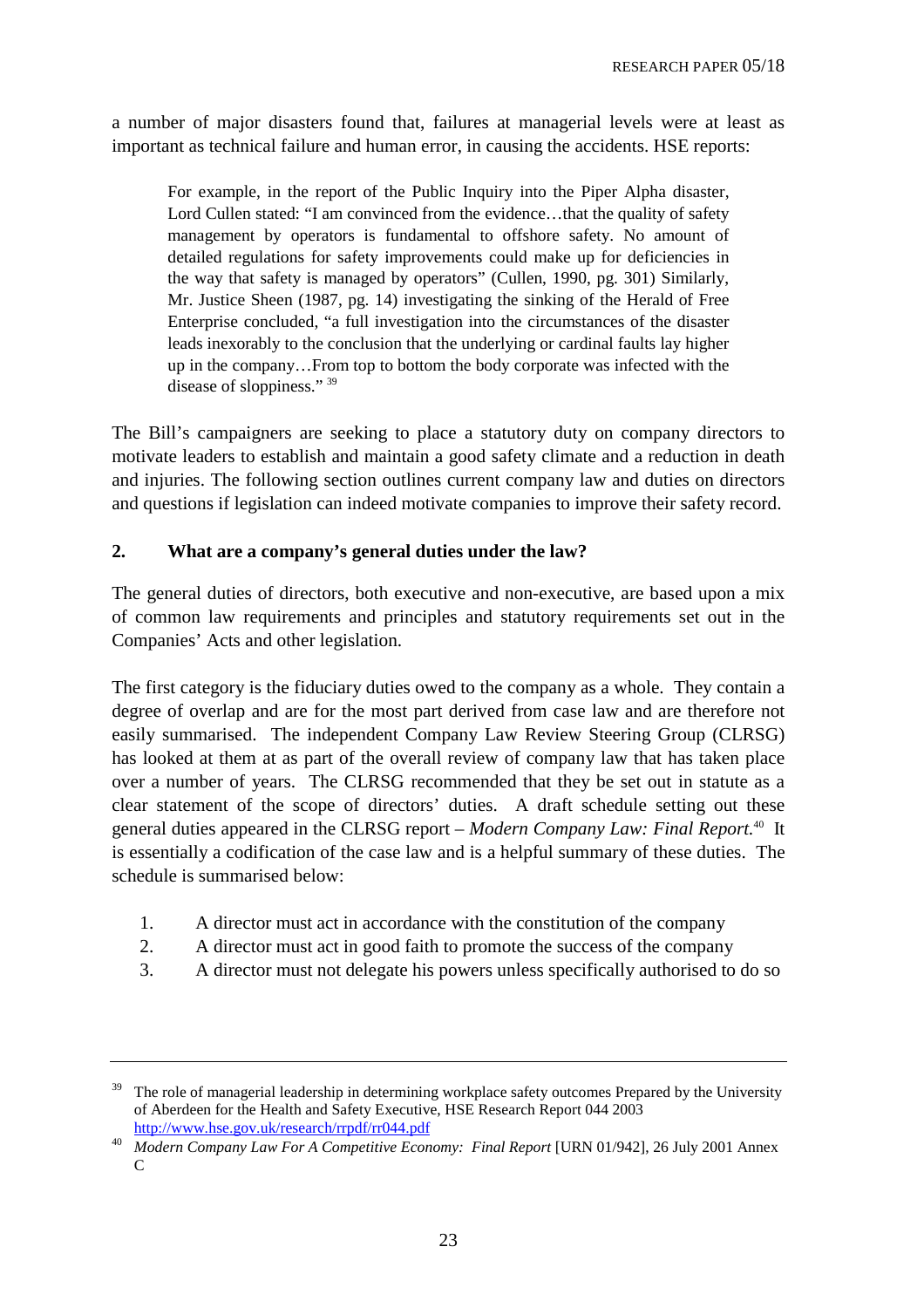a number of major disasters found that, failures at managerial levels were at least as important as technical failure and human error, in causing the accidents. HSE reports:

> For example, in the report of the Public Inquiry into the Piper Alpha disaster, Lord Cullen stated: "I am convinced from the evidence…that the quality of safety management by operators is fundamental to offshore safety. No amount of detailed regulations for safety improvements could make up for deficiencies in the way that safety is managed by operators" (Cullen, 1990, pg. 301) Similarly, Mr. Justice Sheen (1987, pg. 14) investigating the sinking of the Herald of Free Enterprise concluded, "a full investigation into the circumstances of the disaster leads inexorably to the conclusion that the underlying or cardinal faults lay higher up in the company…From top to bottom the body corporate was infected with the disease of sloppiness." [39]

The Bill's campaigners are seeking to place a statutory duty on company directors to motivate leaders to establish and maintain a good safety climate and a reduction in death and injuries. The following section outlines current company law and duties on directors and questions if legislation can indeed motivate companies to improve their safety record.

## 2. What are a company's general duties under the law?

The general duties of directors, both executive and non-executive, are based upon a mix of common law requirements and principles and statutory requirements set out in the Companies' Acts and other legislation.

The first category is the fiduciary duties owed to the company as a whole. They contain a degree of overlap and are for the most part derived from case law and are therefore not easily summarised. The independent Company Law Review Steering Group (CLRSG) has looked at them at as part of the overall review of company law that has taken place over a number of years. The CLRSG recommended that they be set out in statute as a clear statement of the scope of directors' duties. A draft schedule setting out these general duties appeared in the CLRSG report – *Modern Company Law: Final Report.*[40] It is essentially a codification of the case law and is a helpful summary of these duties. The schedule is summarised below:

1. A director must act in accordance with the constitution of the company
2. A director must act in good faith to promote the success of the company
3. A director must not delegate his powers unless specifically authorised to do so

---

[39] The role of managerial leadership in determining workplace safety outcomes Prepared by the University of Aberdeen for the Health and Safety Executive, HSE Research Report 044 2003 http://www.hse.gov.uk/research/rrpdf/rr044.pdf

[40] *Modern Company Law For A Competitive Economy: Final Report* [URN 01/942], 26 July 2001 Annex C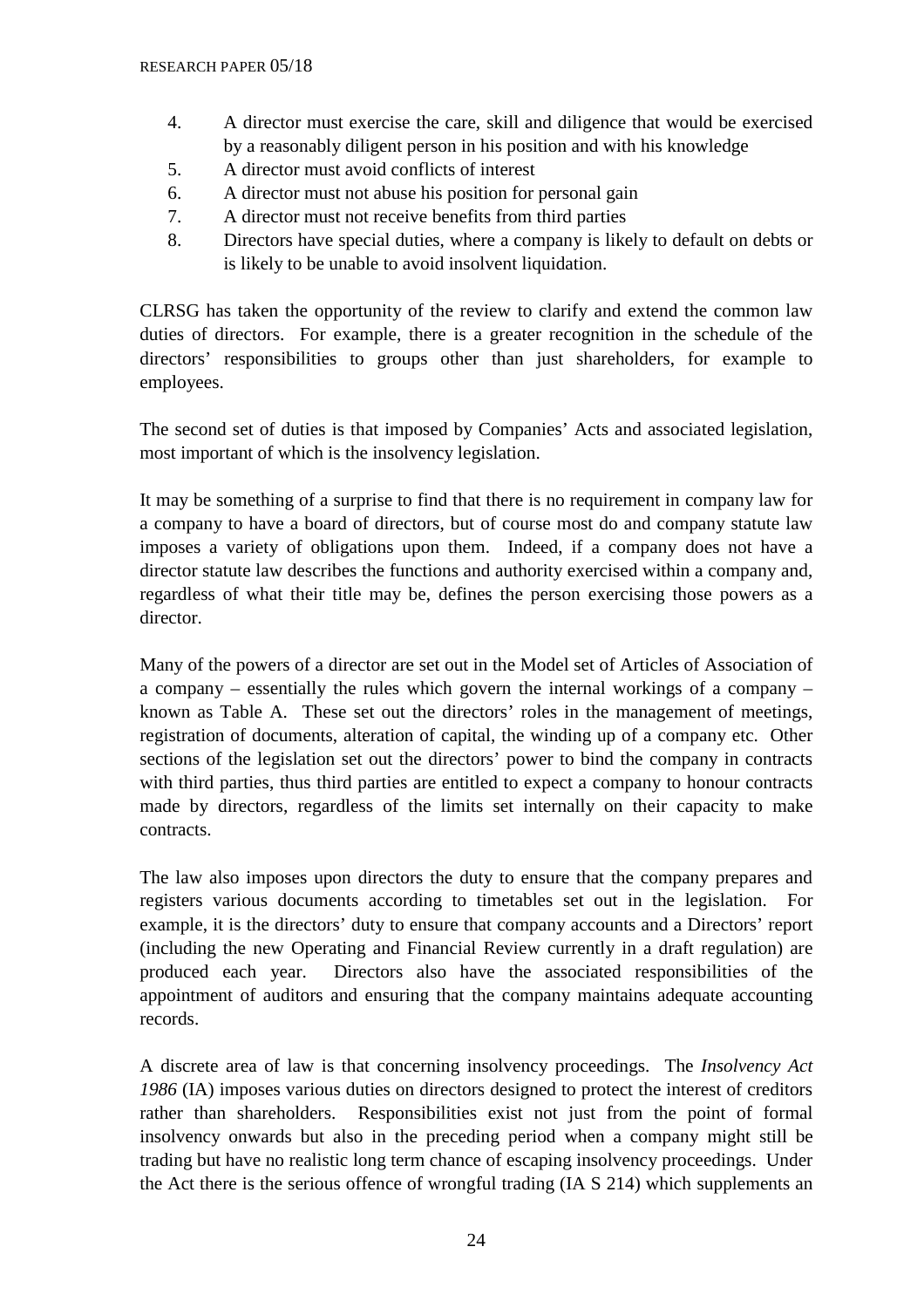4. A director must exercise the care, skill and diligence that would be exercised by a reasonably diligent person in his position and with his knowledge
5. A director must avoid conflicts of interest
6. A director must not abuse his position for personal gain
7. A director must not receive benefits from third parties
8. Directors have special duties, where a company is likely to default on debts or is likely to be unable to avoid insolvent liquidation.

CLRSG has taken the opportunity of the review to clarify and extend the common law duties of directors. For example, there is a greater recognition in the schedule of the directors' responsibilities to groups other than just shareholders, for example to employees.

The second set of duties is that imposed by Companies' Acts and associated legislation, most important of which is the insolvency legislation.

It may be something of a surprise to find that there is no requirement in company law for a company to have a board of directors, but of course most do and company statute law imposes a variety of obligations upon them. Indeed, if a company does not have a director statute law describes the functions and authority exercised within a company and, regardless of what their title may be, defines the person exercising those powers as a director.

Many of the powers of a director are set out in the Model set of Articles of Association of a company – essentially the rules which govern the internal workings of a company – known as Table A. These set out the directors' roles in the management of meetings, registration of documents, alteration of capital, the winding up of a company etc. Other sections of the legislation set out the directors' power to bind the company in contracts with third parties, thus third parties are entitled to expect a company to honour contracts made by directors, regardless of the limits set internally on their capacity to make contracts.

The law also imposes upon directors the duty to ensure that the company prepares and registers various documents according to timetables set out in the legislation. For example, it is the directors' duty to ensure that company accounts and a Directors' report (including the new Operating and Financial Review currently in a draft regulation) are produced each year. Directors also have the associated responsibilities of the appointment of auditors and ensuring that the company maintains adequate accounting records.

A discrete area of law is that concerning insolvency proceedings. The *Insolvency Act 1986* (IA) imposes various duties on directors designed to protect the interest of creditors rather than shareholders. Responsibilities exist not just from the point of formal insolvency onwards but also in the preceding period when a company might still be trading but have no realistic long term chance of escaping insolvency proceedings. Under the Act there is the serious offence of wrongful trading (IA S 214) which supplements an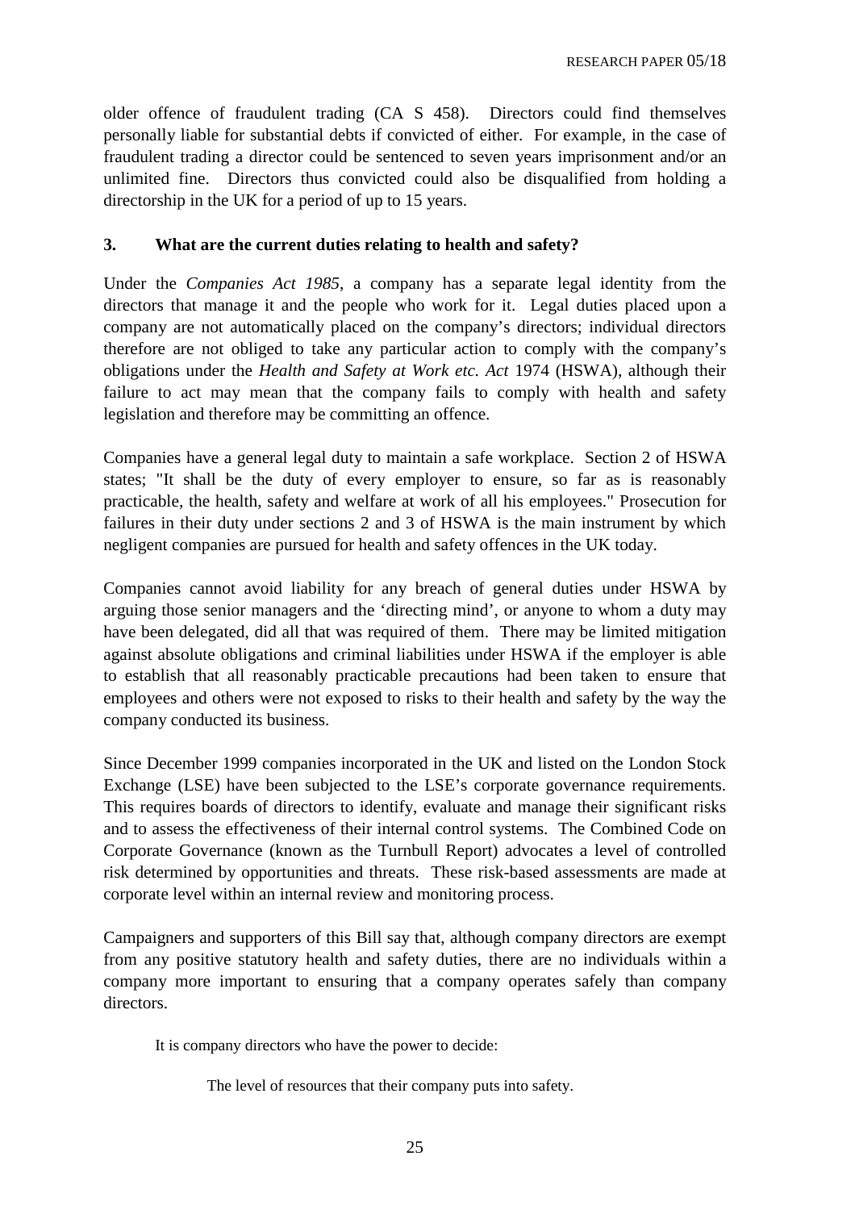older offence of fraudulent trading (CA S 458). Directors could find themselves personally liable for substantial debts if convicted of either. For example, in the case of fraudulent trading a director could be sentenced to seven years imprisonment and/or an unlimited fine. Directors thus convicted could also be disqualified from holding a directorship in the UK for a period of up to 15 years.

### 3. What are the current duties relating to health and safety?

Under the *Companies Act 1985*, a company has a separate legal identity from the directors that manage it and the people who work for it. Legal duties placed upon a company are not automatically placed on the company's directors; individual directors therefore are not obliged to take any particular action to comply with the company's obligations under the *Health and Safety at Work etc. Act* 1974 (HSWA), although their failure to act may mean that the company fails to comply with health and safety legislation and therefore may be committing an offence.

Companies have a general legal duty to maintain a safe workplace. Section 2 of HSWA states; "It shall be the duty of every employer to ensure, so far as is reasonably practicable, the health, safety and welfare at work of all his employees." Prosecution for failures in their duty under sections 2 and 3 of HSWA is the main instrument by which negligent companies are pursued for health and safety offences in the UK today.

Companies cannot avoid liability for any breach of general duties under HSWA by arguing those senior managers and the 'directing mind', or anyone to whom a duty may have been delegated, did all that was required of them. There may be limited mitigation against absolute obligations and criminal liabilities under HSWA if the employer is able to establish that all reasonably practicable precautions had been taken to ensure that employees and others were not exposed to risks to their health and safety by the way the company conducted its business.

Since December 1999 companies incorporated in the UK and listed on the London Stock Exchange (LSE) have been subjected to the LSE's corporate governance requirements. This requires boards of directors to identify, evaluate and manage their significant risks and to assess the effectiveness of their internal control systems. The Combined Code on Corporate Governance (known as the Turnbull Report) advocates a level of controlled risk determined by opportunities and threats. These risk-based assessments are made at corporate level within an internal review and monitoring process.

Campaigners and supporters of this Bill say that, although company directors are exempt from any positive statutory health and safety duties, there are no individuals within a company more important to ensuring that a company operates safely than company directors.

> It is company directors who have the power to decide:
>
> > The level of resources that their company puts into safety.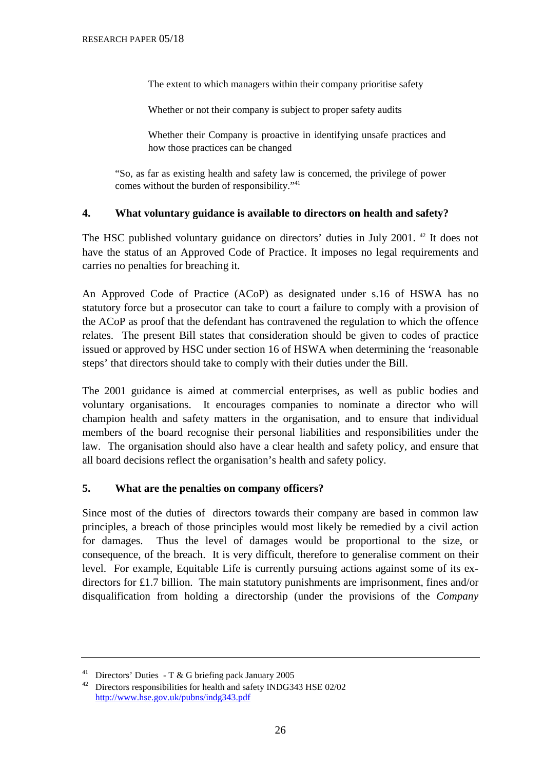The extent to which managers within their company prioritise safety

Whether or not their company is subject to proper safety audits

Whether their Company is proactive in identifying unsafe practices and how those practices can be changed

> "So, as far as existing health and safety law is concerned, the privilege of power comes without the burden of responsibility."[41]

## 4. What voluntary guidance is available to directors on health and safety?

The HSC published voluntary guidance on directors' duties in July 2001. [42] It does not have the status of an Approved Code of Practice. It imposes no legal requirements and carries no penalties for breaching it.

An Approved Code of Practice (ACoP) as designated under s.16 of HSWA has no statutory force but a prosecutor can take to court a failure to comply with a provision of the ACoP as proof that the defendant has contravened the regulation to which the offence relates. The present Bill states that consideration should be given to codes of practice issued or approved by HSC under section 16 of HSWA when determining the 'reasonable steps' that directors should take to comply with their duties under the Bill.

The 2001 guidance is aimed at commercial enterprises, as well as public bodies and voluntary organisations. It encourages companies to nominate a director who will champion health and safety matters in the organisation, and to ensure that individual members of the board recognise their personal liabilities and responsibilities under the law. The organisation should also have a clear health and safety policy, and ensure that all board decisions reflect the organisation's health and safety policy.

## 5. What are the penalties on company officers?

Since most of the duties of directors towards their company are based in common law principles, a breach of those principles would most likely be remedied by a civil action for damages. Thus the level of damages would be proportional to the size, or consequence, of the breach. It is very difficult, therefore to generalise comment on their level. For example, Equitable Life is currently pursuing actions against some of its ex-directors for £1.7 billion. The main statutory punishments are imprisonment, fines and/or disqualification from holding a directorship (under the provisions of the *Company*

---

[41] Directors' Duties - T & G briefing pack January 2005

[42] Directors responsibilities for health and safety INDG343 HSE 02/02 http://www.hse.gov.uk/pubns/indg343.pdf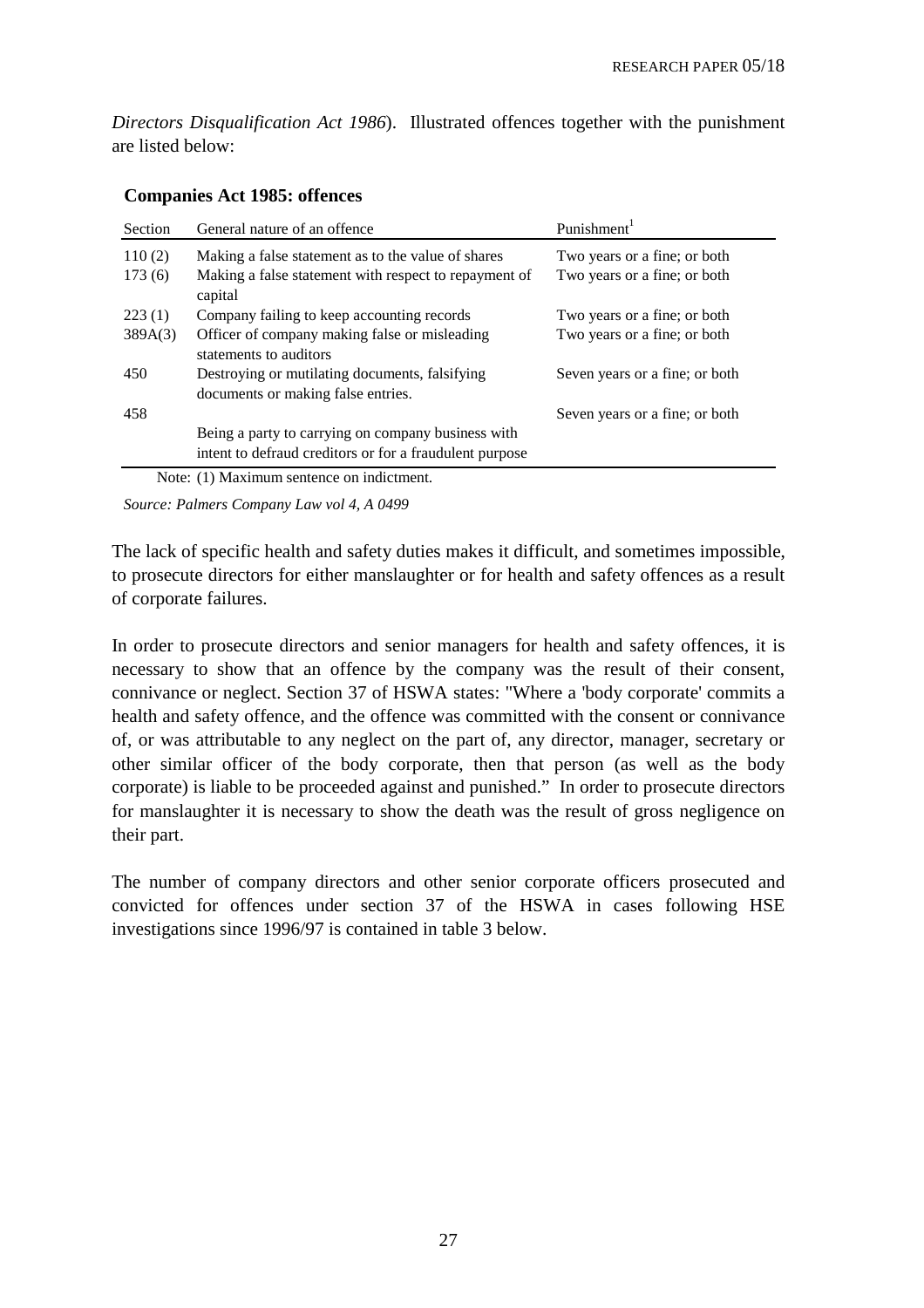*Directors Disqualification Act 1986*). Illustrated offences together with the punishment are listed below:

**Companies Act 1985: offences**

| Section | General nature of an offence | Punishment[1] |
|---|---|---|
| 110 (2) | Making a false statement as to the value of shares | Two years or a fine; or both |
| 173 (6) | Making a false statement with respect to repayment of capital | Two years or a fine; or both |
| 223 (1) | Company failing to keep accounting records | Two years or a fine; or both |
| 389A(3) | Officer of company making false or misleading statements to auditors | Two years or a fine; or both |
| 450 | Destroying or mutilating documents, falsifying documents or making false entries. | Seven years or a fine; or both |
| 458 | Being a party to carrying on company business with intent to defraud creditors or for a fraudulent purpose | Seven years or a fine; or both |

Note: (1) Maximum sentence on indictment.

*Source: Palmers Company Law vol 4, A 0499*

The lack of specific health and safety duties makes it difficult, and sometimes impossible, to prosecute directors for either manslaughter or for health and safety offences as a result of corporate failures.

In order to prosecute directors and senior managers for health and safety offences, it is necessary to show that an offence by the company was the result of their consent, connivance or neglect. Section 37 of HSWA states: "Where a 'body corporate' commits a health and safety offence, and the offence was committed with the consent or connivance of, or was attributable to any neglect on the part of, any director, manager, secretary or other similar officer of the body corporate, then that person (as well as the body corporate) is liable to be proceeded against and punished." In order to prosecute directors for manslaughter it is necessary to show the death was the result of gross negligence on their part.

The number of company directors and other senior corporate officers prosecuted and convicted for offences under section 37 of the HSWA in cases following HSE investigations since 1996/97 is contained in table 3 below.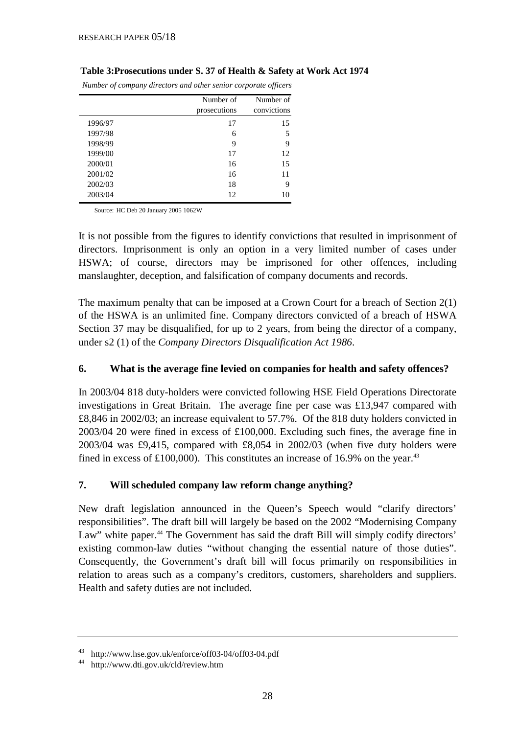**Table 3:Prosecutions under S. 37 of Health & Safety at Work Act 1974**

*Number of company directors and other senior corporate officers*

| | Number of prosecutions | Number of convictions |
|---|---|---|
| 1996/97 | 17 | 15 |
| 1997/98 | 6 | 5 |
| 1998/99 | 9 | 9 |
| 1999/00 | 17 | 12 |
| 2000/01 | 16 | 15 |
| 2001/02 | 16 | 11 |
| 2002/03 | 18 | 9 |
| 2003/04 | 12 | 10 |

Source: HC Deb 20 January 2005 1062W

It is not possible from the figures to identify convictions that resulted in imprisonment of directors. Imprisonment is only an option in a very limited number of cases under HSWA; of course, directors may be imprisoned for other offences, including manslaughter, deception, and falsification of company documents and records.

The maximum penalty that can be imposed at a Crown Court for a breach of Section 2(1) of the HSWA is an unlimited fine. Company directors convicted of a breach of HSWA Section 37 may be disqualified, for up to 2 years, from being the director of a company, under s2 (1) of the *Company Directors Disqualification Act 1986*.

## 6. What is the average fine levied on companies for health and safety offences?

In 2003/04 818 duty-holders were convicted following HSE Field Operations Directorate investigations in Great Britain. The average fine per case was £13,947 compared with £8,846 in 2002/03; an increase equivalent to 57.7%. Of the 818 duty holders convicted in 2003/04 20 were fined in excess of £100,000. Excluding such fines, the average fine in 2003/04 was £9,415, compared with £8,054 in 2002/03 (when five duty holders were fined in excess of £100,000). This constitutes an increase of 16.9% on the year.[43]

## 7. Will scheduled company law reform change anything?

New draft legislation announced in the Queen's Speech would "clarify directors' responsibilities". The draft bill will largely be based on the 2002 "Modernising Company Law" white paper.[44] The Government has said the draft Bill will simply codify directors' existing common-law duties "without changing the essential nature of those duties". Consequently, the Government's draft bill will focus primarily on responsibilities in relation to areas such as a company's creditors, customers, shareholders and suppliers. Health and safety duties are not included.

---

[43] http://www.hse.gov.uk/enforce/off03-04/off03-04.pdf

[44] http://www.dti.gov.uk/cld/review.htm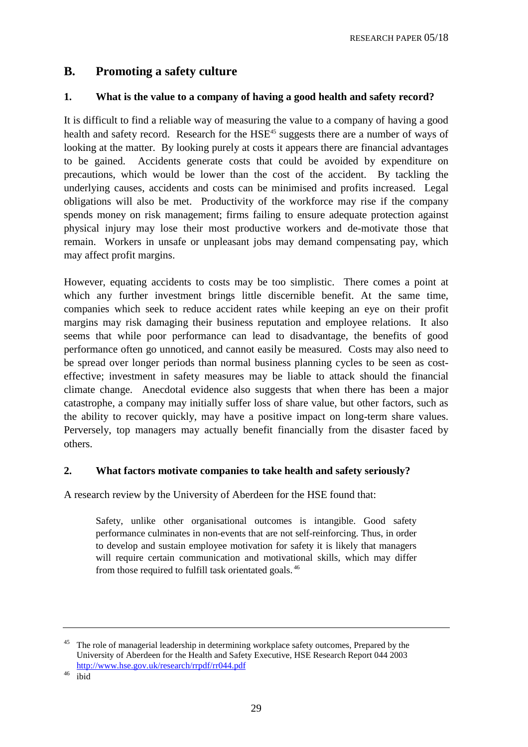## B. Promoting a safety culture

### 1. What is the value to a company of having a good health and safety record?

It is difficult to find a reliable way of measuring the value to a company of having a good health and safety record. Research for the HSE[45] suggests there are a number of ways of looking at the matter. By looking purely at costs it appears there are financial advantages to be gained. Accidents generate costs that could be avoided by expenditure on precautions, which would be lower than the cost of the accident. By tackling the underlying causes, accidents and costs can be minimised and profits increased. Legal obligations will also be met. Productivity of the workforce may rise if the company spends money on risk management; firms failing to ensure adequate protection against physical injury may lose their most productive workers and de-motivate those that remain. Workers in unsafe or unpleasant jobs may demand compensating pay, which may affect profit margins.

However, equating accidents to costs may be too simplistic. There comes a point at which any further investment brings little discernible benefit. At the same time, companies which seek to reduce accident rates while keeping an eye on their profit margins may risk damaging their business reputation and employee relations. It also seems that while poor performance can lead to disadvantage, the benefits of good performance often go unnoticed, and cannot easily be measured. Costs may also need to be spread over longer periods than normal business planning cycles to be seen as cost-effective; investment in safety measures may be liable to attack should the financial climate change. Anecdotal evidence also suggests that when there has been a major catastrophe, a company may initially suffer loss of share value, but other factors, such as the ability to recover quickly, may have a positive impact on long-term share values. Perversely, top managers may actually benefit financially from the disaster faced by others.

### 2. What factors motivate companies to take health and safety seriously?

A research review by the University of Aberdeen for the HSE found that:

> Safety, unlike other organisational outcomes is intangible. Good safety performance culminates in non-events that are not self-reinforcing. Thus, in order to develop and sustain employee motivation for safety it is likely that managers will require certain communication and motivational skills, which may differ from those required to fulfill task orientated goals.[46]

---

[45] The role of managerial leadership in determining workplace safety outcomes, Prepared by the University of Aberdeen for the Health and Safety Executive, HSE Research Report 044 2003 http://www.hse.gov.uk/research/rrpdf/rr044.pdf

[46] ibid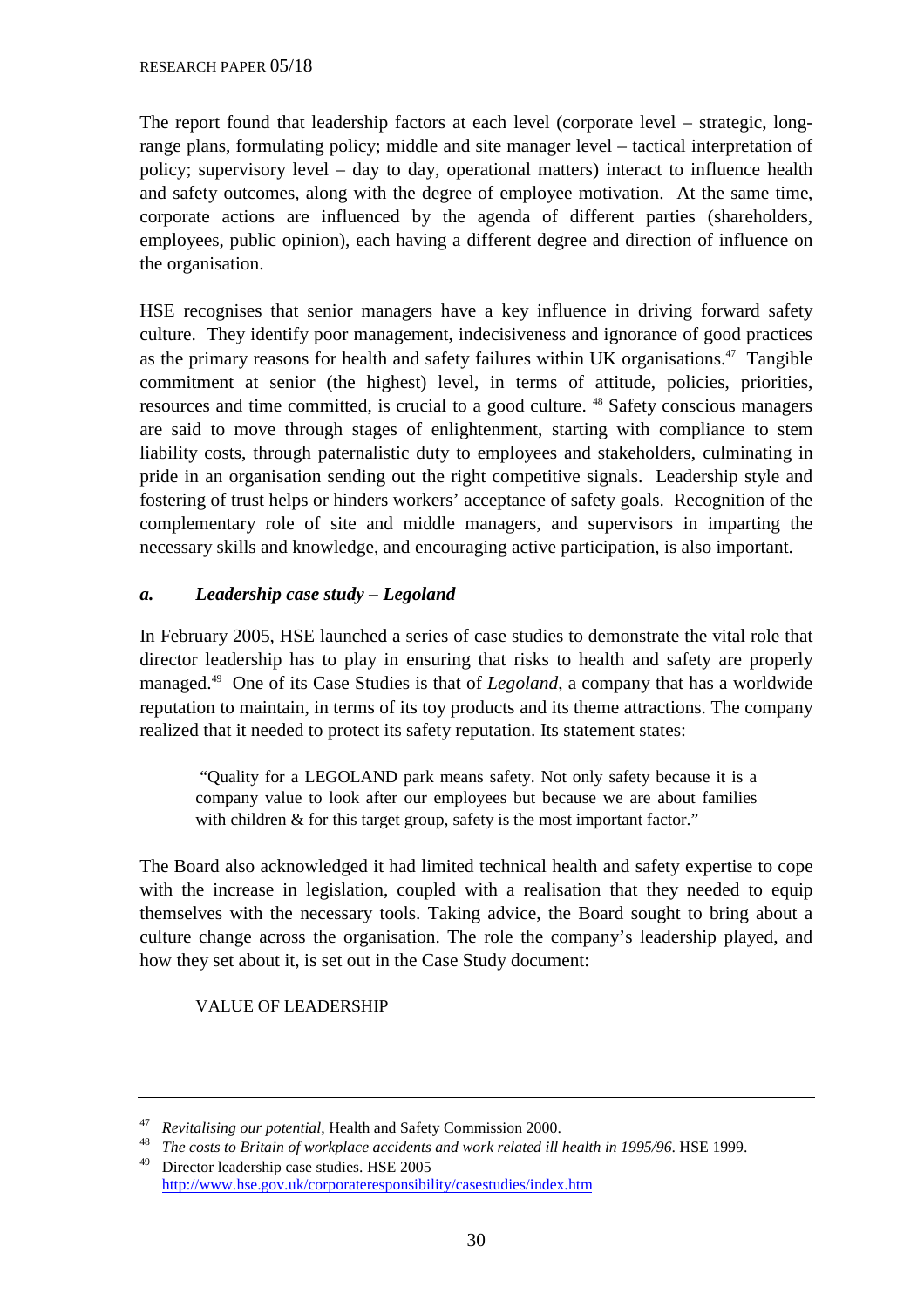The report found that leadership factors at each level (corporate level – strategic, long-range plans, formulating policy; middle and site manager level – tactical interpretation of policy; supervisory level – day to day, operational matters) interact to influence health and safety outcomes, along with the degree of employee motivation. At the same time, corporate actions are influenced by the agenda of different parties (shareholders, employees, public opinion), each having a different degree and direction of influence on the organisation.

HSE recognises that senior managers have a key influence in driving forward safety culture. They identify poor management, indecisiveness and ignorance of good practices as the primary reasons for health and safety failures within UK organisations.[47] Tangible commitment at senior (the highest) level, in terms of attitude, policies, priorities, resources and time committed, is crucial to a good culture. [48] Safety conscious managers are said to move through stages of enlightenment, starting with compliance to stem liability costs, through paternalistic duty to employees and stakeholders, culminating in pride in an organisation sending out the right competitive signals. Leadership style and fostering of trust helps or hinders workers' acceptance of safety goals. Recognition of the complementary role of site and middle managers, and supervisors in imparting the necessary skills and knowledge, and encouraging active participation, is also important.

### *a. Leadership case study – Legoland*

In February 2005, HSE launched a series of case studies to demonstrate the vital role that director leadership has to play in ensuring that risks to health and safety are properly managed.[49] One of its Case Studies is that of *Legoland*, a company that has a worldwide reputation to maintain, in terms of its toy products and its theme attractions. The company realized that it needed to protect its safety reputation. Its statement states:

> "Quality for a LEGOLAND park means safety. Not only safety because it is a company value to look after our employees but because we are about families with children & for this target group, safety is the most important factor."

The Board also acknowledged it had limited technical health and safety expertise to cope with the increase in legislation, coupled with a realisation that they needed to equip themselves with the necessary tools. Taking advice, the Board sought to bring about a culture change across the organisation. The role the company's leadership played, and how they set about it, is set out in the Case Study document:

VALUE OF LEADERSHIP

---

[47] *Revitalising our potential*, Health and Safety Commission 2000.

[48] *The costs to Britain of workplace accidents and work related ill health in 1995/96*. HSE 1999.

[49] Director leadership case studies. HSE 2005 http://www.hse.gov.uk/corporateresponsibility/casestudies/index.htm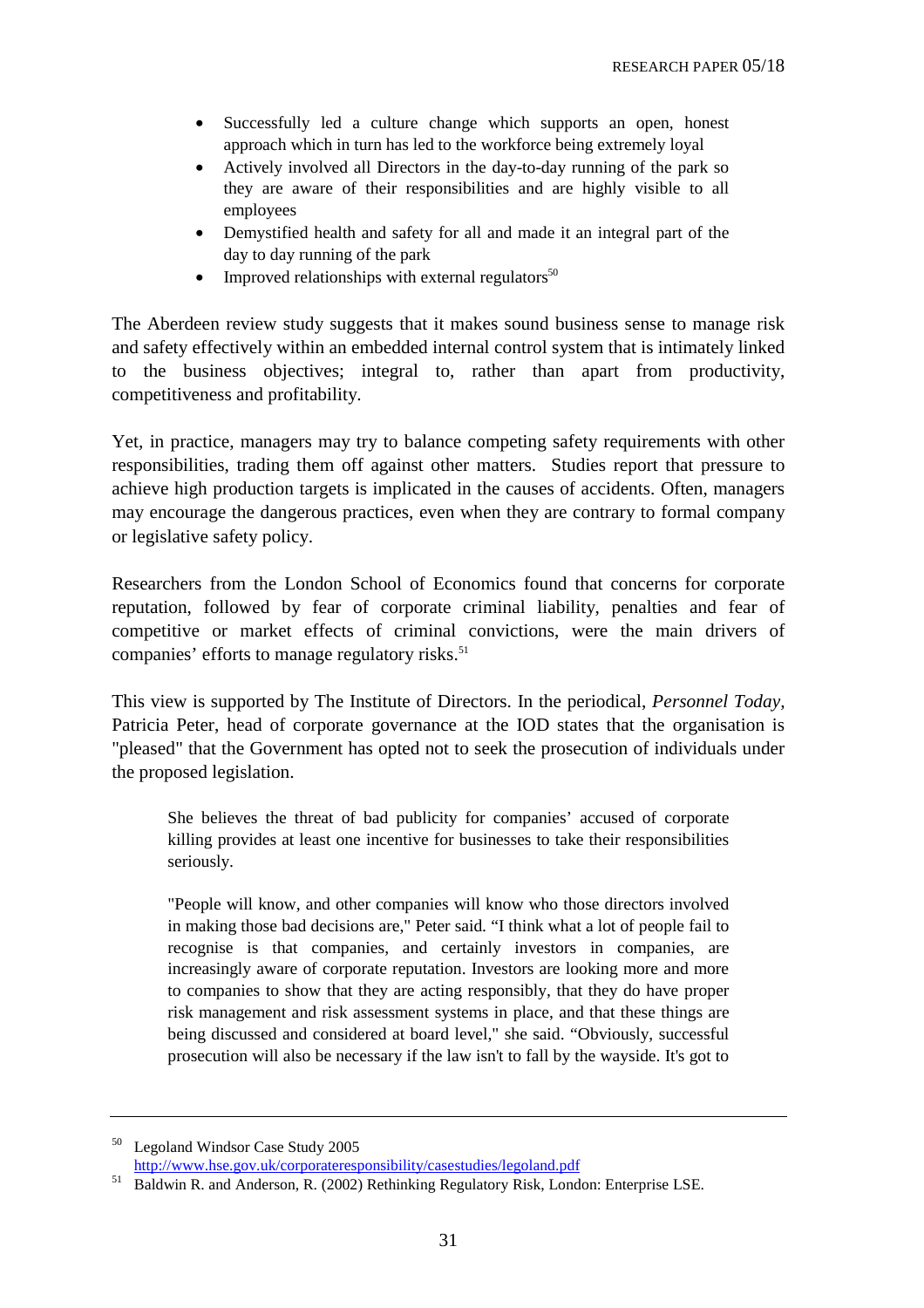- Successfully led a culture change which supports an open, honest approach which in turn has led to the workforce being extremely loyal
- Actively involved all Directors in the day-to-day running of the park so they are aware of their responsibilities and are highly visible to all employees
- Demystified health and safety for all and made it an integral part of the day to day running of the park
- Improved relationships with external regulators[50]

The Aberdeen review study suggests that it makes sound business sense to manage risk and safety effectively within an embedded internal control system that is intimately linked to the business objectives; integral to, rather than apart from productivity, competitiveness and profitability.

Yet, in practice, managers may try to balance competing safety requirements with other responsibilities, trading them off against other matters. Studies report that pressure to achieve high production targets is implicated in the causes of accidents. Often, managers may encourage the dangerous practices, even when they are contrary to formal company or legislative safety policy.

Researchers from the London School of Economics found that concerns for corporate reputation, followed by fear of corporate criminal liability, penalties and fear of competitive or market effects of criminal convictions, were the main drivers of companies' efforts to manage regulatory risks.[51]

This view is supported by The Institute of Directors. In the periodical, *Personnel Today*, Patricia Peter, head of corporate governance at the IOD states that the organisation is "pleased" that the Government has opted not to seek the prosecution of individuals under the proposed legislation.

> She believes the threat of bad publicity for companies' accused of corporate killing provides at least one incentive for businesses to take their responsibilities seriously.
>
> "People will know, and other companies will know who those directors involved in making those bad decisions are," Peter said. "I think what a lot of people fail to recognise is that companies, and certainly investors in companies, are increasingly aware of corporate reputation. Investors are looking more and more to companies to show that they are acting responsibly, that they do have proper risk management and risk assessment systems in place, and that these things are being discussed and considered at board level," she said. "Obviously, successful prosecution will also be necessary if the law isn't to fall by the wayside. It's got to

---

[50] Legoland Windsor Case Study 2005 http://www.hse.gov.uk/corporateresponsibility/casestudies/legoland.pdf

[51] Baldwin R. and Anderson, R. (2002) Rethinking Regulatory Risk, London: Enterprise LSE.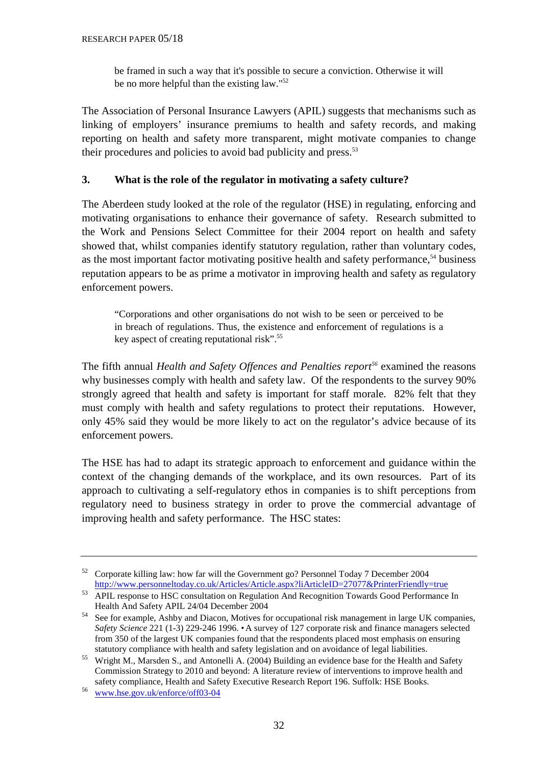> be framed in such a way that it's possible to secure a conviction. Otherwise it will be no more helpful than the existing law."[52]

The Association of Personal Insurance Lawyers (APIL) suggests that mechanisms such as linking of employers' insurance premiums to health and safety records, and making reporting on health and safety more transparent, might motivate companies to change their procedures and policies to avoid bad publicity and press.[53]

## 3. What is the role of the regulator in motivating a safety culture?

The Aberdeen study looked at the role of the regulator (HSE) in regulating, enforcing and motivating organisations to enhance their governance of safety. Research submitted to the Work and Pensions Select Committee for their 2004 report on health and safety showed that, whilst companies identify statutory regulation, rather than voluntary codes, as the most important factor motivating positive health and safety performance,[54] business reputation appears to be as prime a motivator in improving health and safety as regulatory enforcement powers.

> "Corporations and other organisations do not wish to be seen or perceived to be in breach of regulations. Thus, the existence and enforcement of regulations is a key aspect of creating reputational risk".[55]

The fifth annual *Health and Safety Offences and Penalties report*[56] examined the reasons why businesses comply with health and safety law. Of the respondents to the survey 90% strongly agreed that health and safety is important for staff morale. 82% felt that they must comply with health and safety regulations to protect their reputations. However, only 45% said they would be more likely to act on the regulator's advice because of its enforcement powers.

The HSE has had to adapt its strategic approach to enforcement and guidance within the context of the changing demands of the workplace, and its own resources. Part of its approach to cultivating a self-regulatory ethos in companies is to shift perceptions from regulatory need to business strategy in order to prove the commercial advantage of improving health and safety performance. The HSC states:

---

[52] Corporate killing law: how far will the Government go? Personnel Today 7 December 2004 http://www.personneltoday.co.uk/Articles/Article.aspx?liArticleID=27077&PrinterFriendly=true

[53] APIL response to HSC consultation on Regulation And Recognition Towards Good Performance In Health And Safety APIL 24/04 December 2004

[54] See for example, Ashby and Diacon, Motives for occupational risk management in large UK companies, *Safety Science* 221 (1-3) 229-246 1996. • A survey of 127 corporate risk and finance managers selected from 350 of the largest UK companies found that the respondents placed most emphasis on ensuring statutory compliance with health and safety legislation and on avoidance of legal liabilities.

[55] Wright M., Marsden S., and Antonelli A. (2004) Building an evidence base for the Health and Safety Commission Strategy to 2010 and beyond: A literature review of interventions to improve health and safety compliance, Health and Safety Executive Research Report 196. Suffolk: HSE Books.

[56] www.hse.gov.uk/enforce/off03-04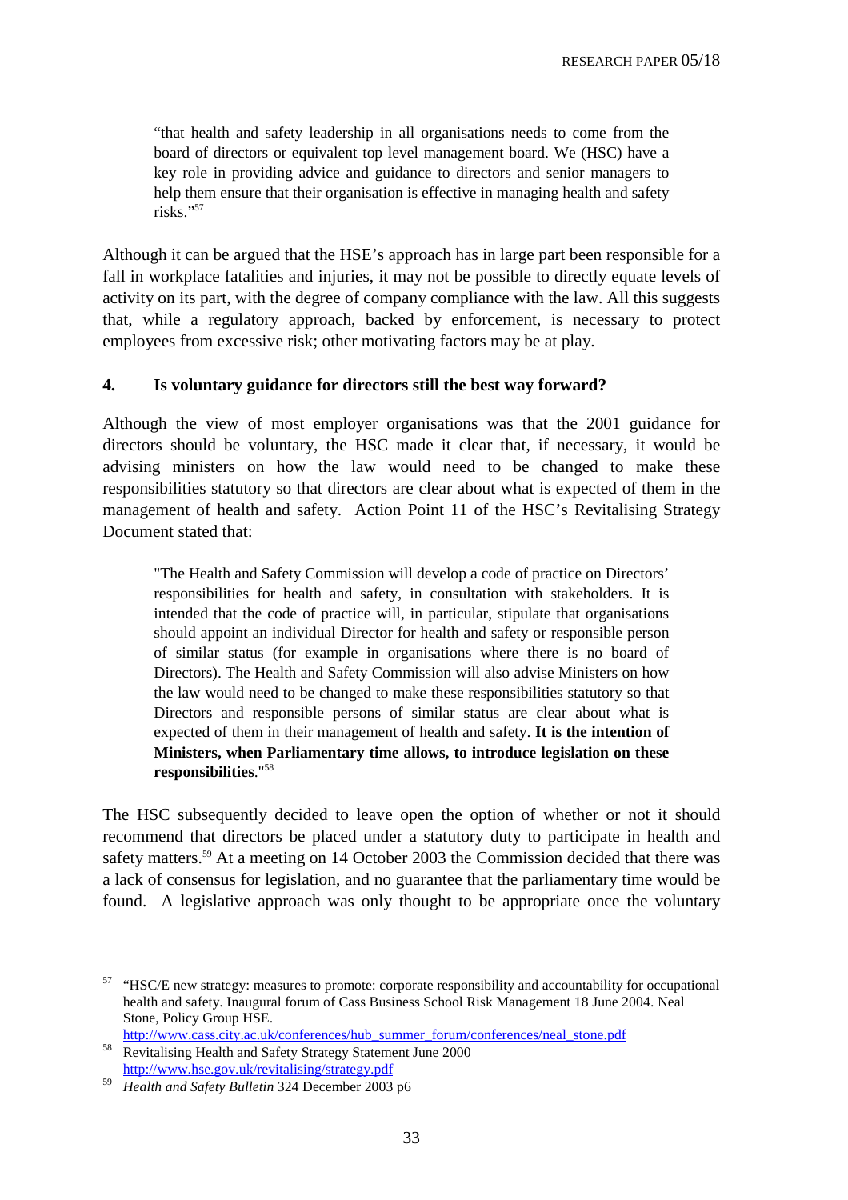> "that health and safety leadership in all organisations needs to come from the board of directors or equivalent top level management board. We (HSC) have a key role in providing advice and guidance to directors and senior managers to help them ensure that their organisation is effective in managing health and safety risks."[57]

Although it can be argued that the HSE's approach has in large part been responsible for a fall in workplace fatalities and injuries, it may not be possible to directly equate levels of activity on its part, with the degree of company compliance with the law. All this suggests that, while a regulatory approach, backed by enforcement, is necessary to protect employees from excessive risk; other motivating factors may be at play.

### 4. Is voluntary guidance for directors still the best way forward?

Although the view of most employer organisations was that the 2001 guidance for directors should be voluntary, the HSC made it clear that, if necessary, it would be advising ministers on how the law would need to be changed to make these responsibilities statutory so that directors are clear about what is expected of them in the management of health and safety. Action Point 11 of the HSC's Revitalising Strategy Document stated that:

> "The Health and Safety Commission will develop a code of practice on Directors' responsibilities for health and safety, in consultation with stakeholders. It is intended that the code of practice will, in particular, stipulate that organisations should appoint an individual Director for health and safety or responsible person of similar status (for example in organisations where there is no board of Directors). The Health and Safety Commission will also advise Ministers on how the law would need to be changed to make these responsibilities statutory so that Directors and responsible persons of similar status are clear about what is expected of them in their management of health and safety. **It is the intention of Ministers, when Parliamentary time allows, to introduce legislation on these responsibilities**."[58]

The HSC subsequently decided to leave open the option of whether or not it should recommend that directors be placed under a statutory duty to participate in health and safety matters.[59] At a meeting on 14 October 2003 the Commission decided that there was a lack of consensus for legislation, and no guarantee that the parliamentary time would be found. A legislative approach was only thought to be appropriate once the voluntary

---

[57] "HSC/E new strategy: measures to promote: corporate responsibility and accountability for occupational health and safety. Inaugural forum of Cass Business School Risk Management 18 June 2004. Neal Stone, Policy Group HSE. http://www.cass.city.ac.uk/conferences/hub_summer_forum/conferences/neal_stone.pdf

[58] Revitalising Health and Safety Strategy Statement June 2000 http://www.hse.gov.uk/revitalising/strategy.pdf

[59] *Health and Safety Bulletin* 324 December 2003 p6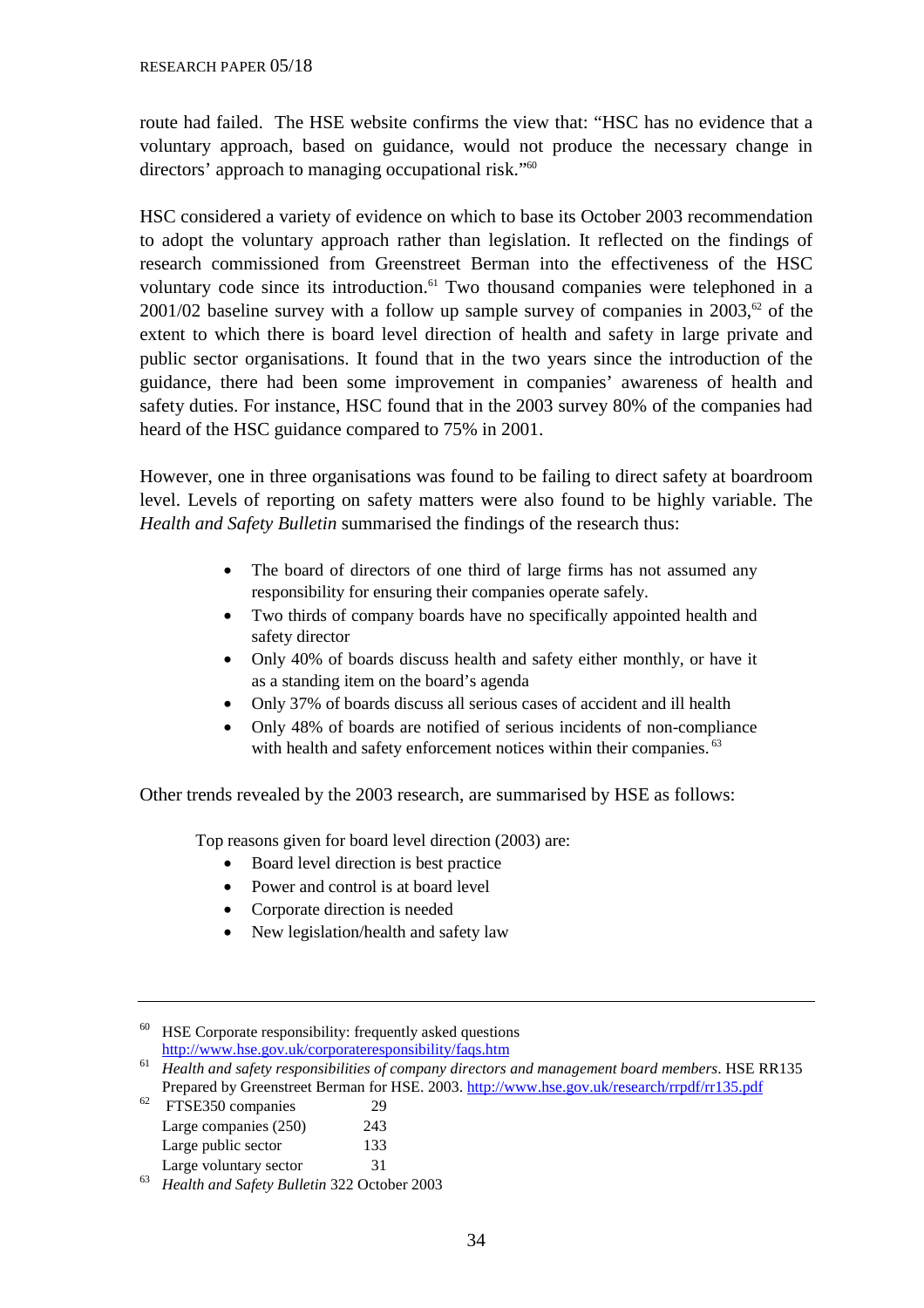route had failed. The HSE website confirms the view that: "HSC has no evidence that a voluntary approach, based on guidance, would not produce the necessary change in directors' approach to managing occupational risk."[60]

HSC considered a variety of evidence on which to base its October 2003 recommendation to adopt the voluntary approach rather than legislation. It reflected on the findings of research commissioned from Greenstreet Berman into the effectiveness of the HSC voluntary code since its introduction.[61] Two thousand companies were telephoned in a 2001/02 baseline survey with a follow up sample survey of companies in 2003,[62] of the extent to which there is board level direction of health and safety in large private and public sector organisations. It found that in the two years since the introduction of the guidance, there had been some improvement in companies' awareness of health and safety duties. For instance, HSC found that in the 2003 survey 80% of the companies had heard of the HSC guidance compared to 75% in 2001.

However, one in three organisations was found to be failing to direct safety at boardroom level. Levels of reporting on safety matters were also found to be highly variable. The *Health and Safety Bulletin* summarised the findings of the research thus:

> - The board of directors of one third of large firms has not assumed any responsibility for ensuring their companies operate safely.
> - Two thirds of company boards have no specifically appointed health and safety director
> - Only 40% of boards discuss health and safety either monthly, or have it as a standing item on the board's agenda
> - Only 37% of boards discuss all serious cases of accident and ill health
> - Only 48% of boards are notified of serious incidents of non-compliance with health and safety enforcement notices within their companies.[63]

Other trends revealed by the 2003 research, are summarised by HSE as follows:

> Top reasons given for board level direction (2003) are:
>
> - Board level direction is best practice
> - Power and control is at board level
> - Corporate direction is needed
> - New legislation/health and safety law

---

[60] HSE Corporate responsibility: frequently asked questions http://www.hse.gov.uk/corporateresponsibility/faqs.htm

[61] *Health and safety responsibilities of company directors and management board members*. HSE RR135 Prepared by Greenstreet Berman for HSE. 2003. http://www.hse.gov.uk/research/rrpdf/rr135.pdf

[62]

| | |
|---|---|
| FTSE350 companies | 29 |
| Large companies (250) | 243 |
| Large public sector | 133 |
| Large voluntary sector | 31 |

[63] *Health and Safety Bulletin* 322 October 2003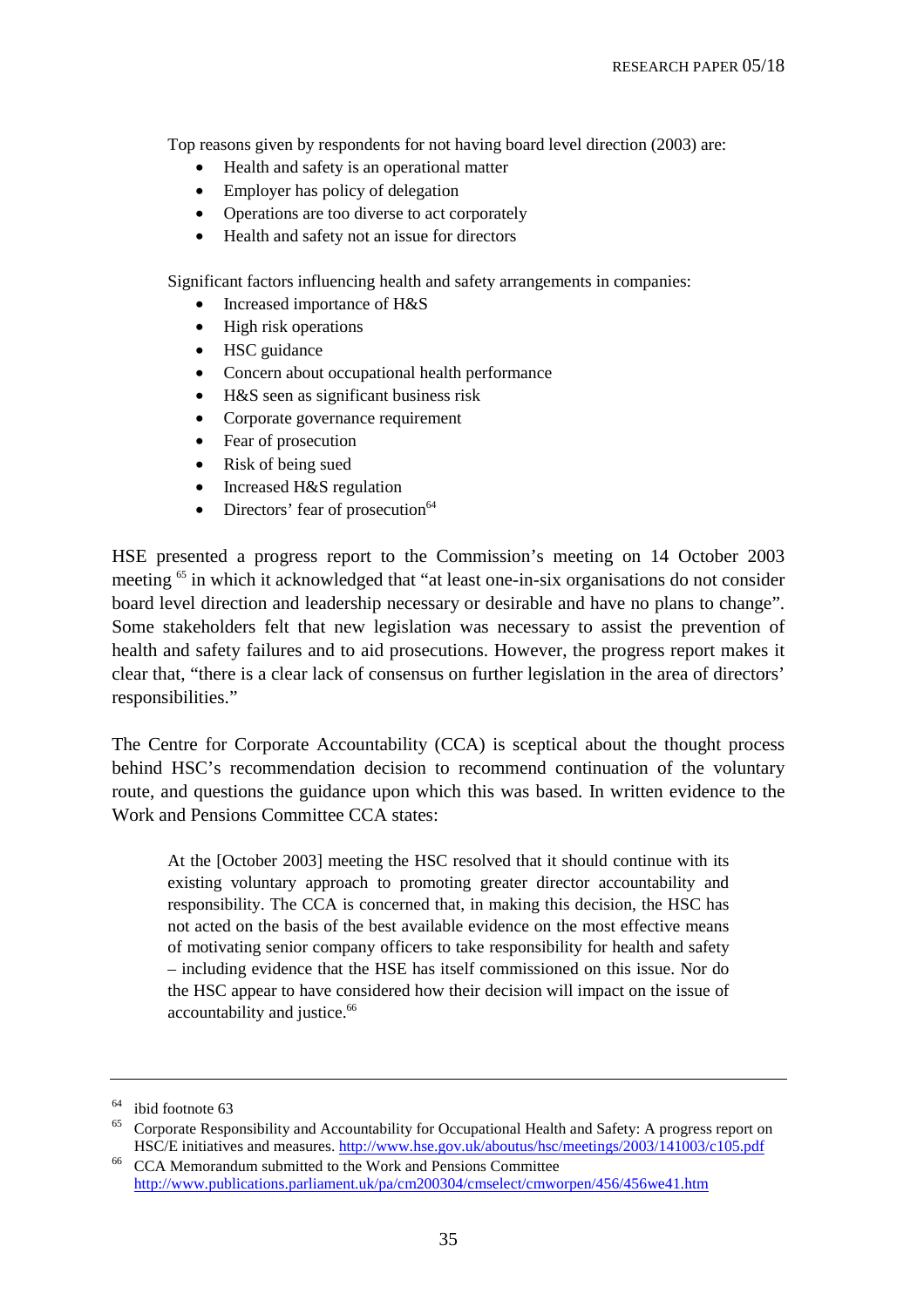Top reasons given by respondents for not having board level direction (2003) are:

- Health and safety is an operational matter
- Employer has policy of delegation
- Operations are too diverse to act corporately
- Health and safety not an issue for directors

Significant factors influencing health and safety arrangements in companies:

- Increased importance of H&S
- High risk operations
- HSC guidance
- Concern about occupational health performance
- H&S seen as significant business risk
- Corporate governance requirement
- Fear of prosecution
- Risk of being sued
- Increased H&S regulation
- Directors' fear of prosecution[64]

HSE presented a progress report to the Commission's meeting on 14 October 2003 meeting [65] in which it acknowledged that "at least one-in-six organisations do not consider board level direction and leadership necessary or desirable and have no plans to change". Some stakeholders felt that new legislation was necessary to assist the prevention of health and safety failures and to aid prosecutions. However, the progress report makes it clear that, "there is a clear lack of consensus on further legislation in the area of directors' responsibilities."

The Centre for Corporate Accountability (CCA) is sceptical about the thought process behind HSC's recommendation decision to recommend continuation of the voluntary route, and questions the guidance upon which this was based. In written evidence to the Work and Pensions Committee CCA states:

> At the [October 2003] meeting the HSC resolved that it should continue with its existing voluntary approach to promoting greater director accountability and responsibility. The CCA is concerned that, in making this decision, the HSC has not acted on the basis of the best available evidence on the most effective means of motivating senior company officers to take responsibility for health and safety – including evidence that the HSE has itself commissioned on this issue. Nor do the HSC appear to have considered how their decision will impact on the issue of accountability and justice.[66]

---

[64] ibid footnote 63

[65] Corporate Responsibility and Accountability for Occupational Health and Safety: A progress report on HSC/E initiatives and measures. http://www.hse.gov.uk/aboutus/hsc/meetings/2003/141003/c105.pdf

[66] CCA Memorandum submitted to the Work and Pensions Committee http://www.publications.parliament.uk/pa/cm200304/cmselect/cmworpen/456/456we41.htm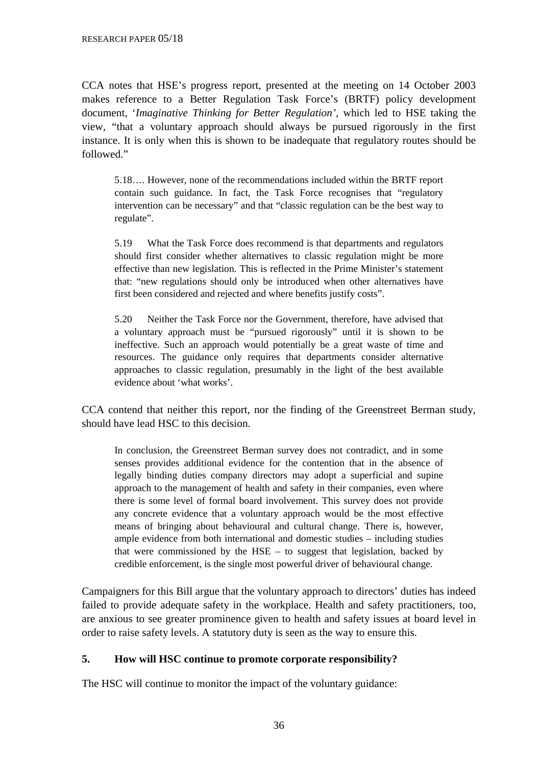CCA notes that HSE's progress report, presented at the meeting on 14 October 2003 makes reference to a Better Regulation Task Force's (BRTF) policy development document, '*Imaginative Thinking for Better Regulation'*, which led to HSE taking the view, "that a voluntary approach should always be pursued rigorously in the first instance. It is only when this is shown to be inadequate that regulatory routes should be followed."

> 5.18…. However, none of the recommendations included within the BRTF report contain such guidance. In fact, the Task Force recognises that "regulatory intervention can be necessary" and that "classic regulation can be the best way to regulate".
>
> 5.19 What the Task Force does recommend is that departments and regulators should first consider whether alternatives to classic regulation might be more effective than new legislation. This is reflected in the Prime Minister's statement that: "new regulations should only be introduced when other alternatives have first been considered and rejected and where benefits justify costs".
>
> 5.20 Neither the Task Force nor the Government, therefore, have advised that a voluntary approach must be "pursued rigorously" until it is shown to be ineffective. Such an approach would potentially be a great waste of time and resources. The guidance only requires that departments consider alternative approaches to classic regulation, presumably in the light of the best available evidence about 'what works'.

CCA contend that neither this report, nor the finding of the Greenstreet Berman study, should have lead HSC to this decision.

> In conclusion, the Greenstreet Berman survey does not contradict, and in some senses provides additional evidence for the contention that in the absence of legally binding duties company directors may adopt a superficial and supine approach to the management of health and safety in their companies, even where there is some level of formal board involvement. This survey does not provide any concrete evidence that a voluntary approach would be the most effective means of bringing about behavioural and cultural change. There is, however, ample evidence from both international and domestic studies – including studies that were commissioned by the HSE – to suggest that legislation, backed by credible enforcement, is the single most powerful driver of behavioural change.

Campaigners for this Bill argue that the voluntary approach to directors' duties has indeed failed to provide adequate safety in the workplace. Health and safety practitioners, too, are anxious to see greater prominence given to health and safety issues at board level in order to raise safety levels. A statutory duty is seen as the way to ensure this.

### 5. How will HSC continue to promote corporate responsibility?

The HSC will continue to monitor the impact of the voluntary guidance: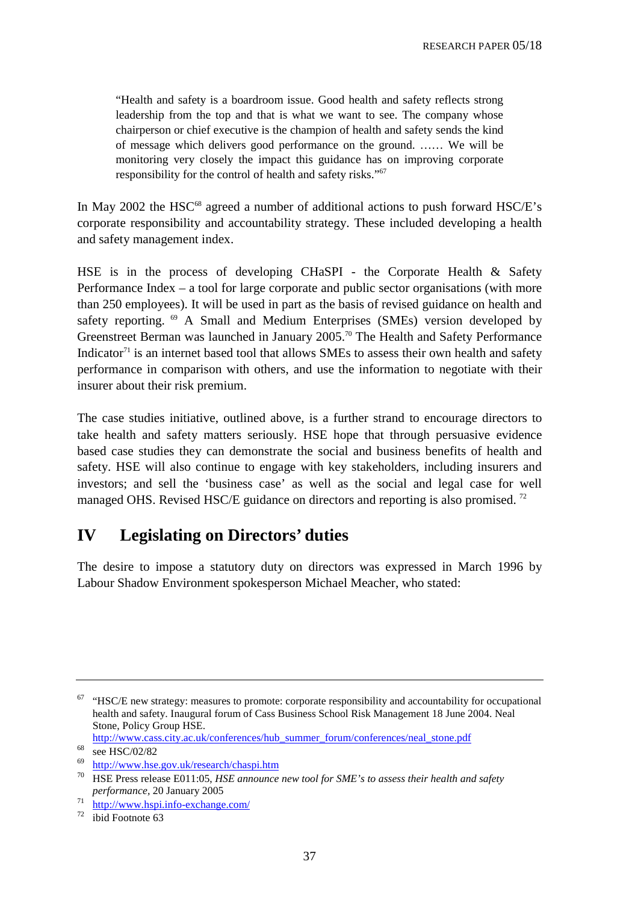> "Health and safety is a boardroom issue. Good health and safety reflects strong leadership from the top and that is what we want to see. The company whose chairperson or chief executive is the champion of health and safety sends the kind of message which delivers good performance on the ground. …… We will be monitoring very closely the impact this guidance has on improving corporate responsibility for the control of health and safety risks."[67]

In May 2002 the HSC[68] agreed a number of additional actions to push forward HSC/E's corporate responsibility and accountability strategy. These included developing a health and safety management index.

HSE is in the process of developing CHaSPI - the Corporate Health & Safety Performance Index – a tool for large corporate and public sector organisations (with more than 250 employees). It will be used in part as the basis of revised guidance on health and safety reporting. [69] A Small and Medium Enterprises (SMEs) version developed by Greenstreet Berman was launched in January 2005.[70] The Health and Safety Performance Indicator[71] is an internet based tool that allows SMEs to assess their own health and safety performance in comparison with others, and use the information to negotiate with their insurer about their risk premium.

The case studies initiative, outlined above, is a further strand to encourage directors to take health and safety matters seriously. HSE hope that through persuasive evidence based case studies they can demonstrate the social and business benefits of health and safety. HSE will also continue to engage with key stakeholders, including insurers and investors; and sell the 'business case' as well as the social and legal case for well managed OHS. Revised HSC/E guidance on directors and reporting is also promised. [72]

## IV Legislating on Directors' duties

The desire to impose a statutory duty on directors was expressed in March 1996 by Labour Shadow Environment spokesperson Michael Meacher, who stated:

---

[67] "HSC/E new strategy: measures to promote: corporate responsibility and accountability for occupational health and safety. Inaugural forum of Cass Business School Risk Management 18 June 2004. Neal Stone, Policy Group HSE. http://www.cass.city.ac.uk/conferences/hub_summer_forum/conferences/neal_stone.pdf

[68] see HSC/02/82

[69] http://www.hse.gov.uk/research/chaspi.htm

[70] HSE Press release E011:05, *HSE announce new tool for SME's to assess their health and safety performance,* 20 January 2005

[71] http://www.hspi.info-exchange.com/

[72] ibid Footnote 63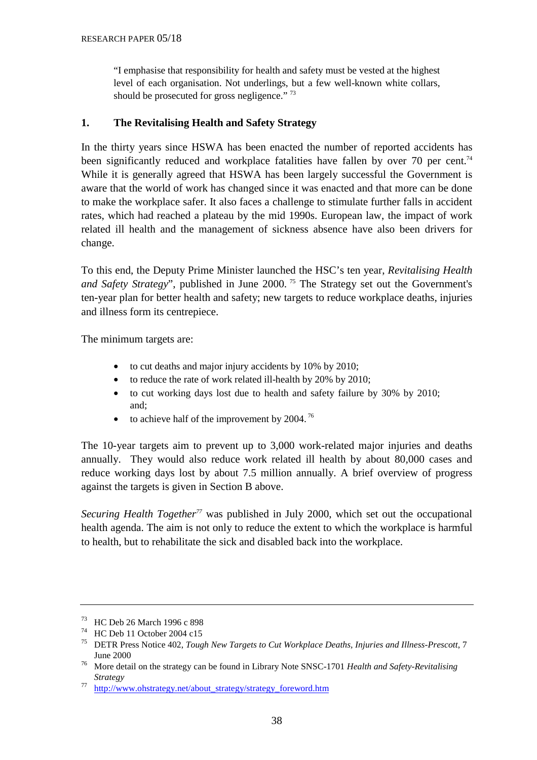"I emphasise that responsibility for health and safety must be vested at the highest level of each organisation. Not underlings, but a few well-known white collars, should be prosecuted for gross negligence." [73]

## 1. The Revitalising Health and Safety Strategy

In the thirty years since HSWA has been enacted the number of reported accidents has been significantly reduced and workplace fatalities have fallen by over 70 per cent.[74] While it is generally agreed that HSWA has been largely successful the Government is aware that the world of work has changed since it was enacted and that more can be done to make the workplace safer. It also faces a challenge to stimulate further falls in accident rates, which had reached a plateau by the mid 1990s. European law, the impact of work related ill health and the management of sickness absence have also been drivers for change.

To this end, the Deputy Prime Minister launched the HSC's ten year, *Revitalising Health and Safety Strategy*", published in June 2000. [75] The Strategy set out the Government's ten-year plan for better health and safety; new targets to reduce workplace deaths, injuries and illness form its centrepiece.

The minimum targets are:

- to cut deaths and major injury accidents by 10% by 2010;
- to reduce the rate of work related ill-health by 20% by 2010;
- to cut working days lost due to health and safety failure by 30% by 2010; and;
- to achieve half of the improvement by 2004. [76]

The 10-year targets aim to prevent up to 3,000 work-related major injuries and deaths annually. They would also reduce work related ill health by about 80,000 cases and reduce working days lost by about 7.5 million annually. A brief overview of progress against the targets is given in Section B above.

*Securing Health Together*[77] was published in July 2000, which set out the occupational health agenda. The aim is not only to reduce the extent to which the workplace is harmful to health, but to rehabilitate the sick and disabled back into the workplace.

---

[73] HC Deb 26 March 1996 c 898

[74] HC Deb 11 October 2004 c15

[75] DETR Press Notice 402, *Tough New Targets to Cut Workplace Deaths, Injuries and Illness-Prescott*, 7 June 2000

[76] More detail on the strategy can be found in Library Note SNSC-1701 *Health and Safety-Revitalising Strategy*

[77] http://www.ohstrategy.net/about_strategy/strategy_foreword.htm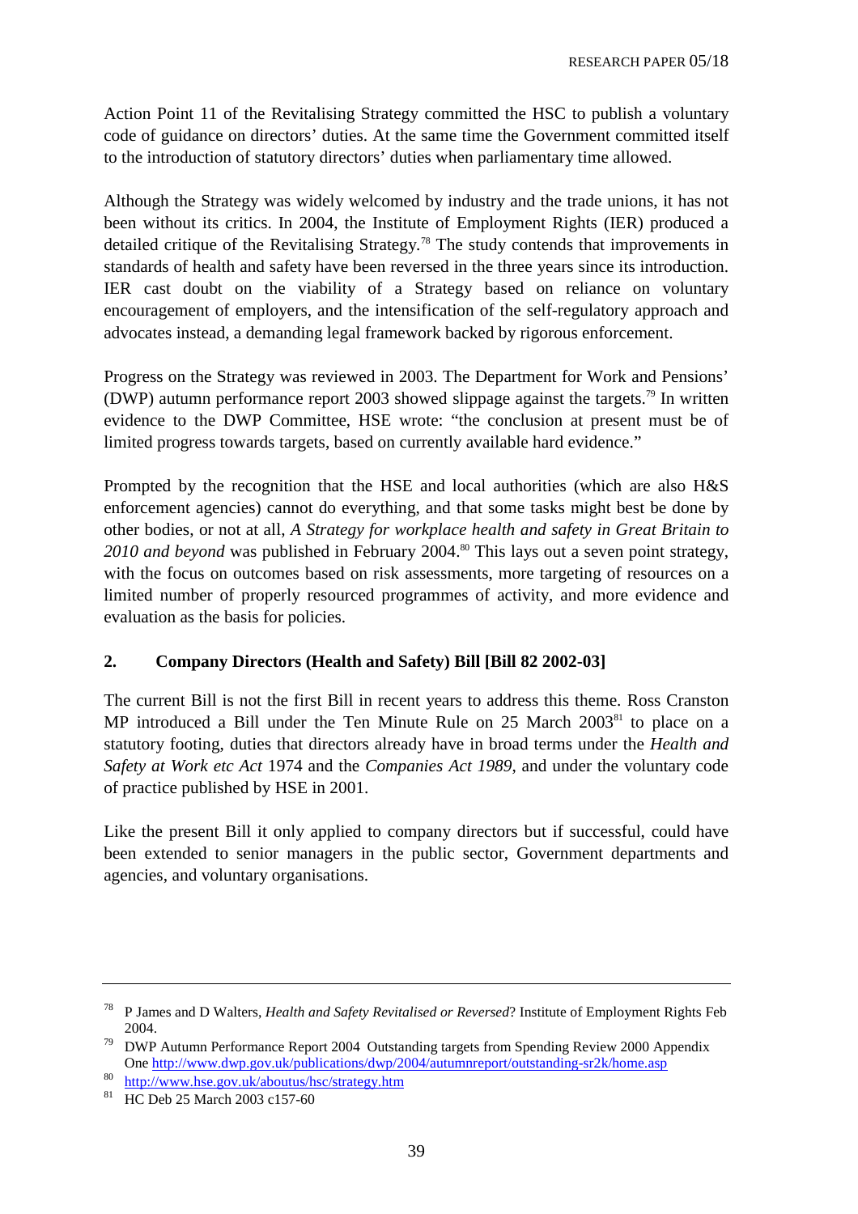Action Point 11 of the Revitalising Strategy committed the HSC to publish a voluntary code of guidance on directors' duties. At the same time the Government committed itself to the introduction of statutory directors' duties when parliamentary time allowed.

Although the Strategy was widely welcomed by industry and the trade unions, it has not been without its critics. In 2004, the Institute of Employment Rights (IER) produced a detailed critique of the Revitalising Strategy.[78] The study contends that improvements in standards of health and safety have been reversed in the three years since its introduction. IER cast doubt on the viability of a Strategy based on reliance on voluntary encouragement of employers, and the intensification of the self-regulatory approach and advocates instead, a demanding legal framework backed by rigorous enforcement.

Progress on the Strategy was reviewed in 2003. The Department for Work and Pensions' (DWP) autumn performance report 2003 showed slippage against the targets.[79] In written evidence to the DWP Committee, HSE wrote: "the conclusion at present must be of limited progress towards targets, based on currently available hard evidence."

Prompted by the recognition that the HSE and local authorities (which are also H&S enforcement agencies) cannot do everything, and that some tasks might best be done by other bodies, or not at all, *A Strategy for workplace health and safety in Great Britain to 2010 and beyond* was published in February 2004.[80] This lays out a seven point strategy, with the focus on outcomes based on risk assessments, more targeting of resources on a limited number of properly resourced programmes of activity, and more evidence and evaluation as the basis for policies.

## 2. Company Directors (Health and Safety) Bill [Bill 82 2002-03]

The current Bill is not the first Bill in recent years to address this theme. Ross Cranston MP introduced a Bill under the Ten Minute Rule on 25 March 2003[81] to place on a statutory footing, duties that directors already have in broad terms under the *Health and Safety at Work etc Act* 1974 and the *Companies Act 1989*, and under the voluntary code of practice published by HSE in 2001.

Like the present Bill it only applied to company directors but if successful, could have been extended to senior managers in the public sector, Government departments and agencies, and voluntary organisations.

---

[78] P James and D Walters, *Health and Safety Revitalised or Reversed*? Institute of Employment Rights Feb 2004.

[79] DWP Autumn Performance Report 2004 Outstanding targets from Spending Review 2000 Appendix One http://www.dwp.gov.uk/publications/dwp/2004/autumnreport/outstanding-sr2k/home.asp

[80] http://www.hse.gov.uk/aboutus/hsc/strategy.htm

[81] HC Deb 25 March 2003 c157-60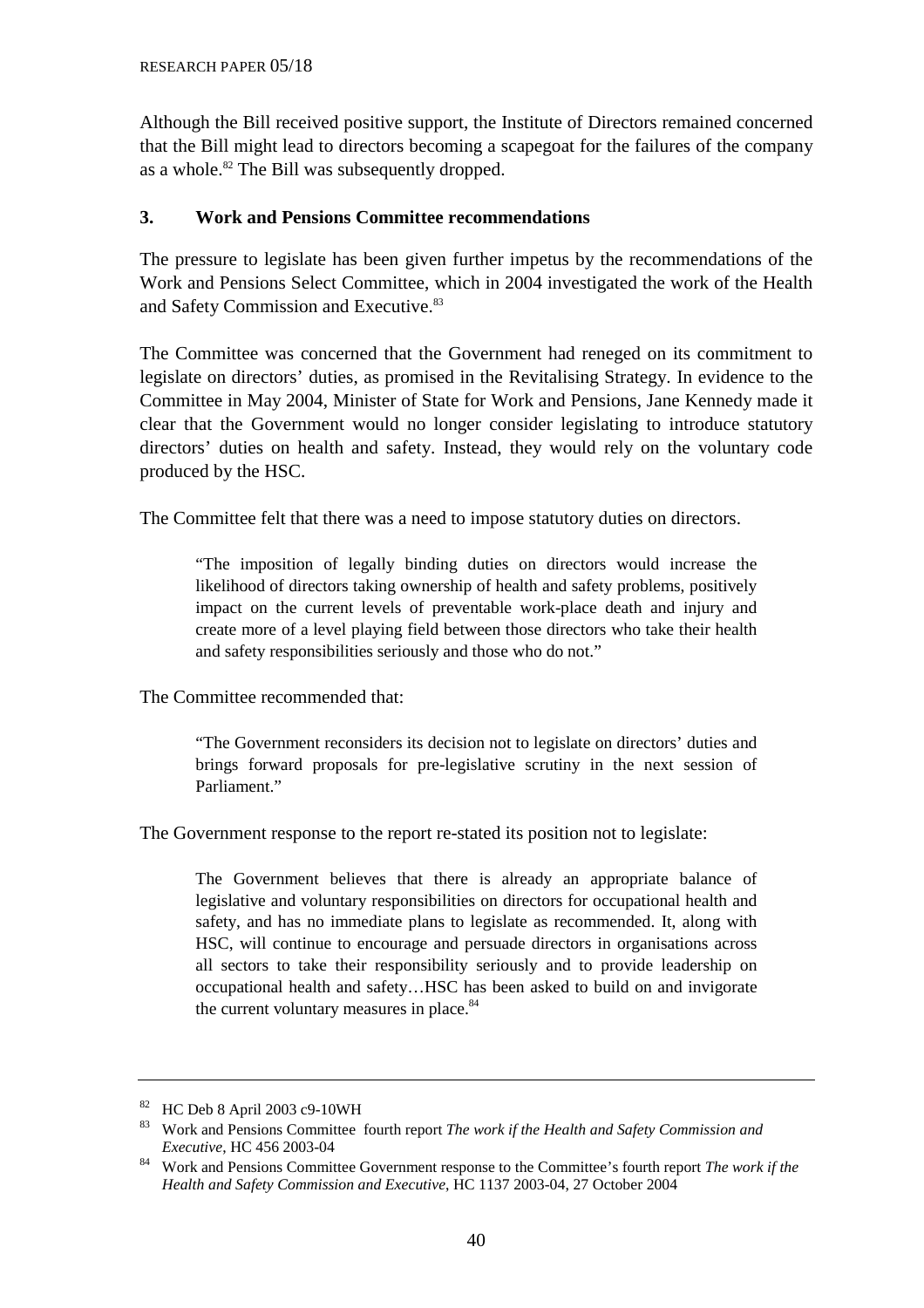Although the Bill received positive support, the Institute of Directors remained concerned that the Bill might lead to directors becoming a scapegoat for the failures of the company as a whole.[82] The Bill was subsequently dropped.

### 3. Work and Pensions Committee recommendations

The pressure to legislate has been given further impetus by the recommendations of the Work and Pensions Select Committee, which in 2004 investigated the work of the Health and Safety Commission and Executive.[83]

The Committee was concerned that the Government had reneged on its commitment to legislate on directors' duties, as promised in the Revitalising Strategy. In evidence to the Committee in May 2004, Minister of State for Work and Pensions, Jane Kennedy made it clear that the Government would no longer consider legislating to introduce statutory directors' duties on health and safety. Instead, they would rely on the voluntary code produced by the HSC.

The Committee felt that there was a need to impose statutory duties on directors.

> "The imposition of legally binding duties on directors would increase the likelihood of directors taking ownership of health and safety problems, positively impact on the current levels of preventable work-place death and injury and create more of a level playing field between those directors who take their health and safety responsibilities seriously and those who do not."

The Committee recommended that:

> "The Government reconsiders its decision not to legislate on directors' duties and brings forward proposals for pre-legislative scrutiny in the next session of Parliament."

The Government response to the report re-stated its position not to legislate:

> The Government believes that there is already an appropriate balance of legislative and voluntary responsibilities on directors for occupational health and safety, and has no immediate plans to legislate as recommended. It, along with HSC, will continue to encourage and persuade directors in organisations across all sectors to take their responsibility seriously and to provide leadership on occupational health and safety…HSC has been asked to build on and invigorate the current voluntary measures in place.[84]

---

[82] HC Deb 8 April 2003 c9-10WH

[83] Work and Pensions Committee fourth report *The work if the Health and Safety Commission and Executive*, HC 456 2003-04

[84] Work and Pensions Committee Government response to the Committee's fourth report *The work if the Health and Safety Commission and Executive*, HC 1137 2003-04, 27 October 2004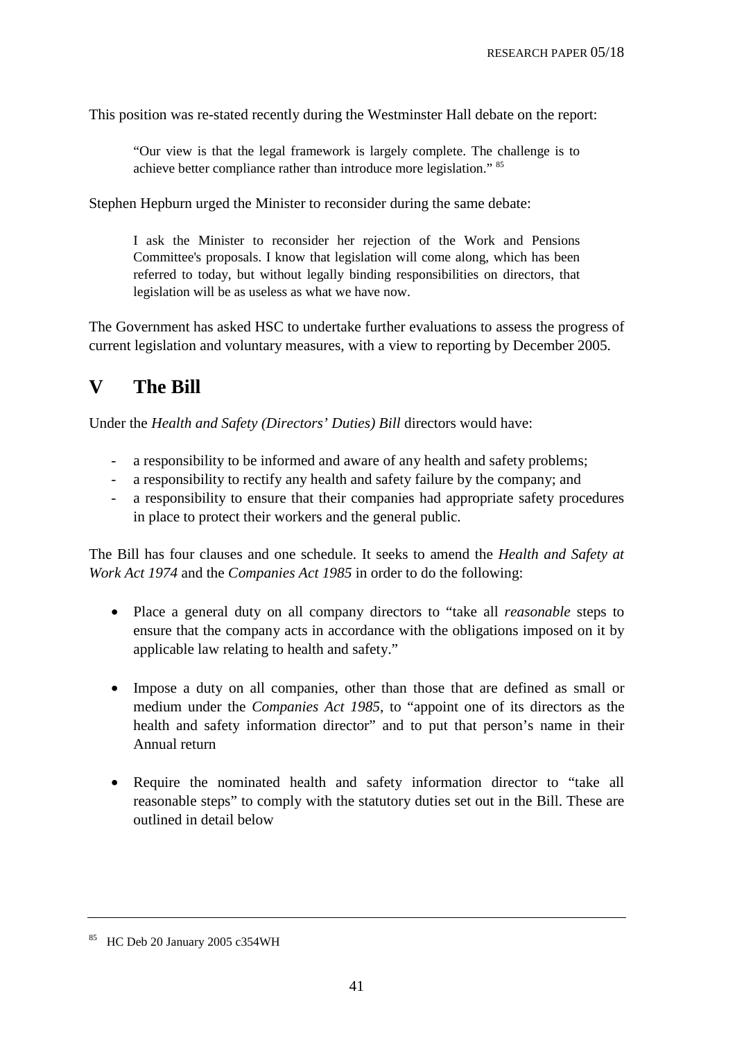This position was re-stated recently during the Westminster Hall debate on the report:

> "Our view is that the legal framework is largely complete. The challenge is to achieve better compliance rather than introduce more legislation." [85]

Stephen Hepburn urged the Minister to reconsider during the same debate:

> I ask the Minister to reconsider her rejection of the Work and Pensions Committee's proposals. I know that legislation will come along, which has been referred to today, but without legally binding responsibilities on directors, that legislation will be as useless as what we have now.

The Government has asked HSC to undertake further evaluations to assess the progress of current legislation and voluntary measures, with a view to reporting by December 2005.

# V The Bill

Under the *Health and Safety (Directors' Duties) Bill* directors would have:

- a responsibility to be informed and aware of any health and safety problems;
- a responsibility to rectify any health and safety failure by the company; and
- a responsibility to ensure that their companies had appropriate safety procedures in place to protect their workers and the general public.

The Bill has four clauses and one schedule. It seeks to amend the *Health and Safety at Work Act 1974* and the *Companies Act 1985* in order to do the following:

- Place a general duty on all company directors to "take all *reasonable* steps to ensure that the company acts in accordance with the obligations imposed on it by applicable law relating to health and safety."

- Impose a duty on all companies, other than those that are defined as small or medium under the *Companies Act 1985*, to "appoint one of its directors as the health and safety information director" and to put that person's name in their Annual return

- Require the nominated health and safety information director to "take all reasonable steps" to comply with the statutory duties set out in the Bill. These are outlined in detail below

---

[85] HC Deb 20 January 2005 c354WH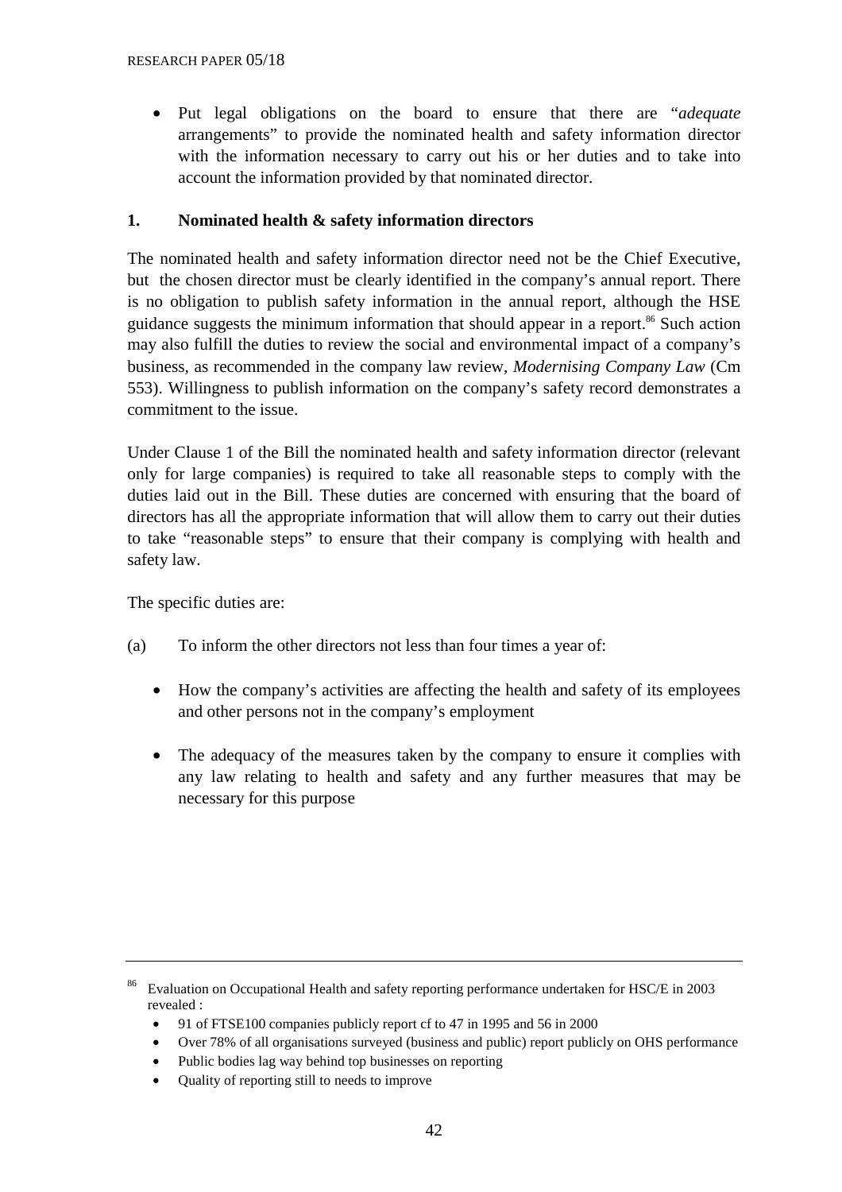- Put legal obligations on the board to ensure that there are "*adequate* arrangements" to provide the nominated health and safety information director with the information necessary to carry out his or her duties and to take into account the information provided by that nominated director.

## 1. Nominated health & safety information directors

The nominated health and safety information director need not be the Chief Executive, but the chosen director must be clearly identified in the company's annual report. There is no obligation to publish safety information in the annual report, although the HSE guidance suggests the minimum information that should appear in a report.[86] Such action may also fulfill the duties to review the social and environmental impact of a company's business, as recommended in the company law review, *Modernising Company Law* (Cm 553). Willingness to publish information on the company's safety record demonstrates a commitment to the issue.

Under Clause 1 of the Bill the nominated health and safety information director (relevant only for large companies) is required to take all reasonable steps to comply with the duties laid out in the Bill. These duties are concerned with ensuring that the board of directors has all the appropriate information that will allow them to carry out their duties to take "reasonable steps" to ensure that their company is complying with health and safety law.

The specific duties are:

(a) To inform the other directors not less than four times a year of:

- How the company's activities are affecting the health and safety of its employees and other persons not in the company's employment
- The adequacy of the measures taken by the company to ensure it complies with any law relating to health and safety and any further measures that may be necessary for this purpose

---

[86] Evaluation on Occupational Health and safety reporting performance undertaken for HSC/E in 2003 revealed :

- 91 of FTSE100 companies publicly report cf to 47 in 1995 and 56 in 2000
- Over 78% of all organisations surveyed (business and public) report publicly on OHS performance
- Public bodies lag way behind top businesses on reporting
- Quality of reporting still to needs to improve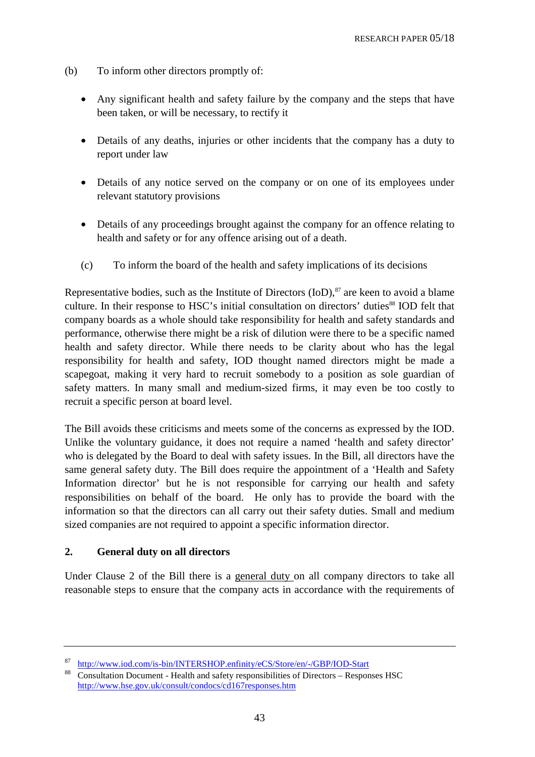(b) To inform other directors promptly of:

- Any significant health and safety failure by the company and the steps that have been taken, or will be necessary, to rectify it
- Details of any deaths, injuries or other incidents that the company has a duty to report under law
- Details of any notice served on the company or on one of its employees under relevant statutory provisions
- Details of any proceedings brought against the company for an offence relating to health and safety or for any offence arising out of a death.

(c) To inform the board of the health and safety implications of its decisions

Representative bodies, such as the Institute of Directors (IoD),[87] are keen to avoid a blame culture. In their response to HSC's initial consultation on directors' duties[88] IOD felt that company boards as a whole should take responsibility for health and safety standards and performance, otherwise there might be a risk of dilution were there to be a specific named health and safety director. While there needs to be clarity about who has the legal responsibility for health and safety, IOD thought named directors might be made a scapegoat, making it very hard to recruit somebody to a position as sole guardian of safety matters. In many small and medium-sized firms, it may even be too costly to recruit a specific person at board level.

The Bill avoids these criticisms and meets some of the concerns as expressed by the IOD. Unlike the voluntary guidance, it does not require a named 'health and safety director' who is delegated by the Board to deal with safety issues. In the Bill, all directors have the same general safety duty. The Bill does require the appointment of a 'Health and Safety Information director' but he is not responsible for carrying our health and safety responsibilities on behalf of the board. He only has to provide the board with the information so that the directors can all carry out their safety duties. Small and medium sized companies are not required to appoint a specific information director.

## 2. General duty on all directors

Under Clause 2 of the Bill there is a general duty on all company directors to take all reasonable steps to ensure that the company acts in accordance with the requirements of

---

[87] http://www.iod.com/is-bin/INTERSHOP.enfinity/eCS/Store/en/-/GBP/IOD-Start

[88] Consultation Document - Health and safety responsibilities of Directors – Responses HSC http://www.hse.gov.uk/consult/condocs/cd167responses.htm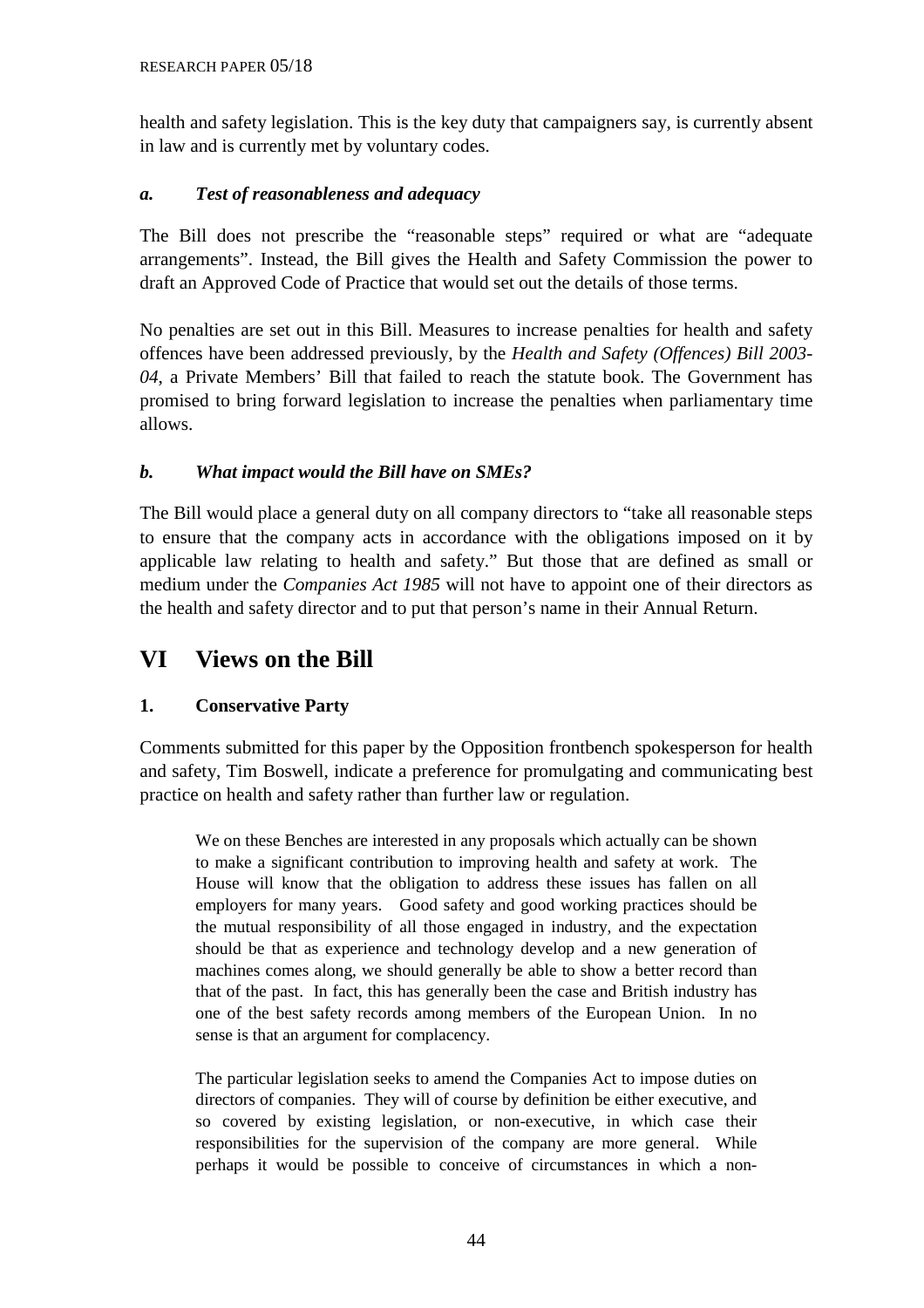health and safety legislation. This is the key duty that campaigners say, is currently absent in law and is currently met by voluntary codes.

### *a. Test of reasonableness and adequacy*

The Bill does not prescribe the "reasonable steps" required or what are "adequate arrangements". Instead, the Bill gives the Health and Safety Commission the power to draft an Approved Code of Practice that would set out the details of those terms.

No penalties are set out in this Bill. Measures to increase penalties for health and safety offences have been addressed previously, by the *Health and Safety (Offences) Bill 2003-04*, a Private Members' Bill that failed to reach the statute book. The Government has promised to bring forward legislation to increase the penalties when parliamentary time allows.

### *b. What impact would the Bill have on SMEs?*

The Bill would place a general duty on all company directors to "take all reasonable steps to ensure that the company acts in accordance with the obligations imposed on it by applicable law relating to health and safety." But those that are defined as small or medium under the *Companies Act 1985* will not have to appoint one of their directors as the health and safety director and to put that person's name in their Annual Return.

# VI Views on the Bill

## 1. Conservative Party

Comments submitted for this paper by the Opposition frontbench spokesperson for health and safety, Tim Boswell, indicate a preference for promulgating and communicating best practice on health and safety rather than further law or regulation.

> We on these Benches are interested in any proposals which actually can be shown to make a significant contribution to improving health and safety at work. The House will know that the obligation to address these issues has fallen on all employers for many years. Good safety and good working practices should be the mutual responsibility of all those engaged in industry, and the expectation should be that as experience and technology develop and a new generation of machines comes along, we should generally be able to show a better record than that of the past. In fact, this has generally been the case and British industry has one of the best safety records among members of the European Union. In no sense is that an argument for complacency.
>
> The particular legislation seeks to amend the Companies Act to impose duties on directors of companies. They will of course by definition be either executive, and so covered by existing legislation, or non-executive, in which case their responsibilities for the supervision of the company are more general. While perhaps it would be possible to conceive of circumstances in which a non-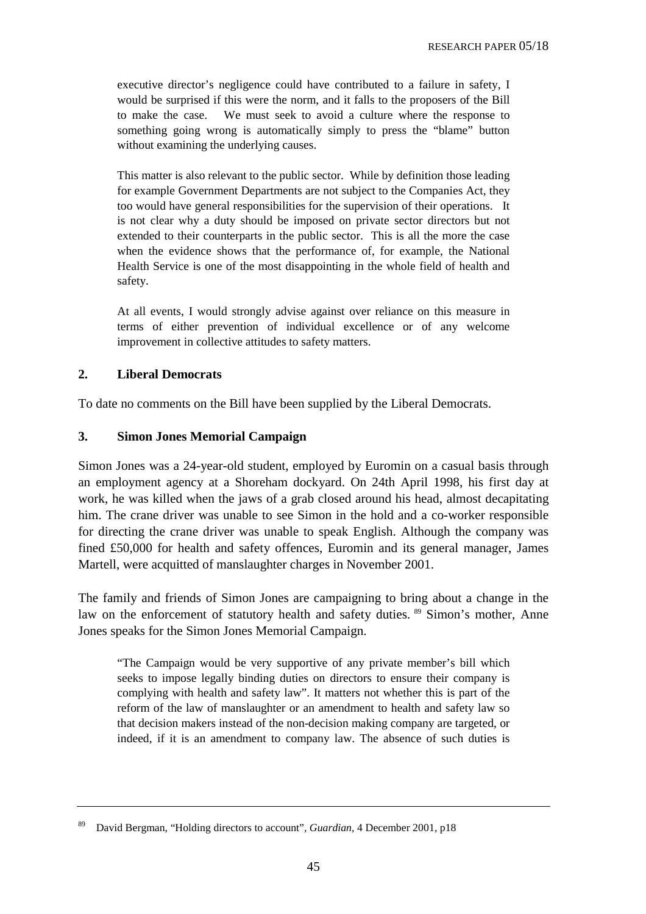> executive director's negligence could have contributed to a failure in safety, I would be surprised if this were the norm, and it falls to the proposers of the Bill to make the case. We must seek to avoid a culture where the response to something going wrong is automatically simply to press the "blame" button without examining the underlying causes.
>
> This matter is also relevant to the public sector. While by definition those leading for example Government Departments are not subject to the Companies Act, they too would have general responsibilities for the supervision of their operations. It is not clear why a duty should be imposed on private sector directors but not extended to their counterparts in the public sector. This is all the more the case when the evidence shows that the performance of, for example, the National Health Service is one of the most disappointing in the whole field of health and safety.
>
> At all events, I would strongly advise against over reliance on this measure in terms of either prevention of individual excellence or of any welcome improvement in collective attitudes to safety matters.

## 2. Liberal Democrats

To date no comments on the Bill have been supplied by the Liberal Democrats.

## 3. Simon Jones Memorial Campaign

Simon Jones was a 24-year-old student, employed by Euromin on a casual basis through an employment agency at a Shoreham dockyard. On 24th April 1998, his first day at work, he was killed when the jaws of a grab closed around his head, almost decapitating him. The crane driver was unable to see Simon in the hold and a co-worker responsible for directing the crane driver was unable to speak English. Although the company was fined £50,000 for health and safety offences, Euromin and its general manager, James Martell, were acquitted of manslaughter charges in November 2001.

The family and friends of Simon Jones are campaigning to bring about a change in the law on the enforcement of statutory health and safety duties. [89] Simon's mother, Anne Jones speaks for the Simon Jones Memorial Campaign.

> "The Campaign would be very supportive of any private member's bill which seeks to impose legally binding duties on directors to ensure their company is complying with health and safety law". It matters not whether this is part of the reform of the law of manslaughter or an amendment to health and safety law so that decision makers instead of the non-decision making company are targeted, or indeed, if it is an amendment to company law. The absence of such duties is

---

[89] David Bergman, "Holding directors to account", *Guardian*, 4 December 2001, p18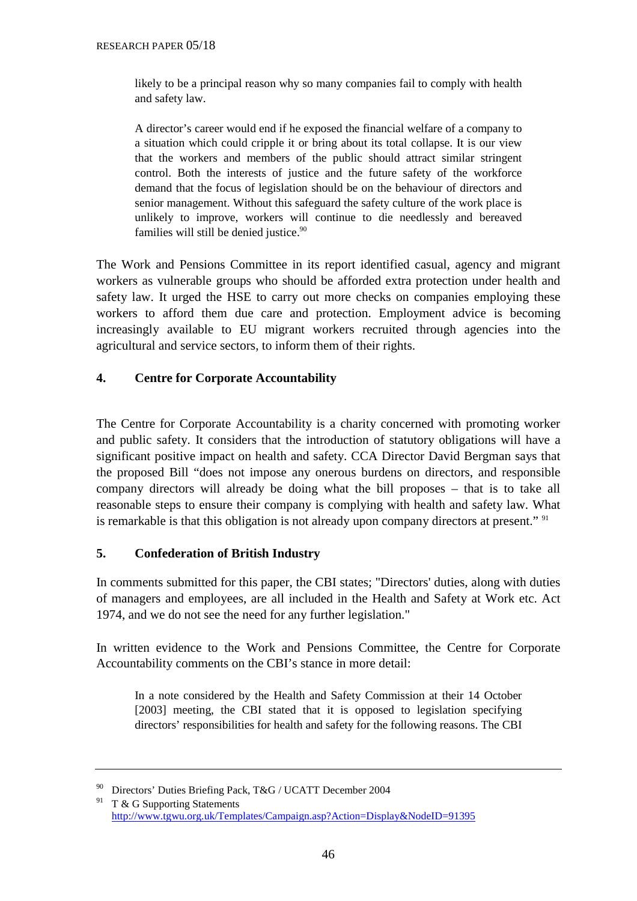> likely to be a principal reason why so many companies fail to comply with health and safety law.
>
> A director's career would end if he exposed the financial welfare of a company to a situation which could cripple it or bring about its total collapse. It is our view that the workers and members of the public should attract similar stringent control. Both the interests of justice and the future safety of the workforce demand that the focus of legislation should be on the behaviour of directors and senior management. Without this safeguard the safety culture of the work place is unlikely to improve, workers will continue to die needlessly and bereaved families will still be denied justice.[90]

The Work and Pensions Committee in its report identified casual, agency and migrant workers as vulnerable groups who should be afforded extra protection under health and safety law. It urged the HSE to carry out more checks on companies employing these workers to afford them due care and protection. Employment advice is becoming increasingly available to EU migrant workers recruited through agencies into the agricultural and service sectors, to inform them of their rights.

## 4. Centre for Corporate Accountability

The Centre for Corporate Accountability is a charity concerned with promoting worker and public safety. It considers that the introduction of statutory obligations will have a significant positive impact on health and safety. CCA Director David Bergman says that the proposed Bill "does not impose any onerous burdens on directors, and responsible company directors will already be doing what the bill proposes – that is to take all reasonable steps to ensure their company is complying with health and safety law. What is remarkable is that this obligation is not already upon company directors at present." [91]

## 5. Confederation of British Industry

In comments submitted for this paper, the CBI states; "Directors' duties, along with duties of managers and employees, are all included in the Health and Safety at Work etc. Act 1974, and we do not see the need for any further legislation."

In written evidence to the Work and Pensions Committee, the Centre for Corporate Accountability comments on the CBI's stance in more detail:

> In a note considered by the Health and Safety Commission at their 14 October [2003] meeting, the CBI stated that it is opposed to legislation specifying directors' responsibilities for health and safety for the following reasons. The CBI

---

[90] Directors' Duties Briefing Pack, T&G / UCATT December 2004

[91] T & G Supporting Statements http://www.tgwu.org.uk/Templates/Campaign.asp?Action=Display&NodeID=91395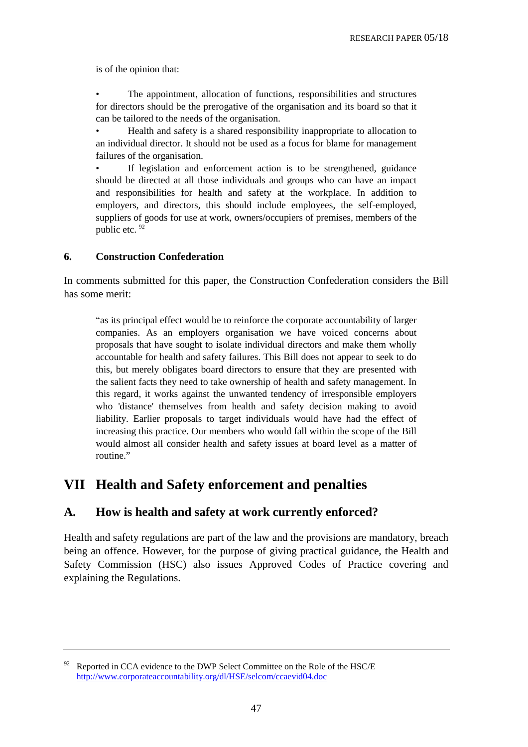is of the opinion that:

- The appointment, allocation of functions, responsibilities and structures for directors should be the prerogative of the organisation and its board so that it can be tailored to the needs of the organisation.
- Health and safety is a shared responsibility inappropriate to allocation to an individual director. It should not be used as a focus for blame for management failures of the organisation.
- If legislation and enforcement action is to be strengthened, guidance should be directed at all those individuals and groups who can have an impact and responsibilities for health and safety at the workplace. In addition to employers, and directors, this should include employees, the self-employed, suppliers of goods for use at work, owners/occupiers of premises, members of the public etc. [92]

### 6. Construction Confederation

In comments submitted for this paper, the Construction Confederation considers the Bill has some merit:

> "as its principal effect would be to reinforce the corporate accountability of larger companies. As an employers organisation we have voiced concerns about proposals that have sought to isolate individual directors and make them wholly accountable for health and safety failures. This Bill does not appear to seek to do this, but merely obligates board directors to ensure that they are presented with the salient facts they need to take ownership of health and safety management. In this regard, it works against the unwanted tendency of irresponsible employers who 'distance' themselves from health and safety decision making to avoid liability. Earlier proposals to target individuals would have had the effect of increasing this practice. Our members who would fall within the scope of the Bill would almost all consider health and safety issues at board level as a matter of routine."

# VII Health and Safety enforcement and penalties

## A. How is health and safety at work currently enforced?

Health and safety regulations are part of the law and the provisions are mandatory, breach being an offence. However, for the purpose of giving practical guidance, the Health and Safety Commission (HSC) also issues Approved Codes of Practice covering and explaining the Regulations.

---

[92] Reported in CCA evidence to the DWP Select Committee on the Role of the HSC/E http://www.corporateaccountability.org/dl/HSE/selcom/ccaevid04.doc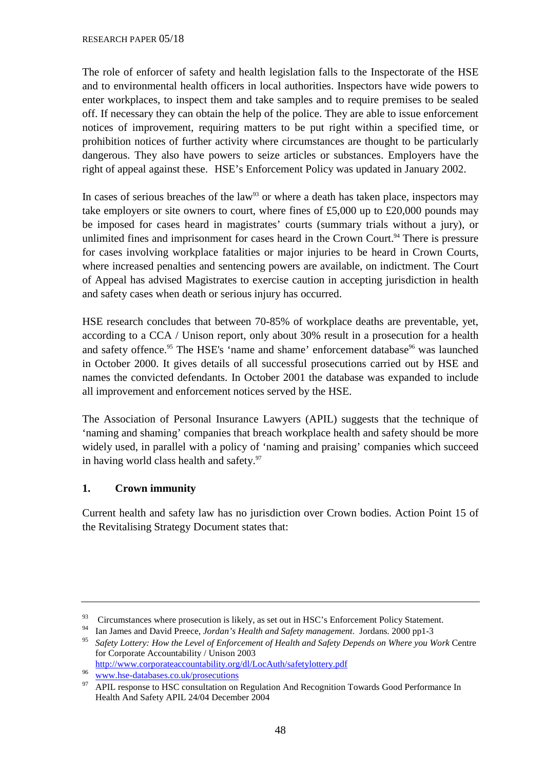The role of enforcer of safety and health legislation falls to the Inspectorate of the HSE and to environmental health officers in local authorities. Inspectors have wide powers to enter workplaces, to inspect them and take samples and to require premises to be sealed off. If necessary they can obtain the help of the police. They are able to issue enforcement notices of improvement, requiring matters to be put right within a specified time, or prohibition notices of further activity where circumstances are thought to be particularly dangerous. They also have powers to seize articles or substances. Employers have the right of appeal against these. HSE's Enforcement Policy was updated in January 2002.

In cases of serious breaches of the law[93] or where a death has taken place, inspectors may take employers or site owners to court, where fines of £5,000 up to £20,000 pounds may be imposed for cases heard in magistrates' courts (summary trials without a jury), or unlimited fines and imprisonment for cases heard in the Crown Court.[94] There is pressure for cases involving workplace fatalities or major injuries to be heard in Crown Courts, where increased penalties and sentencing powers are available, on indictment. The Court of Appeal has advised Magistrates to exercise caution in accepting jurisdiction in health and safety cases when death or serious injury has occurred.

HSE research concludes that between 70-85% of workplace deaths are preventable, yet, according to a CCA / Unison report, only about 30% result in a prosecution for a health and safety offence.[95] The HSE's 'name and shame' enforcement database[96] was launched in October 2000. It gives details of all successful prosecutions carried out by HSE and names the convicted defendants. In October 2001 the database was expanded to include all improvement and enforcement notices served by the HSE.

The Association of Personal Insurance Lawyers (APIL) suggests that the technique of 'naming and shaming' companies that breach workplace health and safety should be more widely used, in parallel with a policy of 'naming and praising' companies which succeed in having world class health and safety.[97]

### 1. Crown immunity

Current health and safety law has no jurisdiction over Crown bodies. Action Point 15 of the Revitalising Strategy Document states that:

---

[93] Circumstances where prosecution is likely, as set out in HSC's Enforcement Policy Statement.

[94] Ian James and David Preece, *Jordan's Health and Safety management*. Jordans. 2000 pp1-3

[95] *Safety Lottery: How the Level of Enforcement of Health and Safety Depends on Where you Work* Centre for Corporate Accountability / Unison 2003 http://www.corporateaccountability.org/dl/LocAuth/safetylottery.pdf

[96] www.hse-databases.co.uk/prosecutions

[97] APIL response to HSC consultation on Regulation And Recognition Towards Good Performance In Health And Safety APIL 24/04 December 2004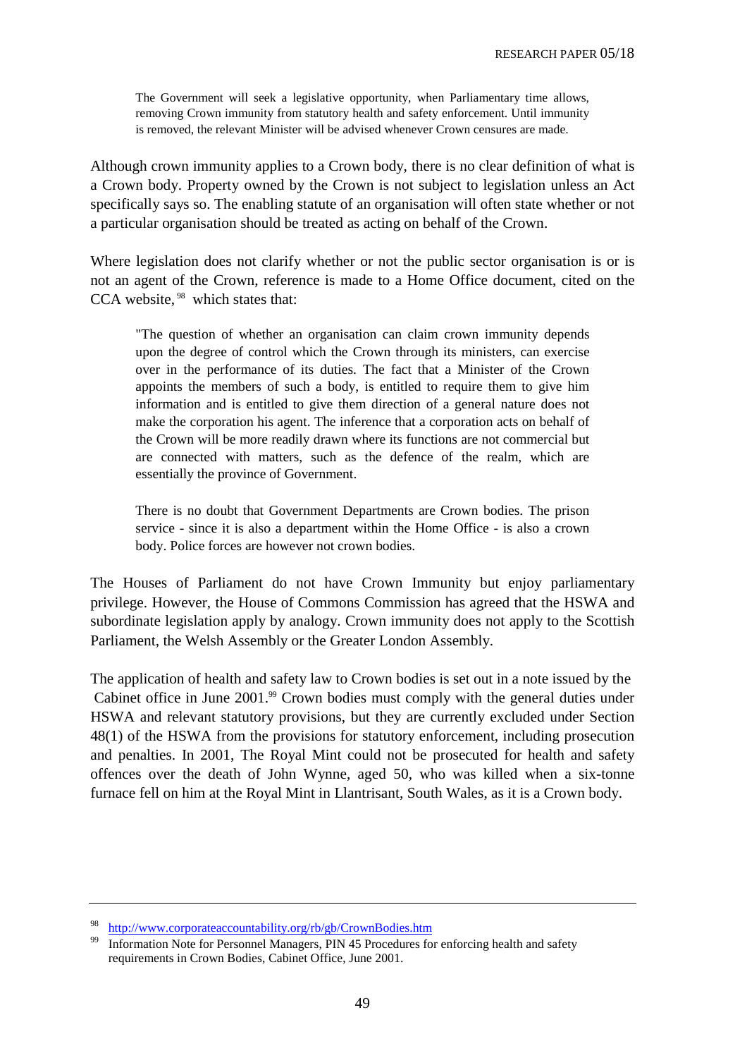> The Government will seek a legislative opportunity, when Parliamentary time allows, removing Crown immunity from statutory health and safety enforcement. Until immunity is removed, the relevant Minister will be advised whenever Crown censures are made.

Although crown immunity applies to a Crown body, there is no clear definition of what is a Crown body. Property owned by the Crown is not subject to legislation unless an Act specifically says so. The enabling statute of an organisation will often state whether or not a particular organisation should be treated as acting on behalf of the Crown.

Where legislation does not clarify whether or not the public sector organisation is or is not an agent of the Crown, reference is made to a Home Office document, cited on the CCA website,[98] which states that:

> "The question of whether an organisation can claim crown immunity depends upon the degree of control which the Crown through its ministers, can exercise over in the performance of its duties. The fact that a Minister of the Crown appoints the members of such a body, is entitled to require them to give him information and is entitled to give them direction of a general nature does not make the corporation his agent. The inference that a corporation acts on behalf of the Crown will be more readily drawn where its functions are not commercial but are connected with matters, such as the defence of the realm, which are essentially the province of Government.
>
> There is no doubt that Government Departments are Crown bodies. The prison service - since it is also a department within the Home Office - is also a crown body. Police forces are however not crown bodies.

The Houses of Parliament do not have Crown Immunity but enjoy parliamentary privilege. However, the House of Commons Commission has agreed that the HSWA and subordinate legislation apply by analogy. Crown immunity does not apply to the Scottish Parliament, the Welsh Assembly or the Greater London Assembly.

The application of health and safety law to Crown bodies is set out in a note issued by the Cabinet office in June 2001.[99] Crown bodies must comply with the general duties under HSWA and relevant statutory provisions, but they are currently excluded under Section 48(1) of the HSWA from the provisions for statutory enforcement, including prosecution and penalties. In 2001, The Royal Mint could not be prosecuted for health and safety offences over the death of John Wynne, aged 50, who was killed when a six-tonne furnace fell on him at the Royal Mint in Llantrisant, South Wales, as it is a Crown body.

---

[98] http://www.corporateaccountability.org/rb/gb/CrownBodies.htm

[99] Information Note for Personnel Managers, PIN 45 Procedures for enforcing health and safety requirements in Crown Bodies, Cabinet Office, June 2001.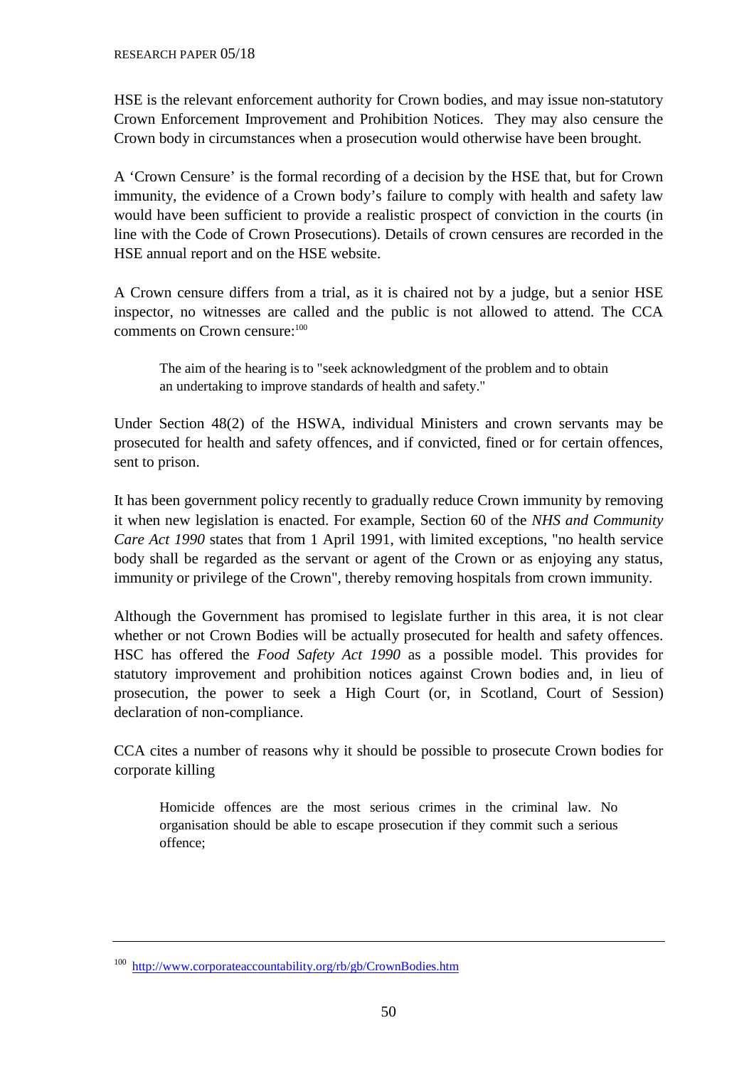HSE is the relevant enforcement authority for Crown bodies, and may issue non-statutory Crown Enforcement Improvement and Prohibition Notices. They may also censure the Crown body in circumstances when a prosecution would otherwise have been brought.

A 'Crown Censure' is the formal recording of a decision by the HSE that, but for Crown immunity, the evidence of a Crown body's failure to comply with health and safety law would have been sufficient to provide a realistic prospect of conviction in the courts (in line with the Code of Crown Prosecutions). Details of crown censures are recorded in the HSE annual report and on the HSE website.

A Crown censure differs from a trial, as it is chaired not by a judge, but a senior HSE inspector, no witnesses are called and the public is not allowed to attend. The CCA comments on Crown censure:[100]

> The aim of the hearing is to "seek acknowledgment of the problem and to obtain an undertaking to improve standards of health and safety."

Under Section 48(2) of the HSWA, individual Ministers and crown servants may be prosecuted for health and safety offences, and if convicted, fined or for certain offences, sent to prison.

It has been government policy recently to gradually reduce Crown immunity by removing it when new legislation is enacted. For example, Section 60 of the *NHS and Community Care Act 1990* states that from 1 April 1991, with limited exceptions, "no health service body shall be regarded as the servant or agent of the Crown or as enjoying any status, immunity or privilege of the Crown", thereby removing hospitals from crown immunity.

Although the Government has promised to legislate further in this area, it is not clear whether or not Crown Bodies will be actually prosecuted for health and safety offences. HSC has offered the *Food Safety Act 1990* as a possible model. This provides for statutory improvement and prohibition notices against Crown bodies and, in lieu of prosecution, the power to seek a High Court (or, in Scotland, Court of Session) declaration of non-compliance.

CCA cites a number of reasons why it should be possible to prosecute Crown bodies for corporate killing

> Homicide offences are the most serious crimes in the criminal law. No organisation should be able to escape prosecution if they commit such a serious offence;

---

[100] http://www.corporateaccountability.org/rb/gb/CrownBodies.htm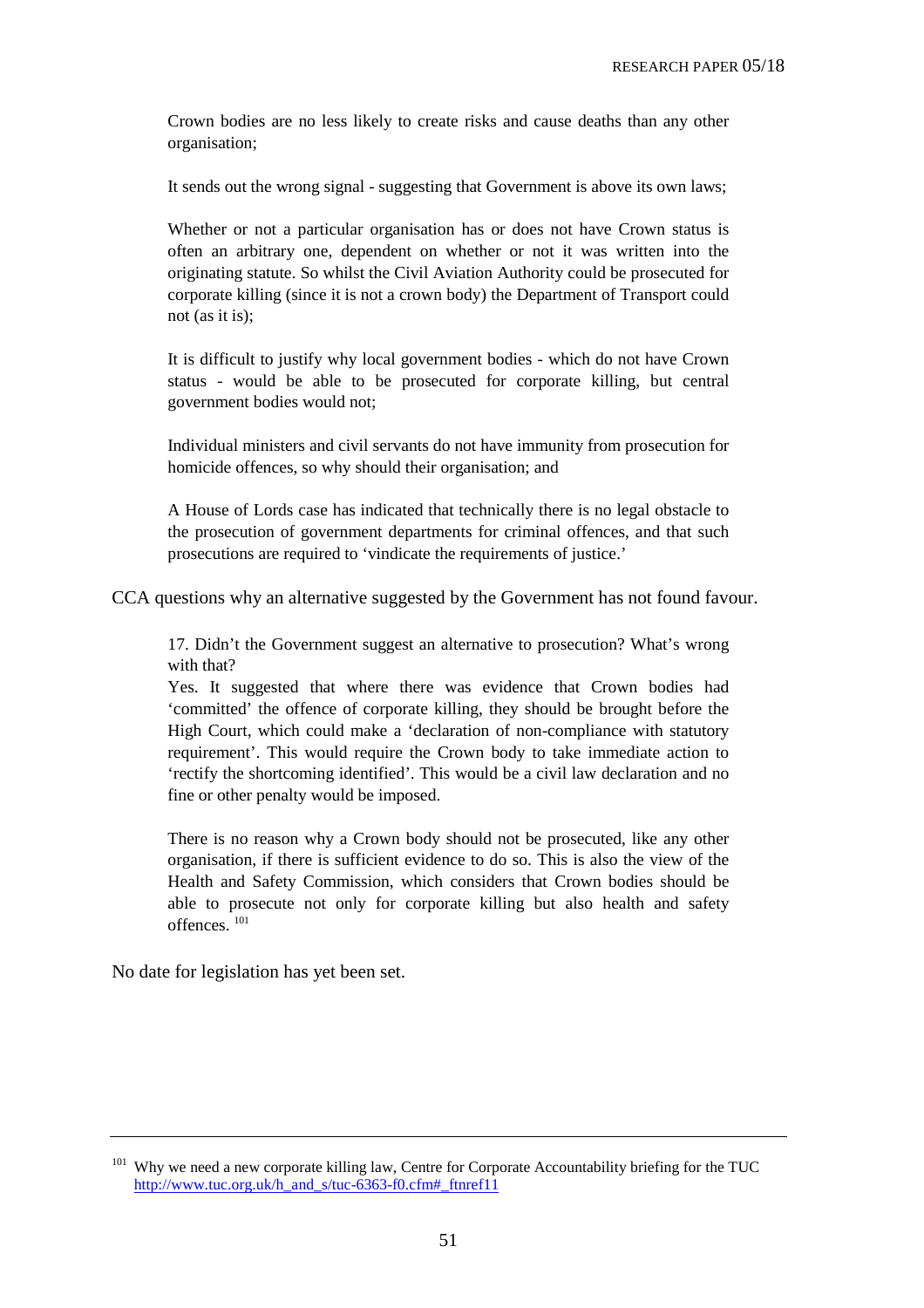Crown bodies are no less likely to create risks and cause deaths than any other organisation;

It sends out the wrong signal - suggesting that Government is above its own laws;

Whether or not a particular organisation has or does not have Crown status is often an arbitrary one, dependent on whether or not it was written into the originating statute. So whilst the Civil Aviation Authority could be prosecuted for corporate killing (since it is not a crown body) the Department of Transport could not (as it is);

It is difficult to justify why local government bodies - which do not have Crown status - would be able to be prosecuted for corporate killing, but central government bodies would not;

Individual ministers and civil servants do not have immunity from prosecution for homicide offences, so why should their organisation; and

A House of Lords case has indicated that technically there is no legal obstacle to the prosecution of government departments for criminal offences, and that such prosecutions are required to 'vindicate the requirements of justice.'

CCA questions why an alternative suggested by the Government has not found favour.

17. Didn't the Government suggest an alternative to prosecution? What's wrong with that?
Yes. It suggested that where there was evidence that Crown bodies had 'committed' the offence of corporate killing, they should be brought before the High Court, which could make a 'declaration of non-compliance with statutory requirement'. This would require the Crown body to take immediate action to 'rectify the shortcoming identified'. This would be a civil law declaration and no fine or other penalty would be imposed.

There is no reason why a Crown body should not be prosecuted, like any other organisation, if there is sufficient evidence to do so. This is also the view of the Health and Safety Commission, which considers that Crown bodies should be able to prosecute not only for corporate killing but also health and safety offences. [101]

No date for legislation has yet been set.

---

[101] Why we need a new corporate killing law, Centre for Corporate Accountability briefing for the TUC http://www.tuc.org.uk/h_and_s/tuc-6363-f0.cfm#_ftnref11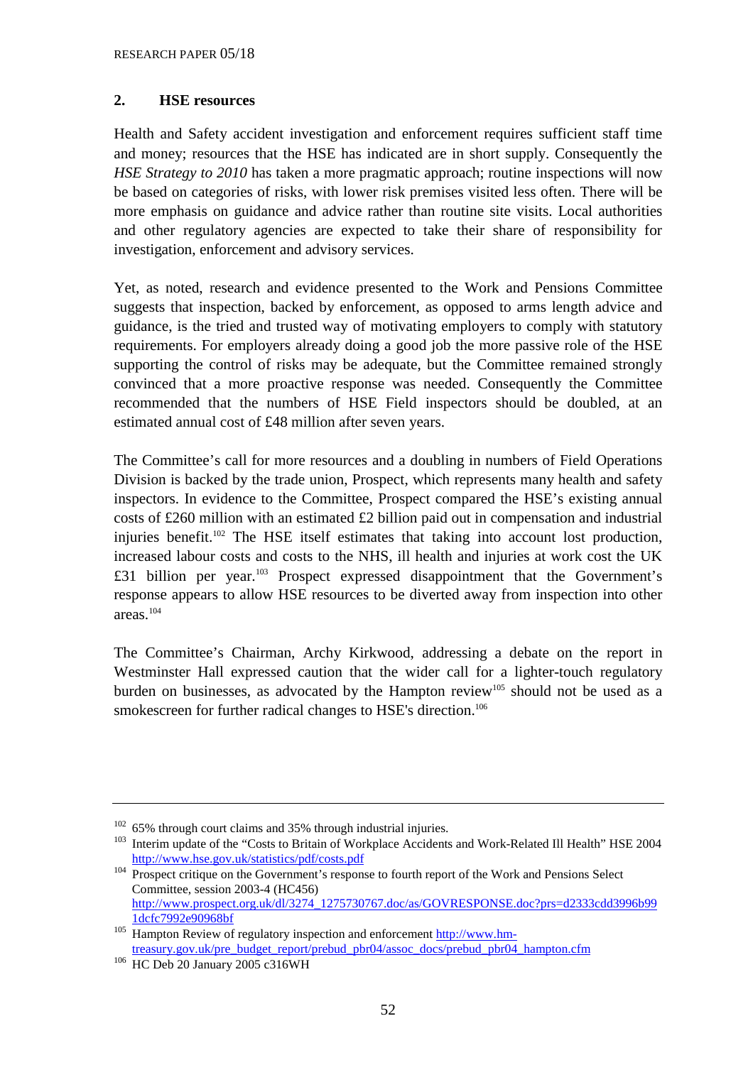## 2. HSE resources

Health and Safety accident investigation and enforcement requires sufficient staff time and money; resources that the HSE has indicated are in short supply. Consequently the *HSE Strategy to 2010* has taken a more pragmatic approach; routine inspections will now be based on categories of risks, with lower risk premises visited less often. There will be more emphasis on guidance and advice rather than routine site visits. Local authorities and other regulatory agencies are expected to take their share of responsibility for investigation, enforcement and advisory services.

Yet, as noted, research and evidence presented to the Work and Pensions Committee suggests that inspection, backed by enforcement, as opposed to arms length advice and guidance, is the tried and trusted way of motivating employers to comply with statutory requirements. For employers already doing a good job the more passive role of the HSE supporting the control of risks may be adequate, but the Committee remained strongly convinced that a more proactive response was needed. Consequently the Committee recommended that the numbers of HSE Field inspectors should be doubled, at an estimated annual cost of £48 million after seven years.

The Committee's call for more resources and a doubling in numbers of Field Operations Division is backed by the trade union, Prospect, which represents many health and safety inspectors. In evidence to the Committee, Prospect compared the HSE's existing annual costs of £260 million with an estimated £2 billion paid out in compensation and industrial injuries benefit.[102] The HSE itself estimates that taking into account lost production, increased labour costs and costs to the NHS, ill health and injuries at work cost the UK £31 billion per year.[103] Prospect expressed disappointment that the Government's response appears to allow HSE resources to be diverted away from inspection into other areas.[104]

The Committee's Chairman, Archy Kirkwood, addressing a debate on the report in Westminster Hall expressed caution that the wider call for a lighter-touch regulatory burden on businesses, as advocated by the Hampton review[105] should not be used as a smokescreen for further radical changes to HSE's direction.[106]

---

[102] 65% through court claims and 35% through industrial injuries.

[103] Interim update of the "Costs to Britain of Workplace Accidents and Work-Related Ill Health" HSE 2004 http://www.hse.gov.uk/statistics/pdf/costs.pdf

[104] Prospect critique on the Government's response to fourth report of the Work and Pensions Select Committee, session 2003-4 (HC456) http://www.prospect.org.uk/dl/3274_1275730767.doc/as/GOVRESPONSE.doc?prs=d2333cdd3996b991dcfc7992e90968bf

[105] Hampton Review of regulatory inspection and enforcement http://www.hm-treasury.gov.uk/pre_budget_report/prebud_pbr04/assoc_docs/prebud_pbr04_hampton.cfm

[106] HC Deb 20 January 2005 c316WH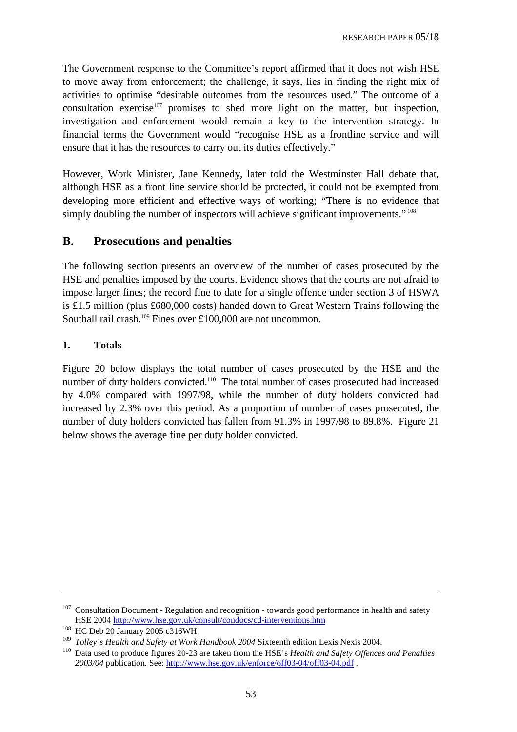The Government response to the Committee's report affirmed that it does not wish HSE to move away from enforcement; the challenge, it says, lies in finding the right mix of activities to optimise "desirable outcomes from the resources used." The outcome of a consultation exercise[107] promises to shed more light on the matter, but inspection, investigation and enforcement would remain a key to the intervention strategy. In financial terms the Government would "recognise HSE as a frontline service and will ensure that it has the resources to carry out its duties effectively."

However, Work Minister, Jane Kennedy, later told the Westminster Hall debate that, although HSE as a front line service should be protected, it could not be exempted from developing more efficient and effective ways of working; "There is no evidence that simply doubling the number of inspectors will achieve significant improvements."[108]

## B. Prosecutions and penalties

The following section presents an overview of the number of cases prosecuted by the HSE and penalties imposed by the courts. Evidence shows that the courts are not afraid to impose larger fines; the record fine to date for a single offence under section 3 of HSWA is £1.5 million (plus £680,000 costs) handed down to Great Western Trains following the Southall rail crash.[109] Fines over £100,000 are not uncommon.

### 1. Totals

Figure 20 below displays the total number of cases prosecuted by the HSE and the number of duty holders convicted.[110] The total number of cases prosecuted had increased by 4.0% compared with 1997/98, while the number of duty holders convicted had increased by 2.3% over this period. As a proportion of number of cases prosecuted, the number of duty holders convicted has fallen from 91.3% in 1997/98 to 89.8%. Figure 21 below shows the average fine per duty holder convicted.

---

[107] Consultation Document - Regulation and recognition - towards good performance in health and safety HSE 2004 http://www.hse.gov.uk/consult/condocs/cd-interventions.htm

[108] HC Deb 20 January 2005 c316WH

[109] *Tolley's Health and Safety at Work Handbook 2004* Sixteenth edition Lexis Nexis 2004.

[110] Data used to produce figures 20-23 are taken from the HSE's *Health and Safety Offences and Penalties 2003/04* publication. See: http://www.hse.gov.uk/enforce/off03-04/off03-04.pdf .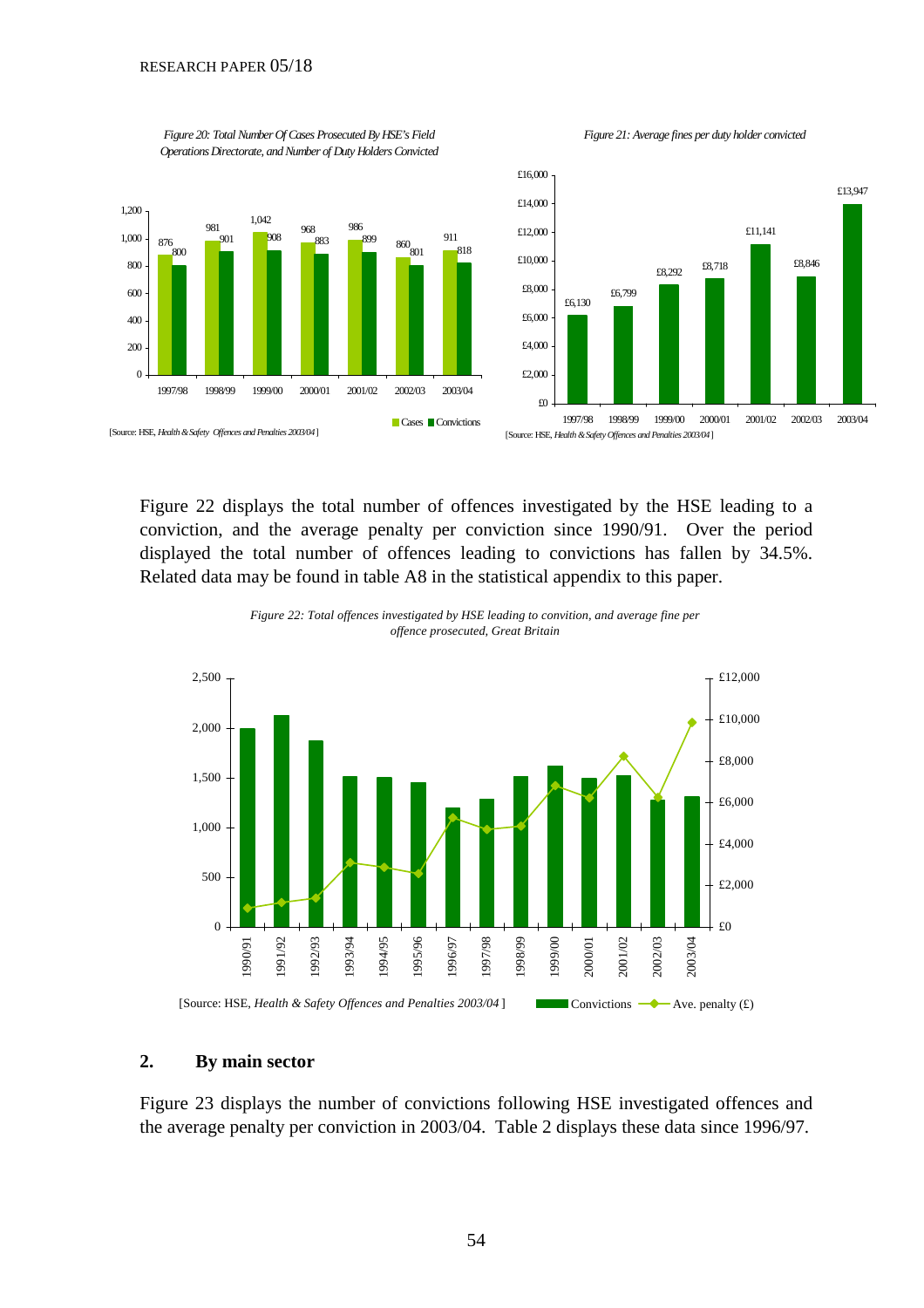*Figure 20: Total Number Of Cases Prosecuted By HSE's Field Operations Directorate, and Number of Duty Holders Convicted*

| | 1997/98 | 1998/99 | 1999/00 | 2000/01 | 2001/02 | 2002/03 | 2003/04 |
|---|---|---|---|---|---|---|---|
| Cases | 876 | 981 | 1,042 | 968 | 986 | 860 | 911 |
| Convictions | 800 | 901 | 908 | 883 | 899 | 801 | 818 |

[Source: HSE, *Health & Safety Offences and Penalties 2003/04*]

*Figure 21: Average fines per duty holder convicted*

| 1997/98 | 1998/99 | 1999/00 | 2000/01 | 2001/02 | 2002/03 | 2003/04 |
|---|---|---|---|---|---|---|
| £6,130 | £6,799 | £8,292 | £8,718 | £11,141 | £8,846 | £13,947 |

[Source: HSE, *Health & Safety Offences and Penalties 2003/04*]

Figure 22 displays the total number of offences investigated by the HSE leading to a conviction, and the average penalty per conviction since 1990/91. Over the period displayed the total number of offences leading to convictions has fallen by 34.5%. Related data may be found in table A8 in the statistical appendix to this paper.

*Figure 22: Total offences investigated by HSE leading to convition, and average fine per offence prosecuted, Great Britain*

[Source: HSE, *Health & Safety Offences and Penalties 2003/04*]

## 2. By main sector

Figure 23 displays the number of convictions following HSE investigated offences and the average penalty per conviction in 2003/04. Table 2 displays these data since 1996/97.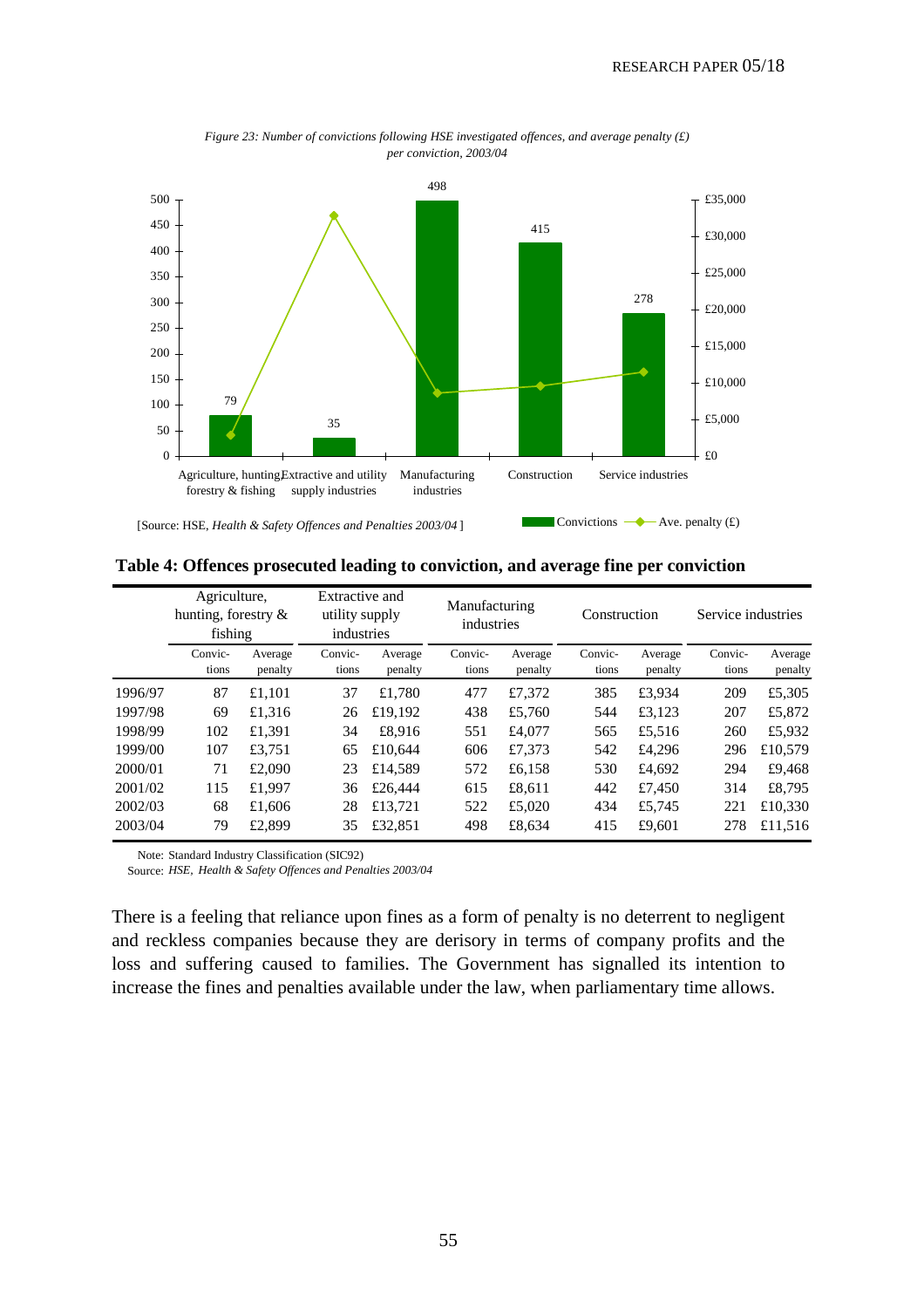*Figure 23: Number of convictions following HSE investigated offences, and average penalty (£) per conviction, 2003/04*

[Source: HSE, *Health & Safety Offences and Penalties 2003/04* ]

**Table 4: Offences prosecuted leading to conviction, and average fine per conviction**

| | Agriculture, hunting, forestry & fishing | | Extractive and utility supply industries | | Manufacturing industries | | Construction | | Service industries | |
|---|---|---|---|---|---|---|---|---|---|---|
| | Convic-tions | Average penalty | Convic-tions | Average penalty | Convic-tions | Average penalty | Convic-tions | Average penalty | Convic-tions | Average penalty |
| 1996/97 | 87 | £1,101 | 37 | £1,780 | 477 | £7,372 | 385 | £3,934 | 209 | £5,305 |
| 1997/98 | 69 | £1,316 | 26 | £19,192 | 438 | £5,760 | 544 | £3,123 | 207 | £5,872 |
| 1998/99 | 102 | £1,391 | 34 | £8,916 | 551 | £4,077 | 565 | £5,516 | 260 | £5,932 |
| 1999/00 | 107 | £3,751 | 65 | £10,644 | 606 | £7,373 | 542 | £4,296 | 296 | £10,579 |
| 2000/01 | 71 | £2,090 | 23 | £14,589 | 572 | £6,158 | 530 | £4,692 | 294 | £9,468 |
| 2001/02 | 115 | £1,997 | 36 | £26,444 | 615 | £8,611 | 442 | £7,450 | 314 | £8,795 |
| 2002/03 | 68 | £1,606 | 28 | £13,721 | 522 | £5,020 | 434 | £5,745 | 221 | £10,330 |
| 2003/04 | 79 | £2,899 | 35 | £32,851 | 498 | £8,634 | 415 | £9,601 | 278 | £11,516 |

Note: Standard Industry Classification (SIC92)
Source: *HSE, Health & Safety Offences and Penalties 2003/04*

There is a feeling that reliance upon fines as a form of penalty is no deterrent to negligent and reckless companies because they are derisory in terms of company profits and the loss and suffering caused to families. The Government has signalled its intention to increase the fines and penalties available under the law, when parliamentary time allows.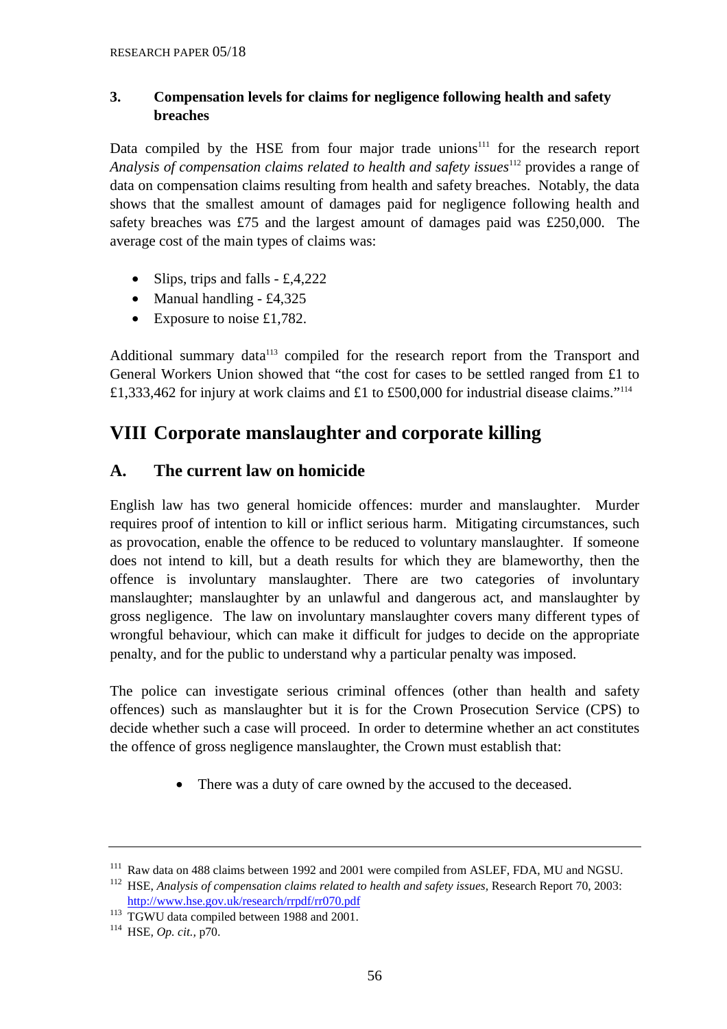### 3. Compensation levels for claims for negligence following health and safety breaches

Data compiled by the HSE from four major trade unions[111] for the research report *Analysis of compensation claims related to health and safety issues*[112] provides a range of data on compensation claims resulting from health and safety breaches. Notably, the data shows that the smallest amount of damages paid for negligence following health and safety breaches was £75 and the largest amount of damages paid was £250,000. The average cost of the main types of claims was:

- Slips, trips and falls - £,4,222
- Manual handling - £4,325
- Exposure to noise £1,782.

Additional summary data[113] compiled for the research report from the Transport and General Workers Union showed that "the cost for cases to be settled ranged from £1 to £1,333,462 for injury at work claims and £1 to £500,000 for industrial disease claims."[114]

# VIII Corporate manslaughter and corporate killing

## A. The current law on homicide

English law has two general homicide offences: murder and manslaughter. Murder requires proof of intention to kill or inflict serious harm. Mitigating circumstances, such as provocation, enable the offence to be reduced to voluntary manslaughter. If someone does not intend to kill, but a death results for which they are blameworthy, then the offence is involuntary manslaughter. There are two categories of involuntary manslaughter; manslaughter by an unlawful and dangerous act, and manslaughter by gross negligence. The law on involuntary manslaughter covers many different types of wrongful behaviour, which can make it difficult for judges to decide on the appropriate penalty, and for the public to understand why a particular penalty was imposed.

The police can investigate serious criminal offences (other than health and safety offences) such as manslaughter but it is for the Crown Prosecution Service (CPS) to decide whether such a case will proceed. In order to determine whether an act constitutes the offence of gross negligence manslaughter, the Crown must establish that:

- There was a duty of care owned by the accused to the deceased.

---

[111] Raw data on 488 claims between 1992 and 2001 were compiled from ASLEF, FDA, MU and NGSU.

[112] HSE, *Analysis of compensation claims related to health and safety issues*, Research Report 70, 2003: http://www.hse.gov.uk/research/rrpdf/rr070.pdf

[113] TGWU data compiled between 1988 and 2001.

[114] HSE, *Op. cit.*, p70.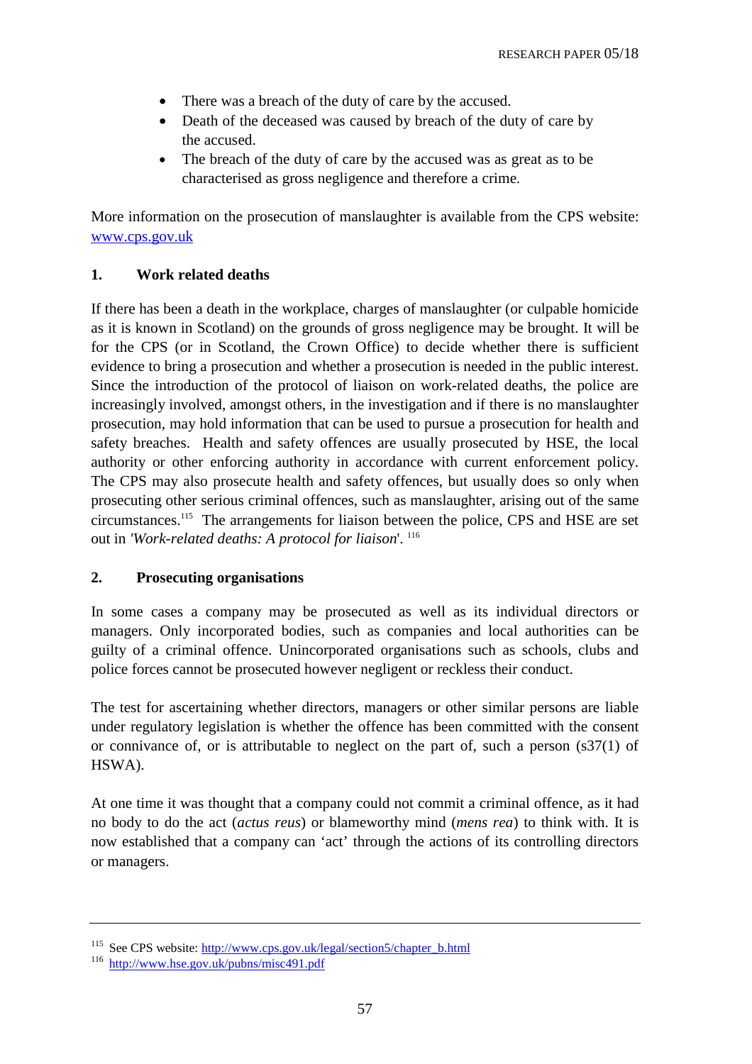- There was a breach of the duty of care by the accused.
- Death of the deceased was caused by breach of the duty of care by the accused.
- The breach of the duty of care by the accused was as great as to be characterised as gross negligence and therefore a crime.

More information on the prosecution of manslaughter is available from the CPS website: [www.cps.gov.uk](http://www.cps.gov.uk)

### 1. Work related deaths

If there has been a death in the workplace, charges of manslaughter (or culpable homicide as it is known in Scotland) on the grounds of gross negligence may be brought. It will be for the CPS (or in Scotland, the Crown Office) to decide whether there is sufficient evidence to bring a prosecution and whether a prosecution is needed in the public interest. Since the introduction of the protocol of liaison on work-related deaths, the police are increasingly involved, amongst others, in the investigation and if there is no manslaughter prosecution, may hold information that can be used to pursue a prosecution for health and safety breaches. Health and safety offences are usually prosecuted by HSE, the local authority or other enforcing authority in accordance with current enforcement policy. The CPS may also prosecute health and safety offences, but usually does so only when prosecuting other serious criminal offences, such as manslaughter, arising out of the same circumstances.[115] The arrangements for liaison between the police, CPS and HSE are set out in '*Work-related deaths: A protocol for liaison*'. [116]

### 2. Prosecuting organisations

In some cases a company may be prosecuted as well as its individual directors or managers. Only incorporated bodies, such as companies and local authorities can be guilty of a criminal offence. Unincorporated organisations such as schools, clubs and police forces cannot be prosecuted however negligent or reckless their conduct.

The test for ascertaining whether directors, managers or other similar persons are liable under regulatory legislation is whether the offence has been committed with the consent or connivance of, or is attributable to neglect on the part of, such a person (s37(1) of HSWA).

At one time it was thought that a company could not commit a criminal offence, as it had no body to do the act (*actus reus*) or blameworthy mind (*mens rea*) to think with. It is now established that a company can 'act' through the actions of its controlling directors or managers.

---

[115] See CPS website: [http://www.cps.gov.uk/legal/section5/chapter_b.html](http://www.cps.gov.uk/legal/section5/chapter_b.html)

[116] [http://www.hse.gov.uk/pubns/misc491.pdf](http://www.hse.gov.uk/pubns/misc491.pdf)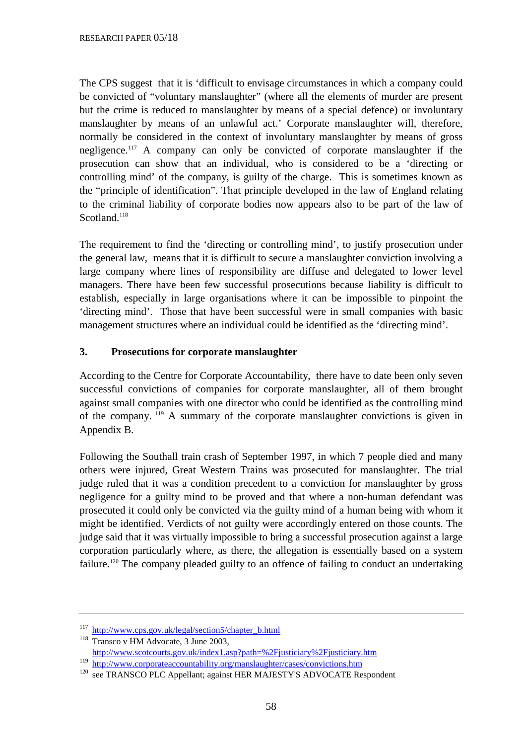The CPS suggest that it is 'difficult to envisage circumstances in which a company could be convicted of "voluntary manslaughter" (where all the elements of murder are present but the crime is reduced to manslaughter by means of a special defence) or involuntary manslaughter by means of an unlawful act.' Corporate manslaughter will, therefore, normally be considered in the context of involuntary manslaughter by means of gross negligence.[117] A company can only be convicted of corporate manslaughter if the prosecution can show that an individual, who is considered to be a 'directing or controlling mind' of the company, is guilty of the charge. This is sometimes known as the "principle of identification". That principle developed in the law of England relating to the criminal liability of corporate bodies now appears also to be part of the law of Scotland.[118]

The requirement to find the 'directing or controlling mind', to justify prosecution under the general law, means that it is difficult to secure a manslaughter conviction involving a large company where lines of responsibility are diffuse and delegated to lower level managers. There have been few successful prosecutions because liability is difficult to establish, especially in large organisations where it can be impossible to pinpoint the 'directing mind'. Those that have been successful were in small companies with basic management structures where an individual could be identified as the 'directing mind'.

### 3. Prosecutions for corporate manslaughter

According to the Centre for Corporate Accountability, there have to date been only seven successful convictions of companies for corporate manslaughter, all of them brought against small companies with one director who could be identified as the controlling mind of the company.[119] A summary of the corporate manslaughter convictions is given in Appendix B.

Following the Southall train crash of September 1997, in which 7 people died and many others were injured, Great Western Trains was prosecuted for manslaughter. The trial judge ruled that it was a condition precedent to a conviction for manslaughter by gross negligence for a guilty mind to be proved and that where a non-human defendant was prosecuted it could only be convicted via the guilty mind of a human being with whom it might be identified. Verdicts of not guilty were accordingly entered on those counts. The judge said that it was virtually impossible to bring a successful prosecution against a large corporation particularly where, as there, the allegation is essentially based on a system failure.[120] The company pleaded guilty to an offence of failing to conduct an undertaking

---

[117] http://www.cps.gov.uk/legal/section5/chapter_b.html

[118] Transco v HM Advocate, 3 June 2003, http://www.scotcourts.gov.uk/index1.asp?path=%2Fjusticiary%2Fjusticiary.htm

[119] http://www.corporateaccountability.org/manslaughter/cases/convictions.htm

[120] see TRANSCO PLC Appellant; against HER MAJESTY'S ADVOCATE Respondent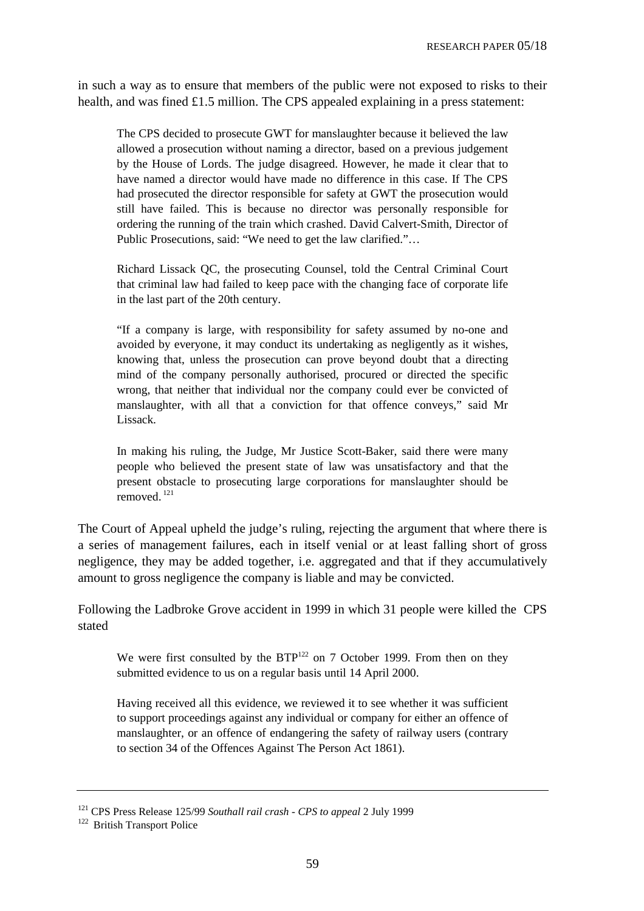in such a way as to ensure that members of the public were not exposed to risks to their health, and was fined £1.5 million. The CPS appealed explaining in a press statement:

> The CPS decided to prosecute GWT for manslaughter because it believed the law allowed a prosecution without naming a director, based on a previous judgement by the House of Lords. The judge disagreed. However, he made it clear that to have named a director would have made no difference in this case. If The CPS had prosecuted the director responsible for safety at GWT the prosecution would still have failed. This is because no director was personally responsible for ordering the running of the train which crashed. David Calvert-Smith, Director of Public Prosecutions, said: "We need to get the law clarified."…
>
> Richard Lissack QC, the prosecuting Counsel, told the Central Criminal Court that criminal law had failed to keep pace with the changing face of corporate life in the last part of the 20th century.
>
> "If a company is large, with responsibility for safety assumed by no-one and avoided by everyone, it may conduct its undertaking as negligently as it wishes, knowing that, unless the prosecution can prove beyond doubt that a directing mind of the company personally authorised, procured or directed the specific wrong, that neither that individual nor the company could ever be convicted of manslaughter, with all that a conviction for that offence conveys," said Mr Lissack.
>
> In making his ruling, the Judge, Mr Justice Scott-Baker, said there were many people who believed the present state of law was unsatisfactory and that the present obstacle to prosecuting large corporations for manslaughter should be removed.[121]

The Court of Appeal upheld the judge's ruling, rejecting the argument that where there is a series of management failures, each in itself venial or at least falling short of gross negligence, they may be added together, i.e. aggregated and that if they accumulatively amount to gross negligence the company is liable and may be convicted.

Following the Ladbroke Grove accident in 1999 in which 31 people were killed the CPS stated

> We were first consulted by the BTP[122] on 7 October 1999. From then on they submitted evidence to us on a regular basis until 14 April 2000.
>
> Having received all this evidence, we reviewed it to see whether it was sufficient to support proceedings against any individual or company for either an offence of manslaughter, or an offence of endangering the safety of railway users (contrary to section 34 of the Offences Against The Person Act 1861).

---

[121] CPS Press Release 125/99 *Southall rail crash - CPS to appeal* 2 July 1999

[122] British Transport Police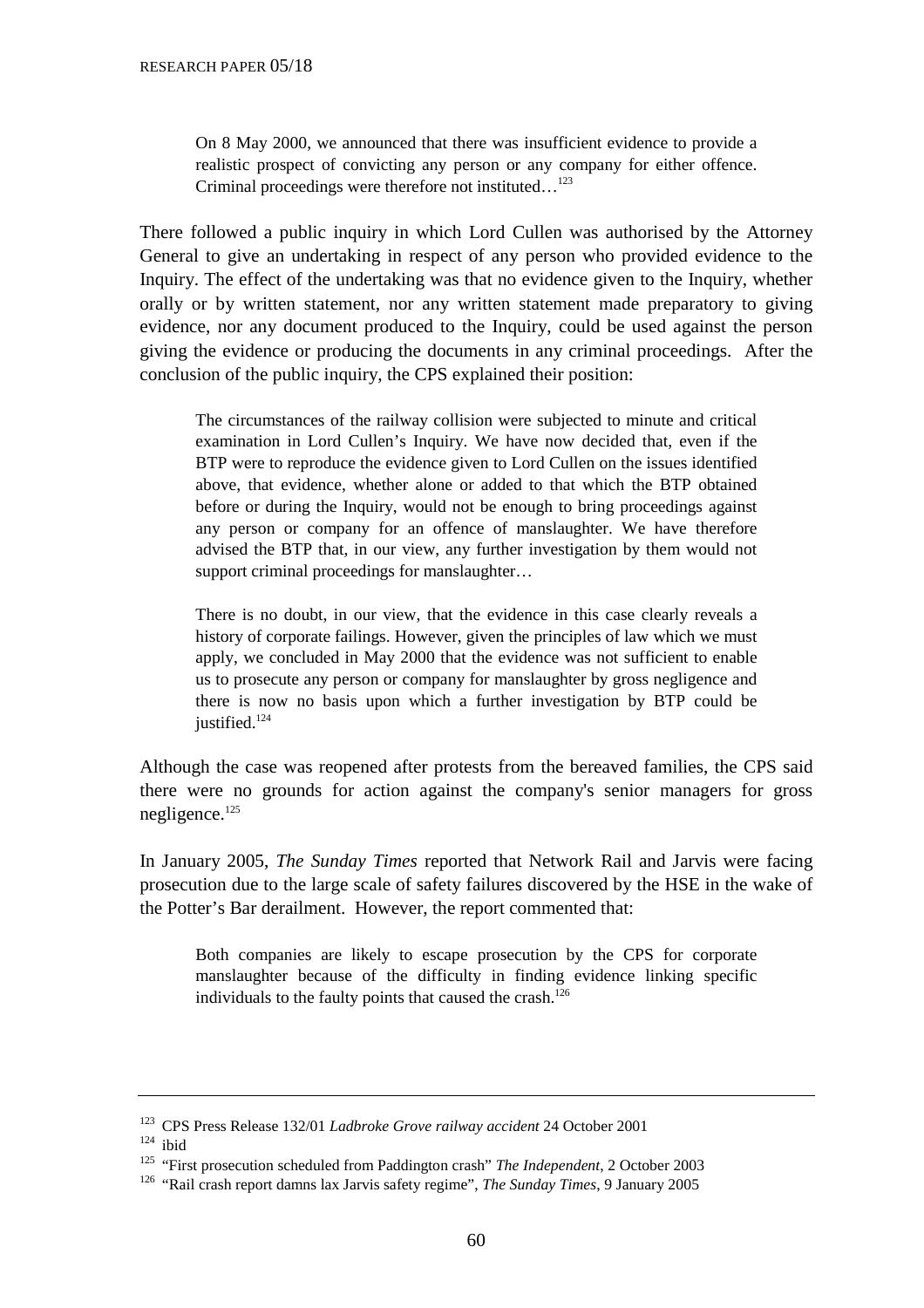> On 8 May 2000, we announced that there was insufficient evidence to provide a realistic prospect of convicting any person or any company for either offence. Criminal proceedings were therefore not instituted…[123]

There followed a public inquiry in which Lord Cullen was authorised by the Attorney General to give an undertaking in respect of any person who provided evidence to the Inquiry. The effect of the undertaking was that no evidence given to the Inquiry, whether orally or by written statement, nor any written statement made preparatory to giving evidence, nor any document produced to the Inquiry, could be used against the person giving the evidence or producing the documents in any criminal proceedings. After the conclusion of the public inquiry, the CPS explained their position:

> The circumstances of the railway collision were subjected to minute and critical examination in Lord Cullen's Inquiry. We have now decided that, even if the BTP were to reproduce the evidence given to Lord Cullen on the issues identified above, that evidence, whether alone or added to that which the BTP obtained before or during the Inquiry, would not be enough to bring proceedings against any person or company for an offence of manslaughter. We have therefore advised the BTP that, in our view, any further investigation by them would not support criminal proceedings for manslaughter…
>
> There is no doubt, in our view, that the evidence in this case clearly reveals a history of corporate failings. However, given the principles of law which we must apply, we concluded in May 2000 that the evidence was not sufficient to enable us to prosecute any person or company for manslaughter by gross negligence and there is now no basis upon which a further investigation by BTP could be justified.[124]

Although the case was reopened after protests from the bereaved families, the CPS said there were no grounds for action against the company's senior managers for gross negligence.[125]

In January 2005, *The Sunday Times* reported that Network Rail and Jarvis were facing prosecution due to the large scale of safety failures discovered by the HSE in the wake of the Potter's Bar derailment. However, the report commented that:

> Both companies are likely to escape prosecution by the CPS for corporate manslaughter because of the difficulty in finding evidence linking specific individuals to the faulty points that caused the crash.[126]

---

[123] CPS Press Release 132/01 *Ladbroke Grove railway accident* 24 October 2001

[124] ibid

[125] "First prosecution scheduled from Paddington crash" *The Independent*, 2 October 2003

[126] "Rail crash report damns lax Jarvis safety regime", *The Sunday Times*, 9 January 2005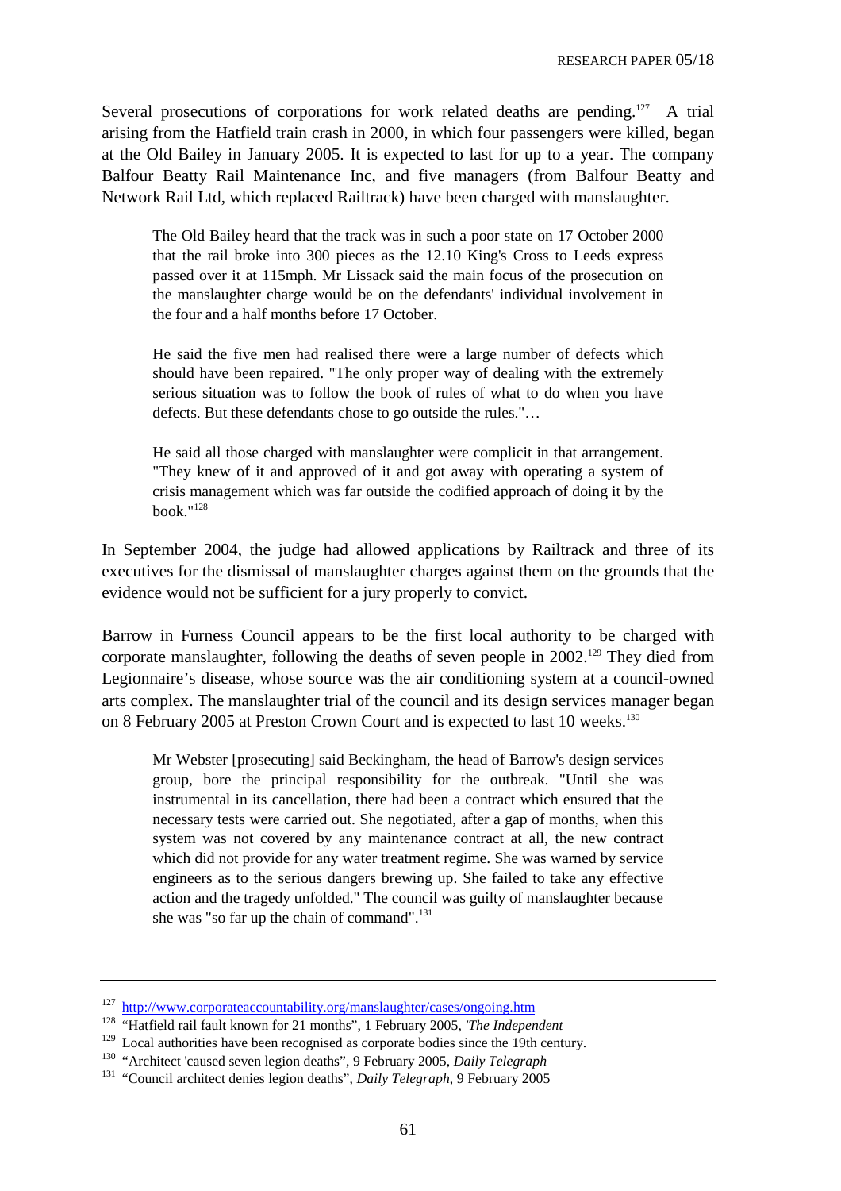Several prosecutions of corporations for work related deaths are pending.[127] A trial arising from the Hatfield train crash in 2000, in which four passengers were killed, began at the Old Bailey in January 2005. It is expected to last for up to a year. The company Balfour Beatty Rail Maintenance Inc, and five managers (from Balfour Beatty and Network Rail Ltd, which replaced Railtrack) have been charged with manslaughter.

> The Old Bailey heard that the track was in such a poor state on 17 October 2000 that the rail broke into 300 pieces as the 12.10 King's Cross to Leeds express passed over it at 115mph. Mr Lissack said the main focus of the prosecution on the manslaughter charge would be on the defendants' individual involvement in the four and a half months before 17 October.
>
> He said the five men had realised there were a large number of defects which should have been repaired. "The only proper way of dealing with the extremely serious situation was to follow the book of rules of what to do when you have defects. But these defendants chose to go outside the rules."…
>
> He said all those charged with manslaughter were complicit in that arrangement. "They knew of it and approved of it and got away with operating a system of crisis management which was far outside the codified approach of doing it by the book."[128]

In September 2004, the judge had allowed applications by Railtrack and three of its executives for the dismissal of manslaughter charges against them on the grounds that the evidence would not be sufficient for a jury properly to convict.

Barrow in Furness Council appears to be the first local authority to be charged with corporate manslaughter, following the deaths of seven people in 2002.[129] They died from Legionnaire's disease, whose source was the air conditioning system at a council-owned arts complex. The manslaughter trial of the council and its design services manager began on 8 February 2005 at Preston Crown Court and is expected to last 10 weeks.[130]

> Mr Webster [prosecuting] said Beckingham, the head of Barrow's design services group, bore the principal responsibility for the outbreak. "Until she was instrumental in its cancellation, there had been a contract which ensured that the necessary tests were carried out. She negotiated, after a gap of months, when this system was not covered by any maintenance contract at all, the new contract which did not provide for any water treatment regime. She was warned by service engineers as to the serious dangers brewing up. She failed to take any effective action and the tragedy unfolded." The council was guilty of manslaughter because she was "so far up the chain of command".[131]

---

[127] http://www.corporateaccountability.org/manslaughter/cases/ongoing.htm

[128] "Hatfield rail fault known for 21 months", 1 February 2005, *'The Independent*

[129] Local authorities have been recognised as corporate bodies since the 19th century.

[130] "Architect 'caused seven legion deaths", 9 February 2005, *Daily Telegraph*

[131] "Council architect denies legion deaths", *Daily Telegraph*, 9 February 2005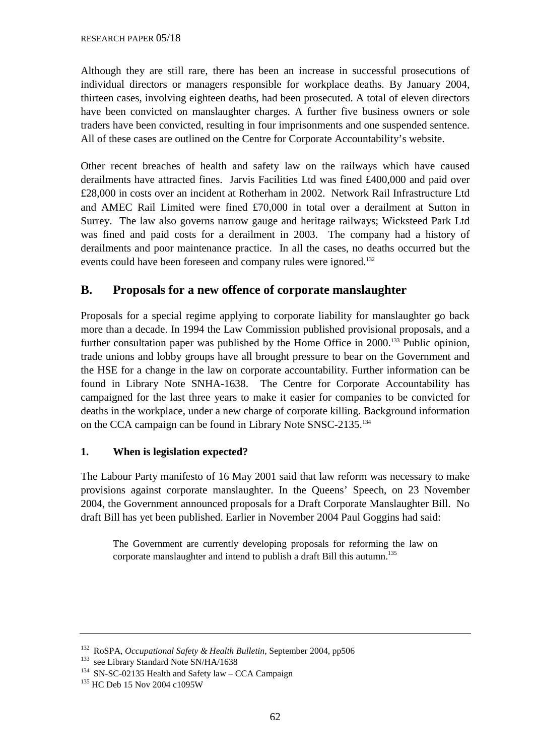Although they are still rare, there has been an increase in successful prosecutions of individual directors or managers responsible for workplace deaths. By January 2004, thirteen cases, involving eighteen deaths, had been prosecuted. A total of eleven directors have been convicted on manslaughter charges. A further five business owners or sole traders have been convicted, resulting in four imprisonments and one suspended sentence. All of these cases are outlined on the Centre for Corporate Accountability's website.

Other recent breaches of health and safety law on the railways which have caused derailments have attracted fines. Jarvis Facilities Ltd was fined £400,000 and paid over £28,000 in costs over an incident at Rotherham in 2002. Network Rail Infrastructure Ltd and AMEC Rail Limited were fined £70,000 in total over a derailment at Sutton in Surrey. The law also governs narrow gauge and heritage railways; Wicksteed Park Ltd was fined and paid costs for a derailment in 2003. The company had a history of derailments and poor maintenance practice. In all the cases, no deaths occurred but the events could have been foreseen and company rules were ignored.[132]

## B. Proposals for a new offence of corporate manslaughter

Proposals for a special regime applying to corporate liability for manslaughter go back more than a decade. In 1994 the Law Commission published provisional proposals, and a further consultation paper was published by the Home Office in 2000.[133] Public opinion, trade unions and lobby groups have all brought pressure to bear on the Government and the HSE for a change in the law on corporate accountability. Further information can be found in Library Note SNHA-1638. The Centre for Corporate Accountability has campaigned for the last three years to make it easier for companies to be convicted for deaths in the workplace, under a new charge of corporate killing. Background information on the CCA campaign can be found in Library Note SNSC-2135.[134]

### 1. When is legislation expected?

The Labour Party manifesto of 16 May 2001 said that law reform was necessary to make provisions against corporate manslaughter. In the Queens' Speech, on 23 November 2004, the Government announced proposals for a Draft Corporate Manslaughter Bill. No draft Bill has yet been published. Earlier in November 2004 Paul Goggins had said:

> The Government are currently developing proposals for reforming the law on corporate manslaughter and intend to publish a draft Bill this autumn.[135]

---

[132] RoSPA, *Occupational Safety & Health Bulletin*, September 2004, pp506

[133] see Library Standard Note SN/HA/1638

[134] SN-SC-02135 Health and Safety law – CCA Campaign

[135] HC Deb 15 Nov 2004 c1095W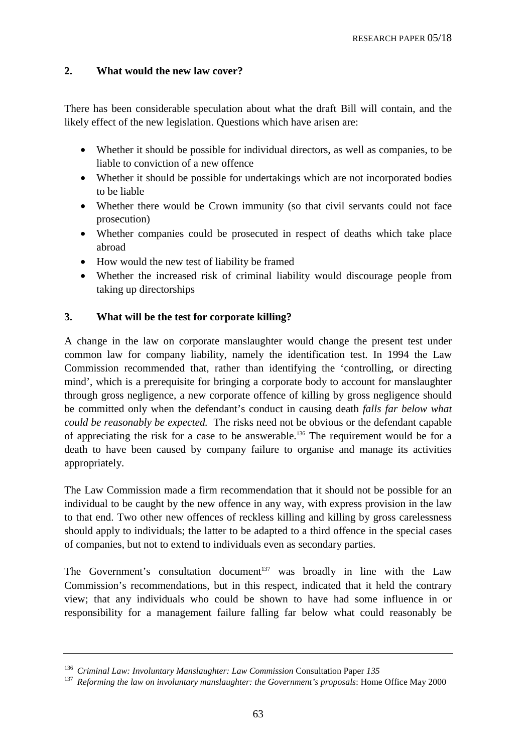## 2. What would the new law cover?

There has been considerable speculation about what the draft Bill will contain, and the likely effect of the new legislation. Questions which have arisen are:

- Whether it should be possible for individual directors, as well as companies, to be liable to conviction of a new offence
- Whether it should be possible for undertakings which are not incorporated bodies to be liable
- Whether there would be Crown immunity (so that civil servants could not face prosecution)
- Whether companies could be prosecuted in respect of deaths which take place abroad
- How would the new test of liability be framed
- Whether the increased risk of criminal liability would discourage people from taking up directorships

## 3. What will be the test for corporate killing?

A change in the law on corporate manslaughter would change the present test under common law for company liability, namely the identification test. In 1994 the Law Commission recommended that, rather than identifying the 'controlling, or directing mind', which is a prerequisite for bringing a corporate body to account for manslaughter through gross negligence, a new corporate offence of killing by gross negligence should be committed only when the defendant's conduct in causing death *falls far below what could be reasonably be expected.* The risks need not be obvious or the defendant capable of appreciating the risk for a case to be answerable.[136] The requirement would be for a death to have been caused by company failure to organise and manage its activities appropriately.

The Law Commission made a firm recommendation that it should not be possible for an individual to be caught by the new offence in any way, with express provision in the law to that end. Two other new offences of reckless killing and killing by gross carelessness should apply to individuals; the latter to be adapted to a third offence in the special cases of companies, but not to extend to individuals even as secondary parties.

The Government's consultation document[137] was broadly in line with the Law Commission's recommendations, but in this respect, indicated that it held the contrary view; that any individuals who could be shown to have had some influence in or responsibility for a management failure falling far below what could reasonably be

---

[136] *Criminal Law: Involuntary Manslaughter: Law Commission* Consultation Paper *135*

[137] *Reforming the law on involuntary manslaughter: the Government's proposals*: Home Office May 2000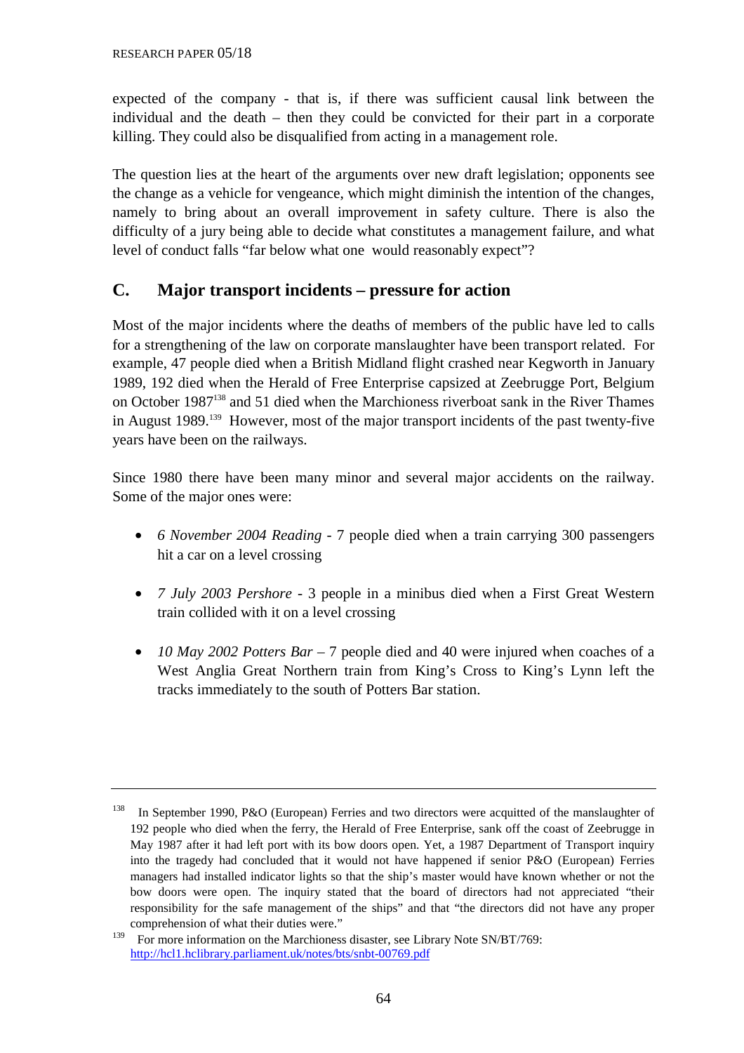expected of the company - that is, if there was sufficient causal link between the individual and the death – then they could be convicted for their part in a corporate killing. They could also be disqualified from acting in a management role.

The question lies at the heart of the arguments over new draft legislation; opponents see the change as a vehicle for vengeance, which might diminish the intention of the changes, namely to bring about an overall improvement in safety culture. There is also the difficulty of a jury being able to decide what constitutes a management failure, and what level of conduct falls "far below what one would reasonably expect"?

## C. Major transport incidents – pressure for action

Most of the major incidents where the deaths of members of the public have led to calls for a strengthening of the law on corporate manslaughter have been transport related. For example, 47 people died when a British Midland flight crashed near Kegworth in January 1989, 192 died when the Herald of Free Enterprise capsized at Zeebrugge Port, Belgium on October 1987[138] and 51 died when the Marchioness riverboat sank in the River Thames in August 1989.[139] However, most of the major transport incidents of the past twenty-five years have been on the railways.

Since 1980 there have been many minor and several major accidents on the railway. Some of the major ones were:

- *6 November 2004 Reading* - 7 people died when a train carrying 300 passengers hit a car on a level crossing
- *7 July 2003 Pershore* - 3 people in a minibus died when a First Great Western train collided with it on a level crossing
- *10 May 2002 Potters Bar* – 7 people died and 40 were injured when coaches of a West Anglia Great Northern train from King's Cross to King's Lynn left the tracks immediately to the south of Potters Bar station.

---

[138] In September 1990, P&O (European) Ferries and two directors were acquitted of the manslaughter of 192 people who died when the ferry, the Herald of Free Enterprise, sank off the coast of Zeebrugge in May 1987 after it had left port with its bow doors open. Yet, a 1987 Department of Transport inquiry into the tragedy had concluded that it would not have happened if senior P&O (European) Ferries managers had installed indicator lights so that the ship's master would have known whether or not the bow doors were open. The inquiry stated that the board of directors had not appreciated "their responsibility for the safe management of the ships" and that "the directors did not have any proper comprehension of what their duties were."

[139] For more information on the Marchioness disaster, see Library Note SN/BT/769: http://hcl1.hclibrary.parliament.uk/notes/bts/snbt-00769.pdf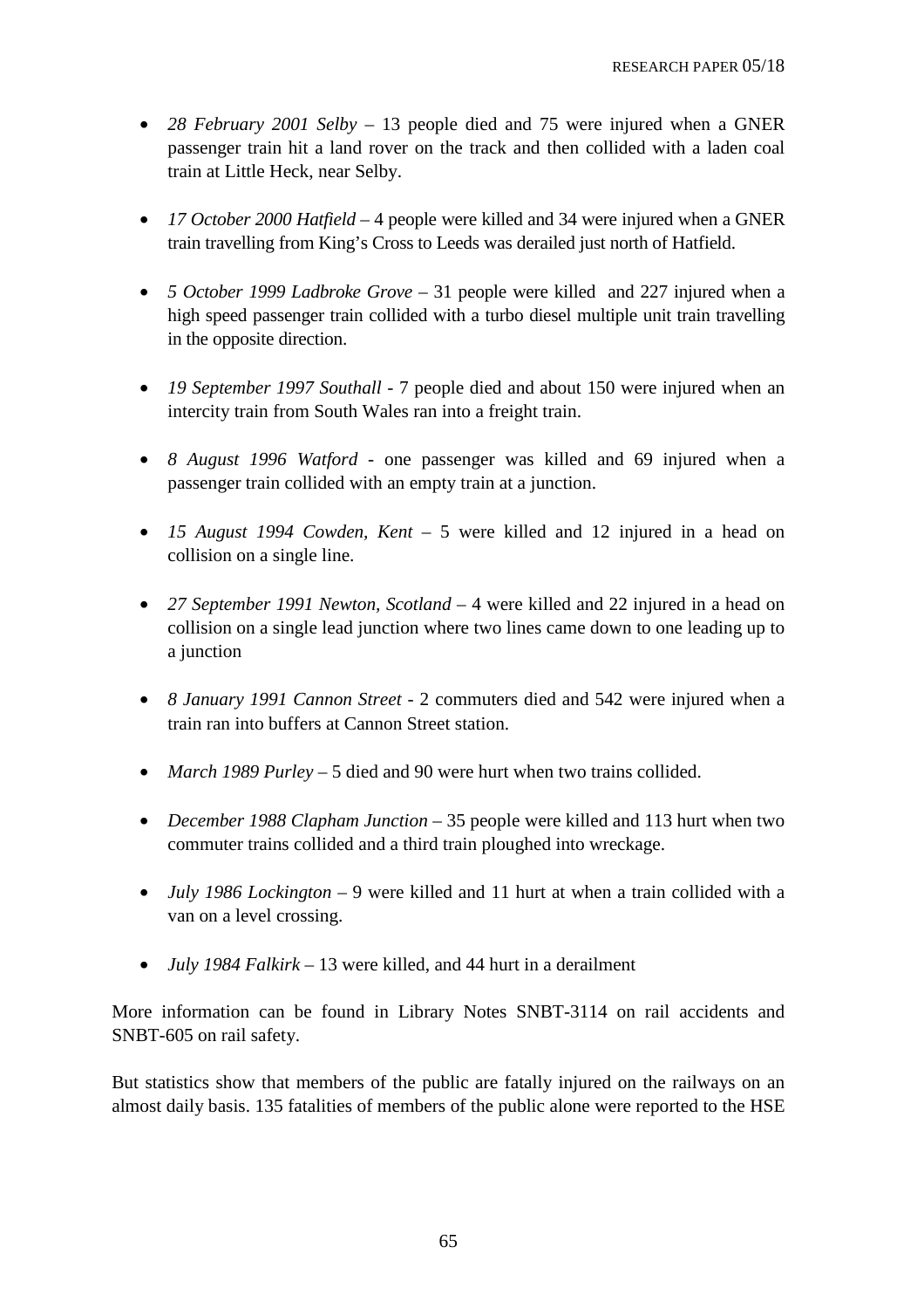- *28 February 2001 Selby* – 13 people died and 75 were injured when a GNER passenger train hit a land rover on the track and then collided with a laden coal train at Little Heck, near Selby.

- *17 October 2000 Hatfield* – 4 people were killed and 34 were injured when a GNER train travelling from King's Cross to Leeds was derailed just north of Hatfield.

- *5 October 1999 Ladbroke Grove* – 31 people were killed and 227 injured when a high speed passenger train collided with a turbo diesel multiple unit train travelling in the opposite direction.

- *19 September 1997 Southall* - 7 people died and about 150 were injured when an intercity train from South Wales ran into a freight train.

- *8 August 1996 Watford* - one passenger was killed and 69 injured when a passenger train collided with an empty train at a junction.

- *15 August 1994 Cowden, Kent* – 5 were killed and 12 injured in a head on collision on a single line.

- *27 September 1991 Newton, Scotland* – 4 were killed and 22 injured in a head on collision on a single lead junction where two lines came down to one leading up to a junction

- *8 January 1991 Cannon Street* - 2 commuters died and 542 were injured when a train ran into buffers at Cannon Street station.

- *March 1989 Purley* – 5 died and 90 were hurt when two trains collided.

- *December 1988 Clapham Junction* – 35 people were killed and 113 hurt when two commuter trains collided and a third train ploughed into wreckage.

- *July 1986 Lockington* – 9 were killed and 11 hurt at when a train collided with a van on a level crossing.

- *July 1984 Falkirk* – 13 were killed, and 44 hurt in a derailment

More information can be found in Library Notes SNBT-3114 on rail accidents and SNBT-605 on rail safety.

But statistics show that members of the public are fatally injured on the railways on an almost daily basis. 135 fatalities of members of the public alone were reported to the HSE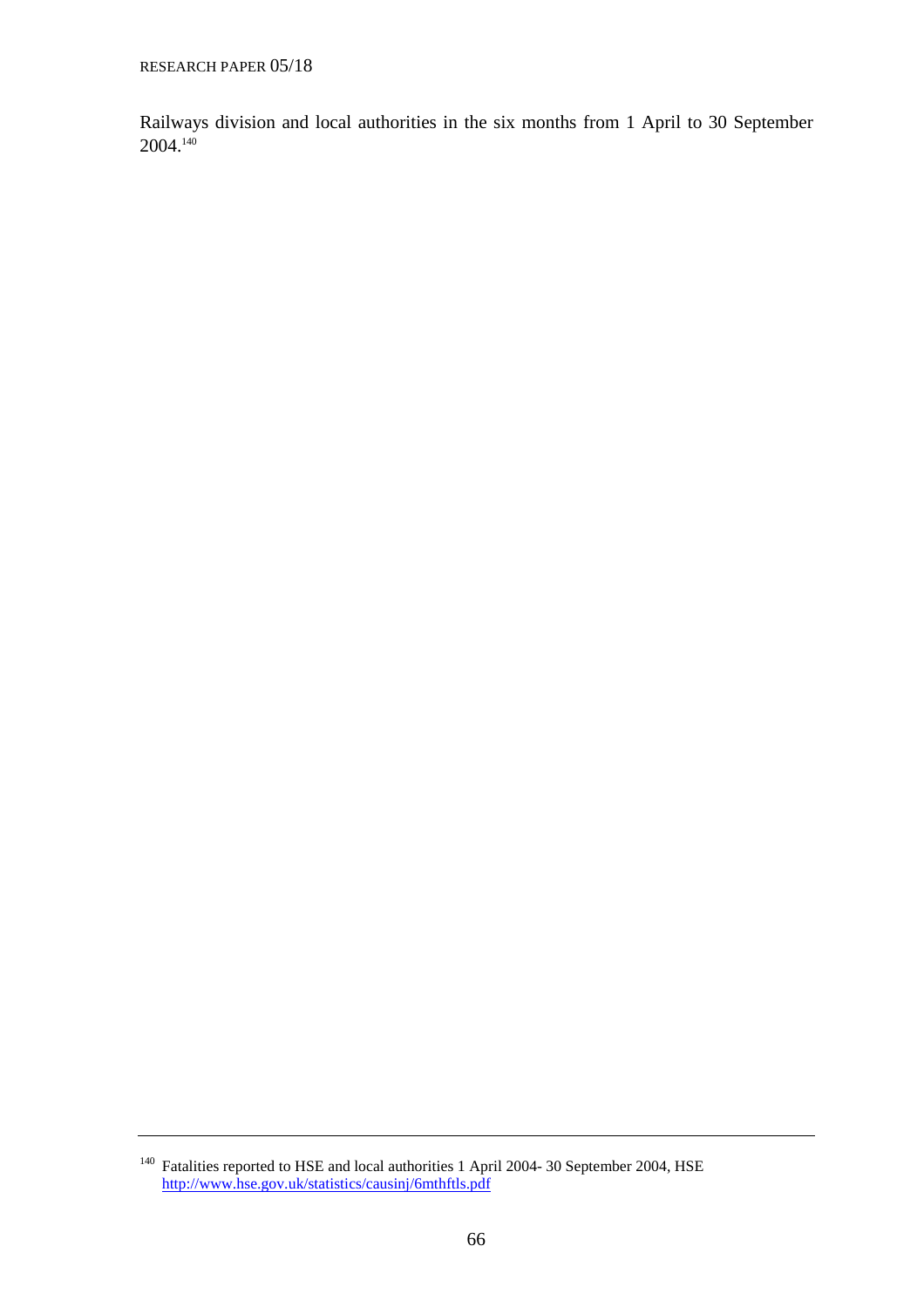Railways division and local authorities in the six months from 1 April to 30 September 2004.[140]

---

[140] Fatalities reported to HSE and local authorities 1 April 2004- 30 September 2004, HSE http://www.hse.gov.uk/statistics/causinj/6mthftls.pdf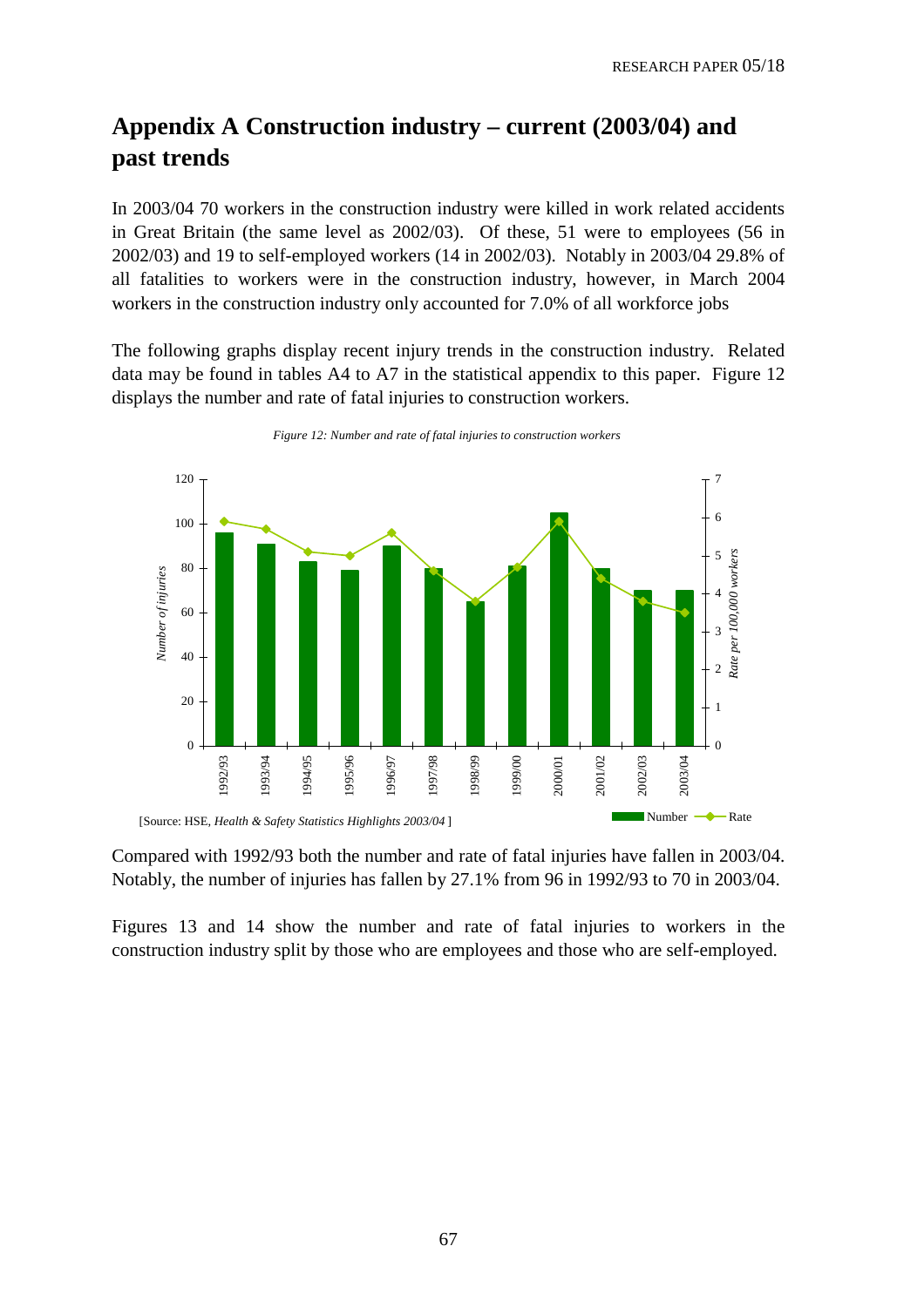# Appendix A Construction industry – current (2003/04) and past trends

In 2003/04 70 workers in the construction industry were killed in work related accidents in Great Britain (the same level as 2002/03). Of these, 51 were to employees (56 in 2002/03) and 19 to self-employed workers (14 in 2002/03). Notably in 2003/04 29.8% of all fatalities to workers were in the construction industry, however, in March 2004 workers in the construction industry only accounted for 7.0% of all workforce jobs

The following graphs display recent injury trends in the construction industry. Related data may be found in tables A4 to A7 in the statistical appendix to this paper. Figure 12 displays the number and rate of fatal injuries to construction workers.

*Figure 12: Number and rate of fatal injuries to construction workers*

[Source: HSE, *Health & Safety Statistics Highlights 2003/04* ]

Compared with 1992/93 both the number and rate of fatal injuries have fallen in 2003/04. Notably, the number of injuries has fallen by 27.1% from 96 in 1992/93 to 70 in 2003/04.

Figures 13 and 14 show the number and rate of fatal injuries to workers in the construction industry split by those who are employees and those who are self-employed.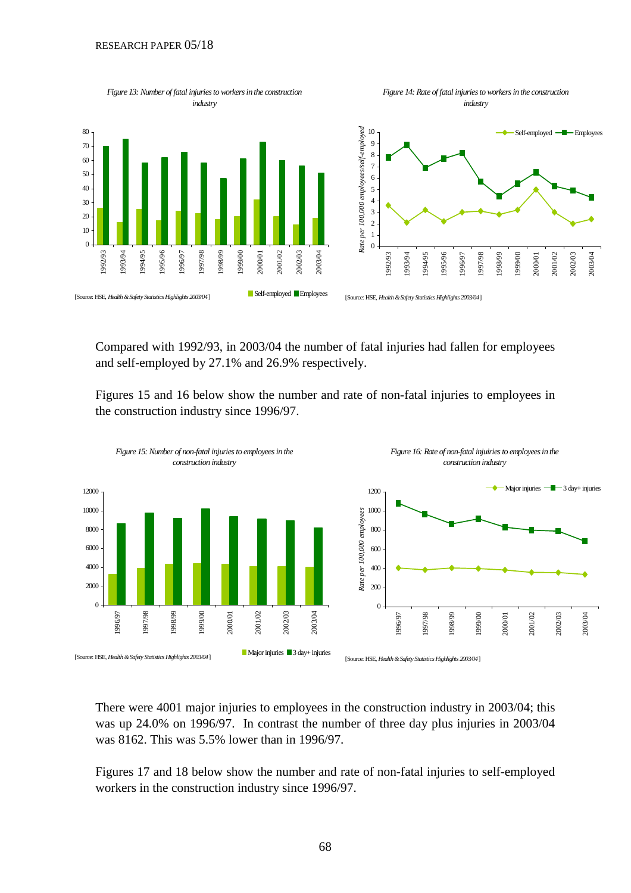*Figure 13: Number of fatal injuries to workers in the construction industry*

[Source: HSE, *Health & Safety Statistics Highlights 2003/04*]

*Figure 14: Rate of fatal injuries to workers in the construction industry*

[Source: HSE, *Health & Safety Statistics Highlights 2003/04*]

Compared with 1992/93, in 2003/04 the number of fatal injuries had fallen for employees and self-employed by 27.1% and 26.9% respectively.

Figures 15 and 16 below show the number and rate of non-fatal injuries to employees in the construction industry since 1996/97.

*Figure 15: Number of non-fatal injuries to employees in the construction industry*

[Source: HSE, *Health & Safety Statistics Highlights 2003/04*]

*Figure 16: Rate of non-fatal injuries to employees in the construction industry*

[Source: HSE, *Health & Safety Statistics Highlights 2003/04*]

There were 4001 major injuries to employees in the construction industry in 2003/04; this was up 24.0% on 1996/97. In contrast the number of three day plus injuries in 2003/04 was 8162. This was 5.5% lower than in 1996/97.

Figures 17 and 18 below show the number and rate of non-fatal injuries to self-employed workers in the construction industry since 1996/97.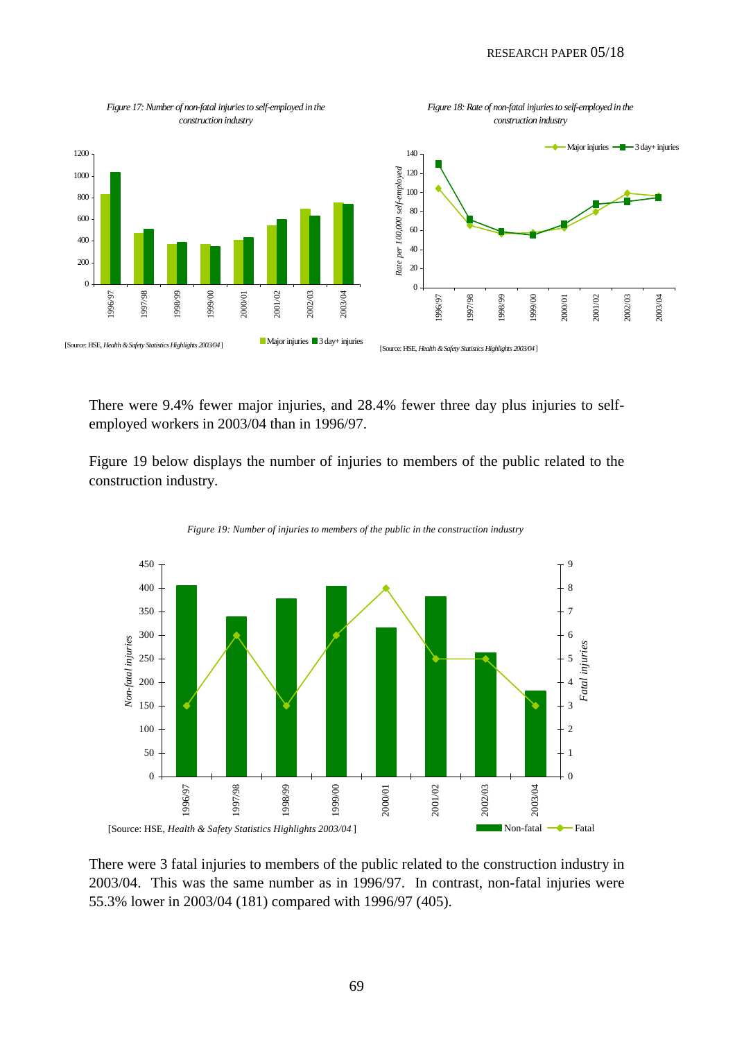*Figure 17: Number of non-fatal injuries to self-employed in the construction industry*

[Source: HSE, *Health & Safety Statistics Highlights 2003/04*]

*Figure 18: Rate of non-fatal injuries to self-employed in the construction industry*

[Source: HSE, *Health & Safety Statistics Highlights 2003/04*]

There were 9.4% fewer major injuries, and 28.4% fewer three day plus injuries to self-employed workers in 2003/04 than in 1996/97.

Figure 19 below displays the number of injuries to members of the public related to the construction industry.

*Figure 19: Number of injuries to members of the public in the construction industry*

[Source: HSE, *Health & Safety Statistics Highlights 2003/04*]

There were 3 fatal injuries to members of the public related to the construction industry in 2003/04. This was the same number as in 1996/97. In contrast, non-fatal injuries were 55.3% lower in 2003/04 (181) compared with 1996/97 (405).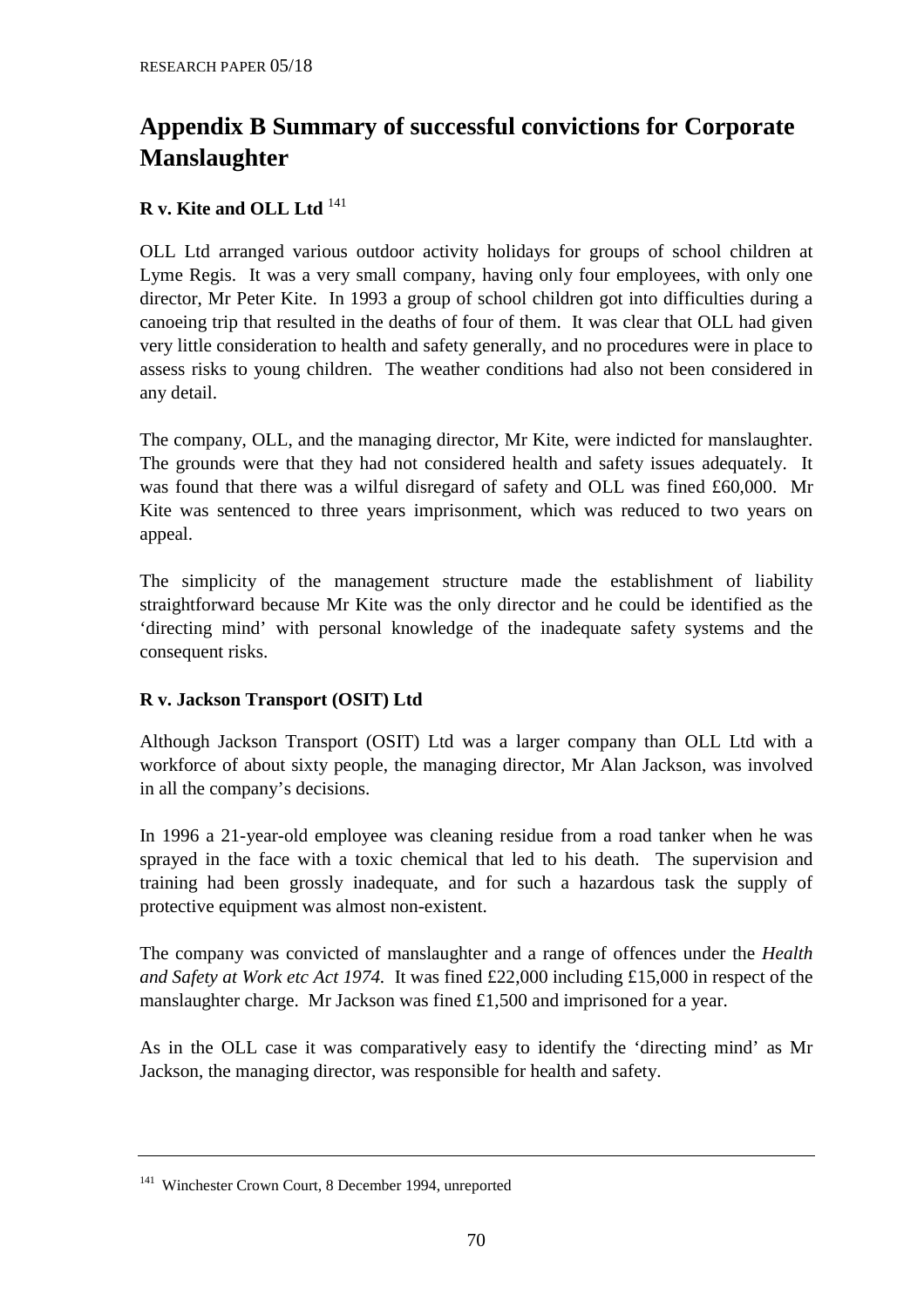## Appendix B Summary of successful convictions for Corporate Manslaughter

### R v. Kite and OLL Ltd [141]

OLL Ltd arranged various outdoor activity holidays for groups of school children at Lyme Regis. It was a very small company, having only four employees, with only one director, Mr Peter Kite. In 1993 a group of school children got into difficulties during a canoeing trip that resulted in the deaths of four of them. It was clear that OLL had given very little consideration to health and safety generally, and no procedures were in place to assess risks to young children. The weather conditions had also not been considered in any detail.

The company, OLL, and the managing director, Mr Kite, were indicted for manslaughter. The grounds were that they had not considered health and safety issues adequately. It was found that there was a wilful disregard of safety and OLL was fined £60,000. Mr Kite was sentenced to three years imprisonment, which was reduced to two years on appeal.

The simplicity of the management structure made the establishment of liability straightforward because Mr Kite was the only director and he could be identified as the 'directing mind' with personal knowledge of the inadequate safety systems and the consequent risks.

### R v. Jackson Transport (OSIT) Ltd

Although Jackson Transport (OSIT) Ltd was a larger company than OLL Ltd with a workforce of about sixty people, the managing director, Mr Alan Jackson, was involved in all the company's decisions.

In 1996 a 21-year-old employee was cleaning residue from a road tanker when he was sprayed in the face with a toxic chemical that led to his death. The supervision and training had been grossly inadequate, and for such a hazardous task the supply of protective equipment was almost non-existent.

The company was convicted of manslaughter and a range of offences under the *Health and Safety at Work etc Act 1974.* It was fined £22,000 including £15,000 in respect of the manslaughter charge. Mr Jackson was fined £1,500 and imprisoned for a year.

As in the OLL case it was comparatively easy to identify the 'directing mind' as Mr Jackson, the managing director, was responsible for health and safety.

---

[141] Winchester Crown Court, 8 December 1994, unreported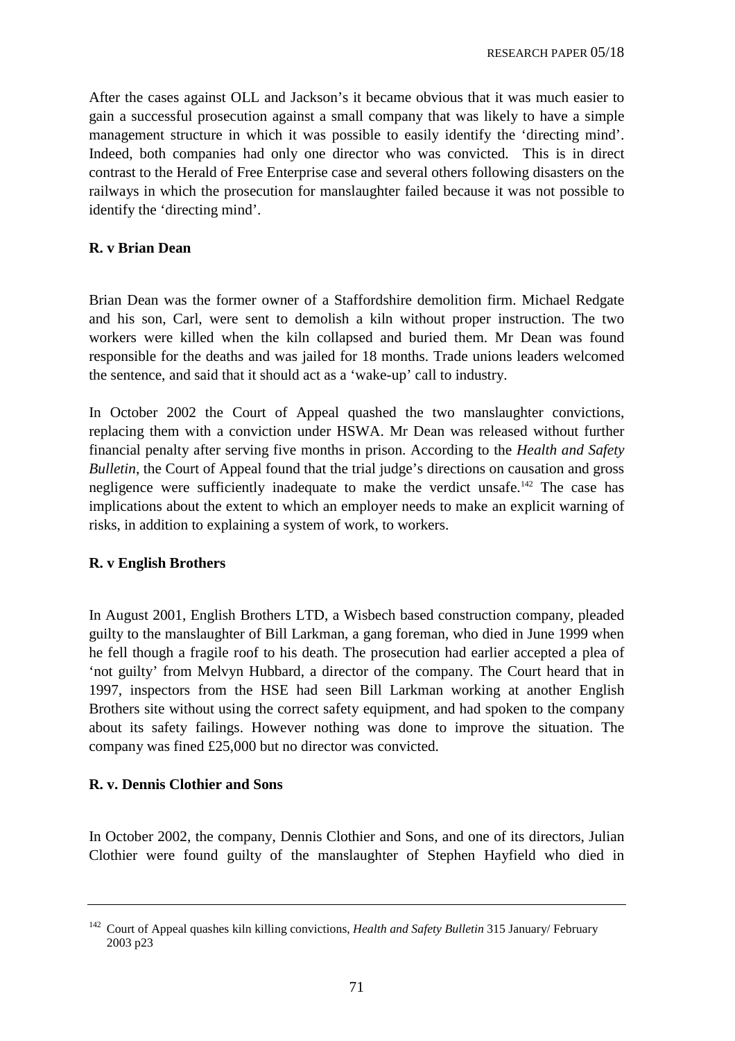After the cases against OLL and Jackson's it became obvious that it was much easier to gain a successful prosecution against a small company that was likely to have a simple management structure in which it was possible to easily identify the 'directing mind'. Indeed, both companies had only one director who was convicted. This is in direct contrast to the Herald of Free Enterprise case and several others following disasters on the railways in which the prosecution for manslaughter failed because it was not possible to identify the 'directing mind'.

**R. v Brian Dean**

Brian Dean was the former owner of a Staffordshire demolition firm. Michael Redgate and his son, Carl, were sent to demolish a kiln without proper instruction. The two workers were killed when the kiln collapsed and buried them. Mr Dean was found responsible for the deaths and was jailed for 18 months. Trade unions leaders welcomed the sentence, and said that it should act as a 'wake-up' call to industry.

In October 2002 the Court of Appeal quashed the two manslaughter convictions, replacing them with a conviction under HSWA. Mr Dean was released without further financial penalty after serving five months in prison. According to the *Health and Safety Bulletin*, the Court of Appeal found that the trial judge's directions on causation and gross negligence were sufficiently inadequate to make the verdict unsafe.[142] The case has implications about the extent to which an employer needs to make an explicit warning of risks, in addition to explaining a system of work, to workers.

**R. v English Brothers**

In August 2001, English Brothers LTD, a Wisbech based construction company, pleaded guilty to the manslaughter of Bill Larkman, a gang foreman, who died in June 1999 when he fell though a fragile roof to his death. The prosecution had earlier accepted a plea of 'not guilty' from Melvyn Hubbard, a director of the company. The Court heard that in 1997, inspectors from the HSE had seen Bill Larkman working at another English Brothers site without using the correct safety equipment, and had spoken to the company about its safety failings. However nothing was done to improve the situation. The company was fined £25,000 but no director was convicted.

**R. v. Dennis Clothier and Sons**

In October 2002, the company, Dennis Clothier and Sons, and one of its directors, Julian Clothier were found guilty of the manslaughter of Stephen Hayfield who died in

---

[142] Court of Appeal quashes kiln killing convictions, *Health and Safety Bulletin* 315 January/ February 2003 p23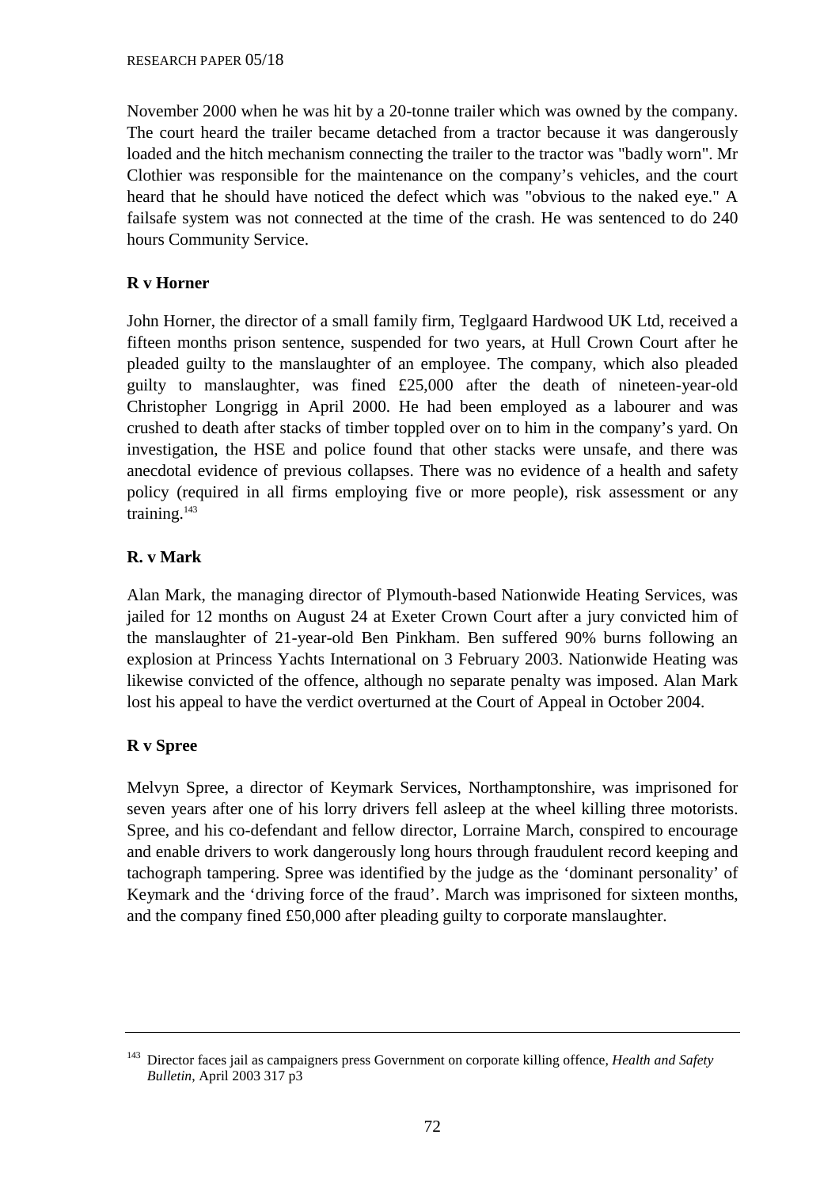November 2000 when he was hit by a 20-tonne trailer which was owned by the company. The court heard the trailer became detached from a tractor because it was dangerously loaded and the hitch mechanism connecting the trailer to the tractor was "badly worn". Mr Clothier was responsible for the maintenance on the company's vehicles, and the court heard that he should have noticed the defect which was "obvious to the naked eye." A failsafe system was not connected at the time of the crash. He was sentenced to do 240 hours Community Service.

**R v Horner**

John Horner, the director of a small family firm, Teglgaard Hardwood UK Ltd, received a fifteen months prison sentence, suspended for two years, at Hull Crown Court after he pleaded guilty to the manslaughter of an employee. The company, which also pleaded guilty to manslaughter, was fined £25,000 after the death of nineteen-year-old Christopher Longrigg in April 2000. He had been employed as a labourer and was crushed to death after stacks of timber toppled over on to him in the company's yard. On investigation, the HSE and police found that other stacks were unsafe, and there was anecdotal evidence of previous collapses. There was no evidence of a health and safety policy (required in all firms employing five or more people), risk assessment or any training.[143]

**R. v Mark**

Alan Mark, the managing director of Plymouth-based Nationwide Heating Services, was jailed for 12 months on August 24 at Exeter Crown Court after a jury convicted him of the manslaughter of 21-year-old Ben Pinkham. Ben suffered 90% burns following an explosion at Princess Yachts International on 3 February 2003. Nationwide Heating was likewise convicted of the offence, although no separate penalty was imposed. Alan Mark lost his appeal to have the verdict overturned at the Court of Appeal in October 2004.

**R v Spree**

Melvyn Spree, a director of Keymark Services, Northamptonshire, was imprisoned for seven years after one of his lorry drivers fell asleep at the wheel killing three motorists. Spree, and his co-defendant and fellow director, Lorraine March, conspired to encourage and enable drivers to work dangerously long hours through fraudulent record keeping and tachograph tampering. Spree was identified by the judge as the 'dominant personality' of Keymark and the 'driving force of the fraud'. March was imprisoned for sixteen months, and the company fined £50,000 after pleading guilty to corporate manslaughter.

---

[143] Director faces jail as campaigners press Government on corporate killing offence, *Health and Safety Bulletin*, April 2003 317 p3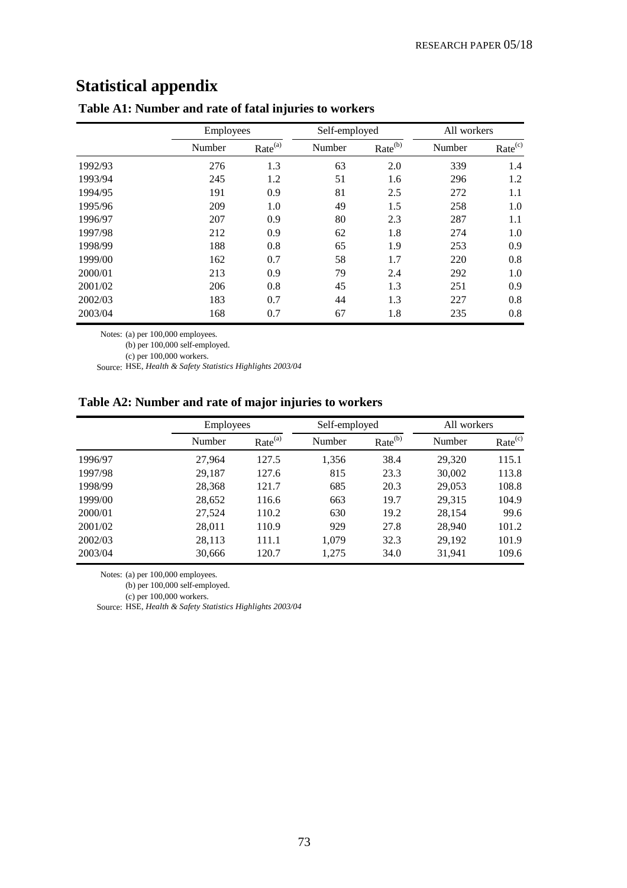# Statistical appendix

## Table A1: Number and rate of fatal injuries to workers

| | Employees | | Self-employed | | All workers | |
|---|---|---|---|---|---|---|
| | Number | Rate[(a)] | Number | Rate[(b)] | Number | Rate[(c)] |
| 1992/93 | 276 | 1.3 | 63 | 2.0 | 339 | 1.4 |
| 1993/94 | 245 | 1.2 | 51 | 1.6 | 296 | 1.2 |
| 1994/95 | 191 | 0.9 | 81 | 2.5 | 272 | 1.1 |
| 1995/96 | 209 | 1.0 | 49 | 1.5 | 258 | 1.0 |
| 1996/97 | 207 | 0.9 | 80 | 2.3 | 287 | 1.1 |
| 1997/98 | 212 | 0.9 | 62 | 1.8 | 274 | 1.0 |
| 1998/99 | 188 | 0.8 | 65 | 1.9 | 253 | 0.9 |
| 1999/00 | 162 | 0.7 | 58 | 1.7 | 220 | 0.8 |
| 2000/01 | 213 | 0.9 | 79 | 2.4 | 292 | 1.0 |
| 2001/02 | 206 | 0.8 | 45 | 1.3 | 251 | 0.9 |
| 2002/03 | 183 | 0.7 | 44 | 1.3 | 227 | 0.8 |
| 2003/04 | 168 | 0.7 | 67 | 1.8 | 235 | 0.8 |

Notes: (a) per 100,000 employees.
(b) per 100,000 self-employed.
(c) per 100,000 workers.
Source: HSE, *Health & Safety Statistics Highlights 2003/04*

## Table A2: Number and rate of major injuries to workers

| | Employees | | Self-employed | | All workers | |
|---|---|---|---|---|---|---|
| | Number | Rate[(a)] | Number | Rate[(b)] | Number | Rate[(c)] |
| 1996/97 | 27,964 | 127.5 | 1,356 | 38.4 | 29,320 | 115.1 |
| 1997/98 | 29,187 | 127.6 | 815 | 23.3 | 30,002 | 113.8 |
| 1998/99 | 28,368 | 121.7 | 685 | 20.3 | 29,053 | 108.8 |
| 1999/00 | 28,652 | 116.6 | 663 | 19.7 | 29,315 | 104.9 |
| 2000/01 | 27,524 | 110.2 | 630 | 19.2 | 28,154 | 99.6 |
| 2001/02 | 28,011 | 110.9 | 929 | 27.8 | 28,940 | 101.2 |
| 2002/03 | 28,113 | 111.1 | 1,079 | 32.3 | 29,192 | 101.9 |
| 2003/04 | 30,666 | 120.7 | 1,275 | 34.0 | 31,941 | 109.6 |

Notes: (a) per 100,000 employees.
(b) per 100,000 self-employed.
(c) per 100,000 workers.
Source: HSE, *Health & Safety Statistics Highlights 2003/04*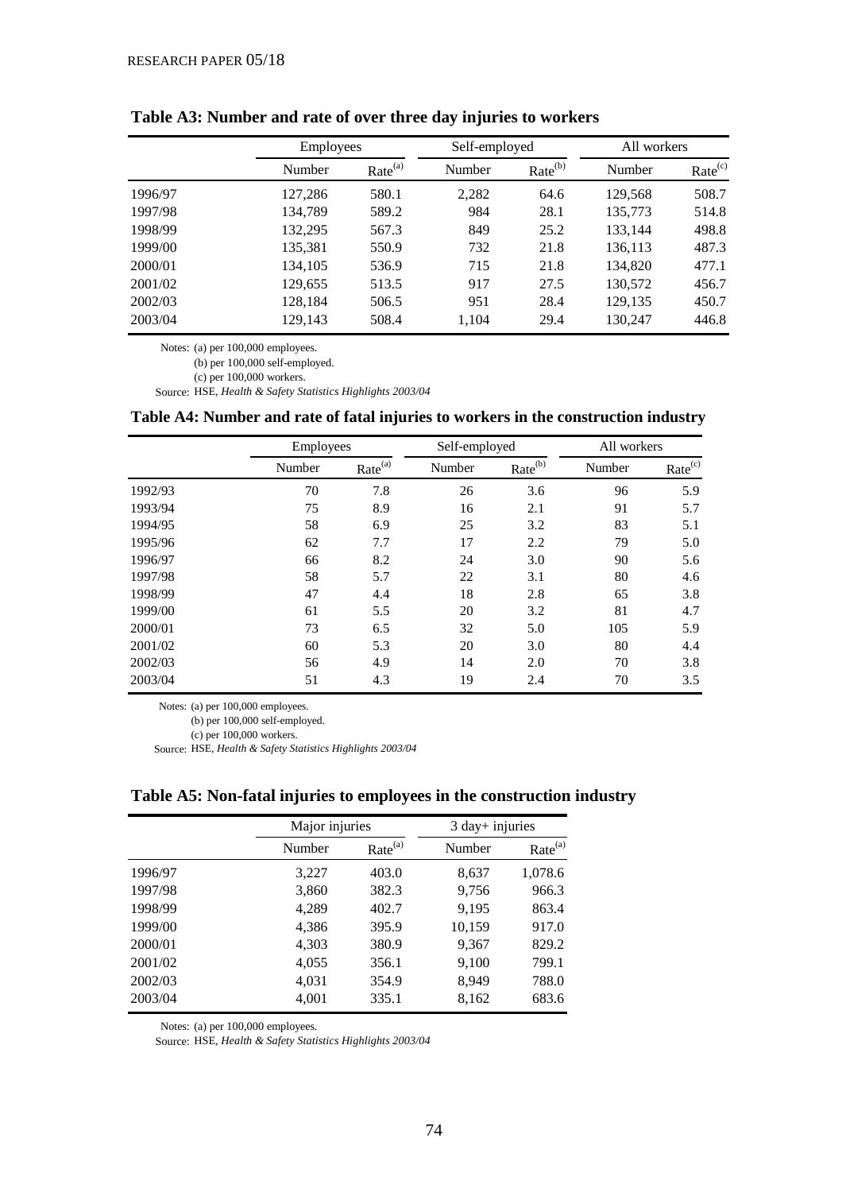**Table A3: Number and rate of over three day injuries to workers**

| | Employees | | Self-employed | | All workers | |
|---|---|---|---|---|---|---|
| | Number | Rate[(a)] | Number | Rate[(b)] | Number | Rate[(c)] |
| 1996/97 | 127,286 | 580.1 | 2,282 | 64.6 | 129,568 | 508.7 |
| 1997/98 | 134,789 | 589.2 | 984 | 28.1 | 135,773 | 514.8 |
| 1998/99 | 132,295 | 567.3 | 849 | 25.2 | 133,144 | 498.8 |
| 1999/00 | 135,381 | 550.9 | 732 | 21.8 | 136,113 | 487.3 |
| 2000/01 | 134,105 | 536.9 | 715 | 21.8 | 134,820 | 477.1 |
| 2001/02 | 129,655 | 513.5 | 917 | 27.5 | 130,572 | 456.7 |
| 2002/03 | 128,184 | 506.5 | 951 | 28.4 | 129,135 | 450.7 |
| 2003/04 | 129,143 | 508.4 | 1,104 | 29.4 | 130,247 | 446.8 |

Notes: (a) per 100,000 employees.
(b) per 100,000 self-employed.
(c) per 100,000 workers.
Source: HSE, *Health & Safety Statistics Highlights 2003/04*

**Table A4: Number and rate of fatal injuries to workers in the construction industry**

| | Employees | | Self-employed | | All workers | |
|---|---|---|---|---|---|---|
| | Number | Rate[(a)] | Number | Rate[(b)] | Number | Rate[(c)] |
| 1992/93 | 70 | 7.8 | 26 | 3.6 | 96 | 5.9 |
| 1993/94 | 75 | 8.9 | 16 | 2.1 | 91 | 5.7 |
| 1994/95 | 58 | 6.9 | 25 | 3.2 | 83 | 5.1 |
| 1995/96 | 62 | 7.7 | 17 | 2.2 | 79 | 5.0 |
| 1996/97 | 66 | 8.2 | 24 | 3.0 | 90 | 5.6 |
| 1997/98 | 58 | 5.7 | 22 | 3.1 | 80 | 4.6 |
| 1998/99 | 47 | 4.4 | 18 | 2.8 | 65 | 3.8 |
| 1999/00 | 61 | 5.5 | 20 | 3.2 | 81 | 4.7 |
| 2000/01 | 73 | 6.5 | 32 | 5.0 | 105 | 5.9 |
| 2001/02 | 60 | 5.3 | 20 | 3.0 | 80 | 4.4 |
| 2002/03 | 56 | 4.9 | 14 | 2.0 | 70 | 3.8 |
| 2003/04 | 51 | 4.3 | 19 | 2.4 | 70 | 3.5 |

Notes: (a) per 100,000 employees.
(b) per 100,000 self-employed.
(c) per 100,000 workers.
Source: HSE, *Health & Safety Statistics Highlights 2003/04*

**Table A5: Non-fatal injuries to employees in the construction industry**

| | Major injuries | | 3 day+ injuries | |
|---|---|---|---|---|
| | Number | Rate[(a)] | Number | Rate[(a)] |
| 1996/97 | 3,227 | 403.0 | 8,637 | 1,078.6 |
| 1997/98 | 3,860 | 382.3 | 9,756 | 966.3 |
| 1998/99 | 4,289 | 402.7 | 9,195 | 863.4 |
| 1999/00 | 4,386 | 395.9 | 10,159 | 917.0 |
| 2000/01 | 4,303 | 380.9 | 9,367 | 829.2 |
| 2001/02 | 4,055 | 356.1 | 9,100 | 799.1 |
| 2002/03 | 4,031 | 354.9 | 8,949 | 788.0 |
| 2003/04 | 4,001 | 335.1 | 8,162 | 683.6 |

Notes: (a) per 100,000 employees.
Source: HSE, *Health & Safety Statistics Highlights 2003/04*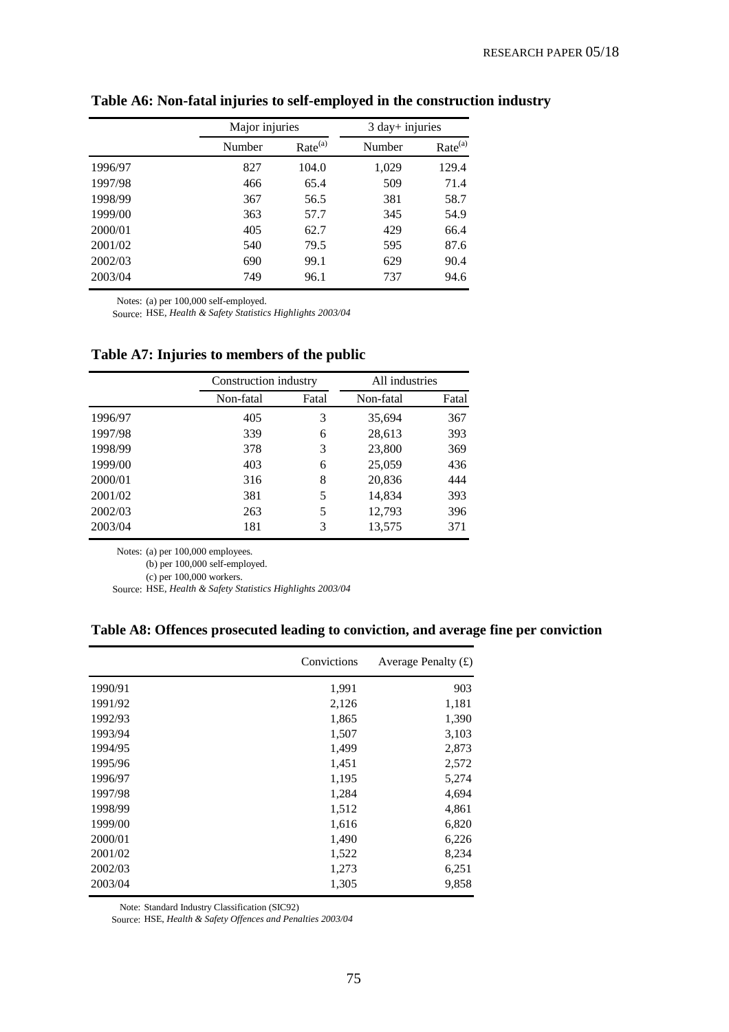**Table A6: Non-fatal injuries to self-employed in the construction industry**

| | Major injuries | | 3 day+ injuries | |
|---|---|---|---|---|
| | Number | Rate[(a)] | Number | Rate[(a)] |
| 1996/97 | 827 | 104.0 | 1,029 | 129.4 |
| 1997/98 | 466 | 65.4 | 509 | 71.4 |
| 1998/99 | 367 | 56.5 | 381 | 58.7 |
| 1999/00 | 363 | 57.7 | 345 | 54.9 |
| 2000/01 | 405 | 62.7 | 429 | 66.4 |
| 2001/02 | 540 | 79.5 | 595 | 87.6 |
| 2002/03 | 690 | 99.1 | 629 | 90.4 |
| 2003/04 | 749 | 96.1 | 737 | 94.6 |

Notes: (a) per 100,000 self-employed.
Source: HSE, *Health & Safety Statistics Highlights 2003/04*

**Table A7: Injuries to members of the public**

| | Construction industry | | All industries | |
|---|---|---|---|---|
| | Non-fatal | Fatal | Non-fatal | Fatal |
| 1996/97 | 405 | 3 | 35,694 | 367 |
| 1997/98 | 339 | 6 | 28,613 | 393 |
| 1998/99 | 378 | 3 | 23,800 | 369 |
| 1999/00 | 403 | 6 | 25,059 | 436 |
| 2000/01 | 316 | 8 | 20,836 | 444 |
| 2001/02 | 381 | 5 | 14,834 | 393 |
| 2002/03 | 263 | 5 | 12,793 | 396 |
| 2003/04 | 181 | 3 | 13,575 | 371 |

Notes: (a) per 100,000 employees.
(b) per 100,000 self-employed.
(c) per 100,000 workers.
Source: HSE, *Health & Safety Statistics Highlights 2003/04*

**Table A8: Offences prosecuted leading to conviction, and average fine per conviction**

| | Convictions | Average Penalty (£) |
|---|---|---|
| 1990/91 | 1,991 | 903 |
| 1991/92 | 2,126 | 1,181 |
| 1992/93 | 1,865 | 1,390 |
| 1993/94 | 1,507 | 3,103 |
| 1994/95 | 1,499 | 2,873 |
| 1995/96 | 1,451 | 2,572 |
| 1996/97 | 1,195 | 5,274 |
| 1997/98 | 1,284 | 4,694 |
| 1998/99 | 1,512 | 4,861 |
| 1999/00 | 1,616 | 6,820 |
| 2000/01 | 1,490 | 6,226 |
| 2001/02 | 1,522 | 8,234 |
| 2002/03 | 1,273 | 6,251 |
| 2003/04 | 1,305 | 9,858 |

Note: Standard Industry Classification (SIC92)
Source: HSE, *Health & Safety Offences and Penalties 2003/04*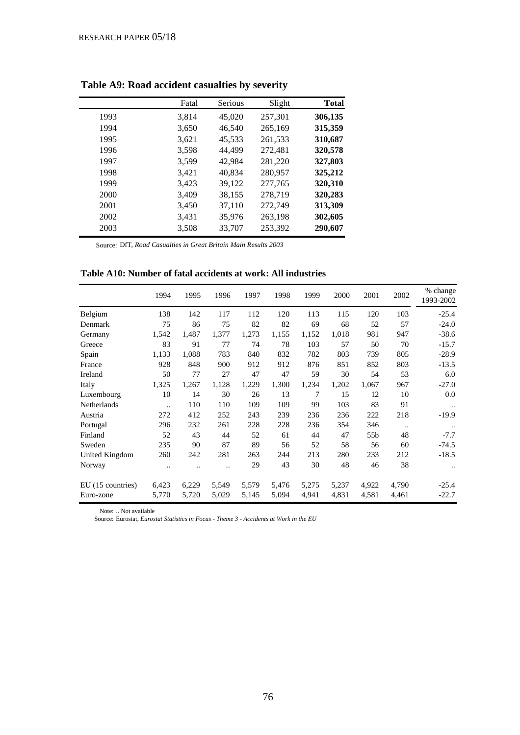**Table A9: Road accident casualties by severity**

| | Fatal | Serious | Slight | **Total** |
|---|---|---|---|---|
| 1993 | 3,814 | 45,020 | 257,301 | **306,135** |
| 1994 | 3,650 | 46,540 | 265,169 | **315,359** |
| 1995 | 3,621 | 45,533 | 261,533 | **310,687** |
| 1996 | 3,598 | 44,499 | 272,481 | **320,578** |
| 1997 | 3,599 | 42,984 | 281,220 | **327,803** |
| 1998 | 3,421 | 40,834 | 280,957 | **325,212** |
| 1999 | 3,423 | 39,122 | 277,765 | **320,310** |
| 2000 | 3,409 | 38,155 | 278,719 | **320,283** |
| 2001 | 3,450 | 37,110 | 272,749 | **313,309** |
| 2002 | 3,431 | 35,976 | 263,198 | **302,605** |
| 2003 | 3,508 | 33,707 | 253,392 | **290,607** |

Source: DfT, *Road Casualties in Great Britain Main Results 2003*

**Table A10: Number of fatal accidents at work: All industries**

| | 1994 | 1995 | 1996 | 1997 | 1998 | 1999 | 2000 | 2001 | 2002 | % change 1993-2002 |
|---|---|---|---|---|---|---|---|---|---|---|
| Belgium | 138 | 142 | 117 | 112 | 120 | 113 | 115 | 120 | 103 | -25.4 |
| Denmark | 75 | 86 | 75 | 82 | 82 | 69 | 68 | 52 | 57 | -24.0 |
| Germany | 1,542 | 1,487 | 1,377 | 1,273 | 1,155 | 1,152 | 1,018 | 981 | 947 | -38.6 |
| Greece | 83 | 91 | 77 | 74 | 78 | 103 | 57 | 50 | 70 | -15.7 |
| Spain | 1,133 | 1,088 | 783 | 840 | 832 | 782 | 803 | 739 | 805 | -28.9 |
| France | 928 | 848 | 900 | 912 | 912 | 876 | 851 | 852 | 803 | -13.5 |
| Ireland | 50 | 77 | 27 | 47 | 47 | 59 | 30 | 54 | 53 | 6.0 |
| Italy | 1,325 | 1,267 | 1,128 | 1,229 | 1,300 | 1,234 | 1,202 | 1,067 | 967 | -27.0 |
| Luxembourg | 10 | 14 | 30 | 26 | 13 | 7 | 15 | 12 | 10 | 0.0 |
| Netherlands | .. | 110 | 110 | 109 | 109 | 99 | 103 | 83 | 91 | .. |
| Austria | 272 | 412 | 252 | 243 | 239 | 236 | 236 | 222 | 218 | -19.9 |
| Portugal | 296 | 232 | 261 | 228 | 228 | 236 | 354 | 346 | .. | .. |
| Finland | 52 | 43 | 44 | 52 | 61 | 44 | 47 | 55b | 48 | -7.7 |
| Sweden | 235 | 90 | 87 | 89 | 56 | 52 | 58 | 56 | 60 | -74.5 |
| United Kingdom | 260 | 242 | 281 | 263 | 244 | 213 | 280 | 233 | 212 | -18.5 |
| Norway | .. | .. | .. | 29 | 43 | 30 | 48 | 46 | 38 | .. |
| EU (15 countries) | 6,423 | 6,229 | 5,549 | 5,579 | 5,476 | 5,275 | 5,237 | 4,922 | 4,790 | -25.4 |
| Euro-zone | 5,770 | 5,720 | 5,029 | 5,145 | 5,094 | 4,941 | 4,831 | 4,581 | 4,461 | -22.7 |

Note: .. Not available

Source: Eurostat, *Eurostat Statistics in Focus - Theme 3 - Accidents at Work in the EU*